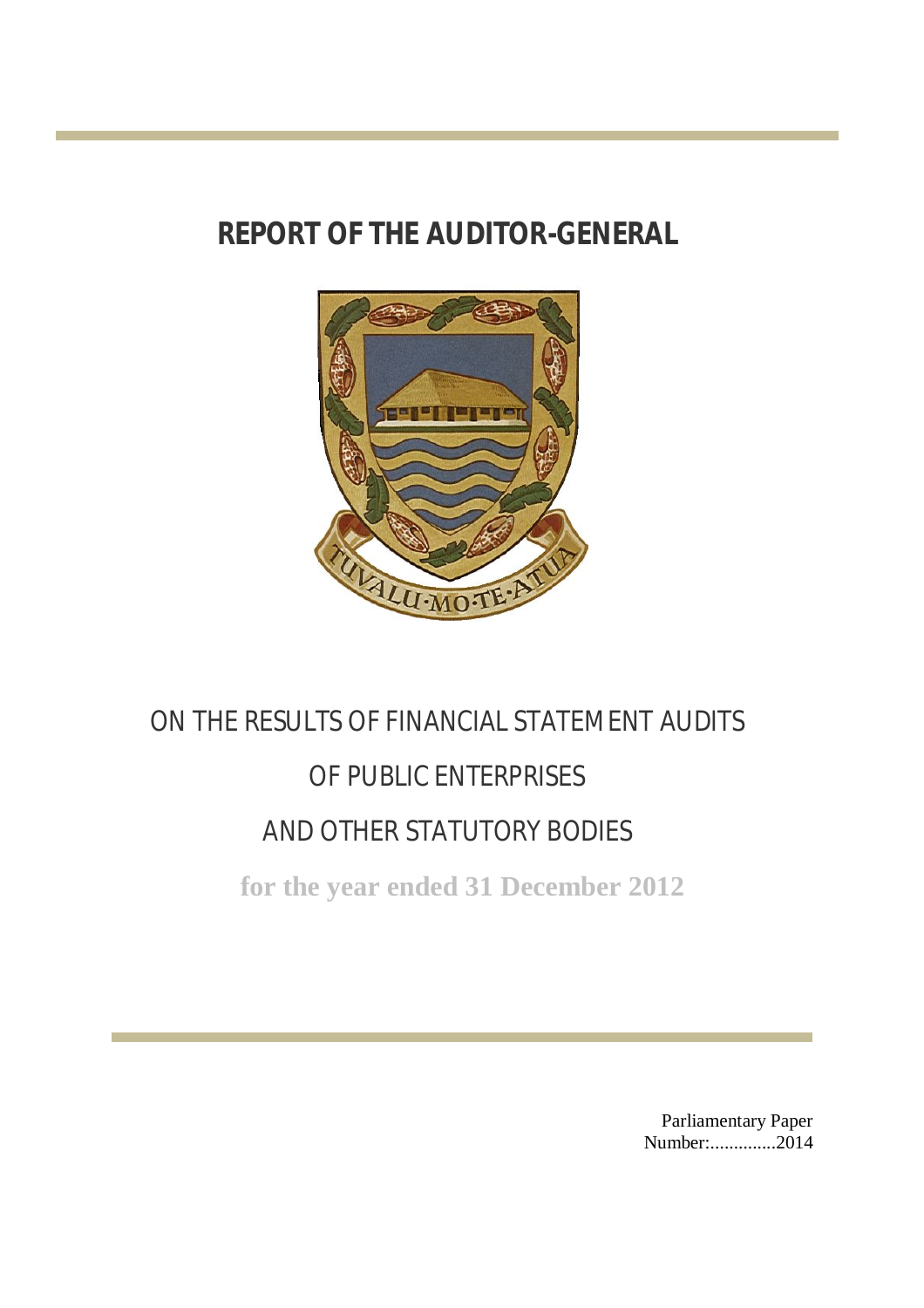# REPORT OF THE AUDITOR-GENERAL

ON THE RESULTS OF FINANCIAL STATEMENT AUDITS

OF PUBLIC ENTERPRISES

AND OTHER STATUTORY BODIES

**for the year ended 31 December 2012**

Parliamentary Paper
Number:..............2014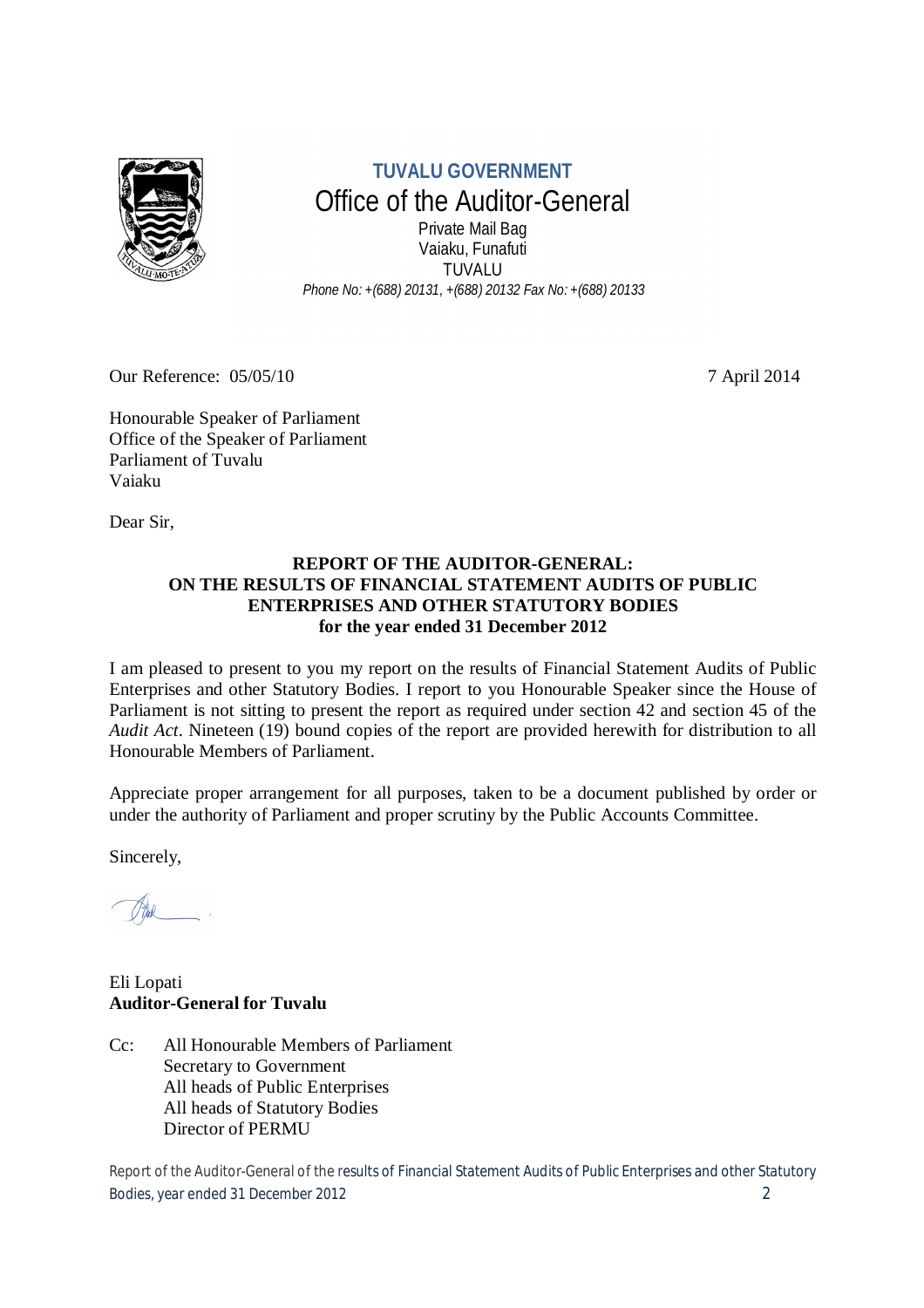**TUVALU GOVERNMENT**

Office of the Auditor-General

Private Mail Bag
Vaiaku, Funafuti
TUVALU

*Phone No: +(688) 20131, +(688) 20132 Fax No: +(688) 20133*

Our Reference: 05/05/10 7 April 2014

Honourable Speaker of Parliament
Office of the Speaker of Parliament
Parliament of Tuvalu
Vaiaku

Dear Sir,

**REPORT OF THE AUDITOR-GENERAL:**
**ON THE RESULTS OF FINANCIAL STATEMENT AUDITS OF PUBLIC ENTERPRISES AND OTHER STATUTORY BODIES**
**for the year ended 31 December 2012**

I am pleased to present to you my report on the results of Financial Statement Audits of Public Enterprises and other Statutory Bodies. I report to you Honourable Speaker since the House of Parliament is not sitting to present the report as required under section 42 and section 45 of the *Audit Act*. Nineteen (19) bound copies of the report are provided herewith for distribution to all Honourable Members of Parliament.

Appreciate proper arrangement for all purposes, taken to be a document published by order or under the authority of Parliament and proper scrutiny by the Public Accounts Committee.

Sincerely,

Eli Lopati
**Auditor-General for Tuvalu**

Cc: All Honourable Members of Parliament
Secretary to Government
All heads of Public Enterprises
All heads of Statutory Bodies
Director of PERMU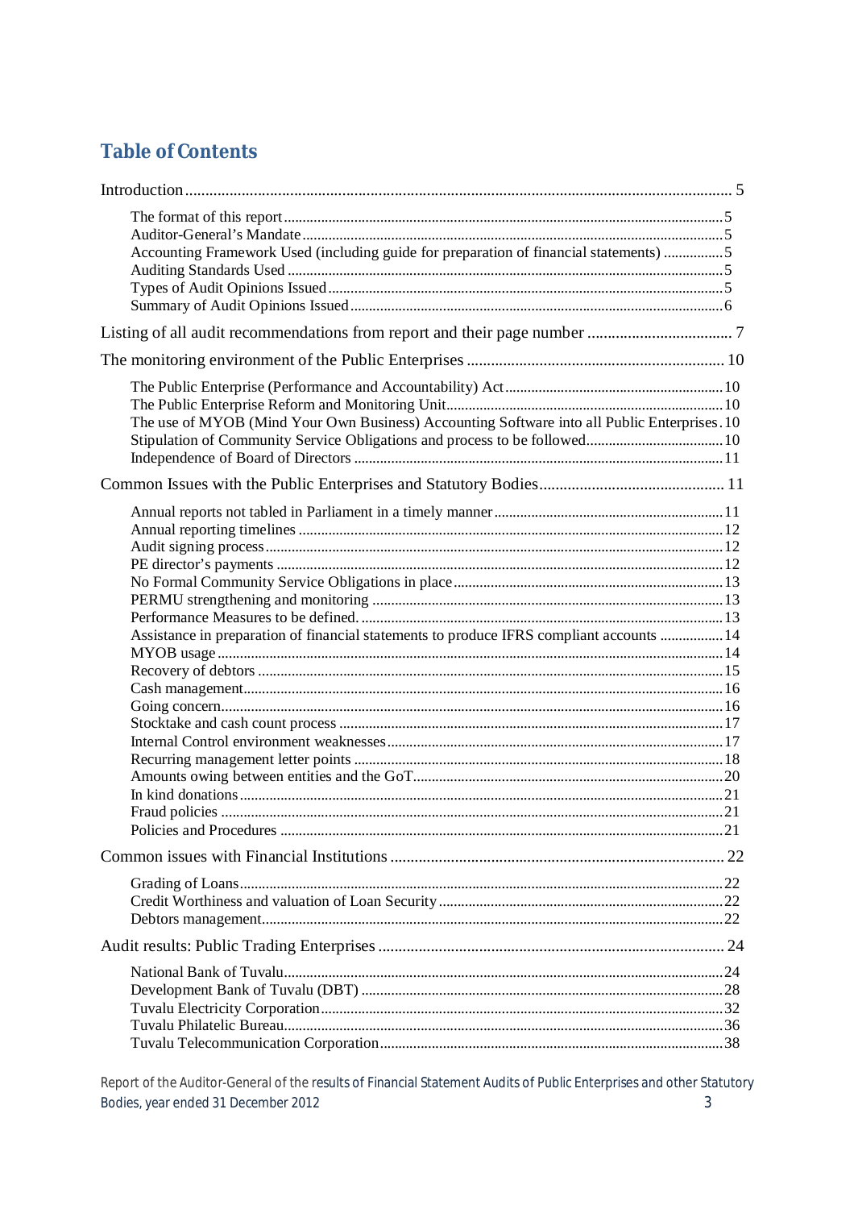## Table of Contents

Introduction ..... 5

- The format of this report ..... 5
- Auditor-General's Mandate ..... 5
- Accounting Framework Used (including guide for preparation of financial statements) ..... 5
- Auditing Standards Used ..... 5
- Types of Audit Opinions Issued ..... 5
- Summary of Audit Opinions Issued ..... 6

Listing of all audit recommendations from report and their page number ..... 7

The monitoring environment of the Public Enterprises ..... 10

- The Public Enterprise (Performance and Accountability) Act ..... 10
- The Public Enterprise Reform and Monitoring Unit ..... 10
- The use of MYOB (Mind Your Own Business) Accounting Software into all Public Enterprises ..... 10
- Stipulation of Community Service Obligations and process to be followed ..... 10
- Independence of Board of Directors ..... 11

Common Issues with the Public Enterprises and Statutory Bodies ..... 11

- Annual reports not tabled in Parliament in a timely manner ..... 11
- Annual reporting timelines ..... 12
- Audit signing process ..... 12
- PE director's payments ..... 12
- No Formal Community Service Obligations in place ..... 13
- PERMU strengthening and monitoring ..... 13
- Performance Measures to be defined. ..... 13
- Assistance in preparation of financial statements to produce IFRS compliant accounts ..... 14
- MYOB usage ..... 14
- Recovery of debtors ..... 15
- Cash management ..... 16
- Going concern ..... 16
- Stocktake and cash count process ..... 17
- Internal Control environment weaknesses ..... 17
- Recurring management letter points ..... 18
- Amounts owing between entities and the GoT ..... 20
- In kind donations ..... 21
- Fraud policies ..... 21
- Policies and Procedures ..... 21

Common issues with Financial Institutions ..... 22

- Grading of Loans ..... 22
- Credit Worthiness and valuation of Loan Security ..... 22
- Debtors management ..... 22

Audit results: Public Trading Enterprises ..... 24

- National Bank of Tuvalu ..... 24
- Development Bank of Tuvalu (DBT) ..... 28
- Tuvalu Electricity Corporation ..... 32
- Tuvalu Philatelic Bureau ..... 36
- Tuvalu Telecommunication Corporation ..... 38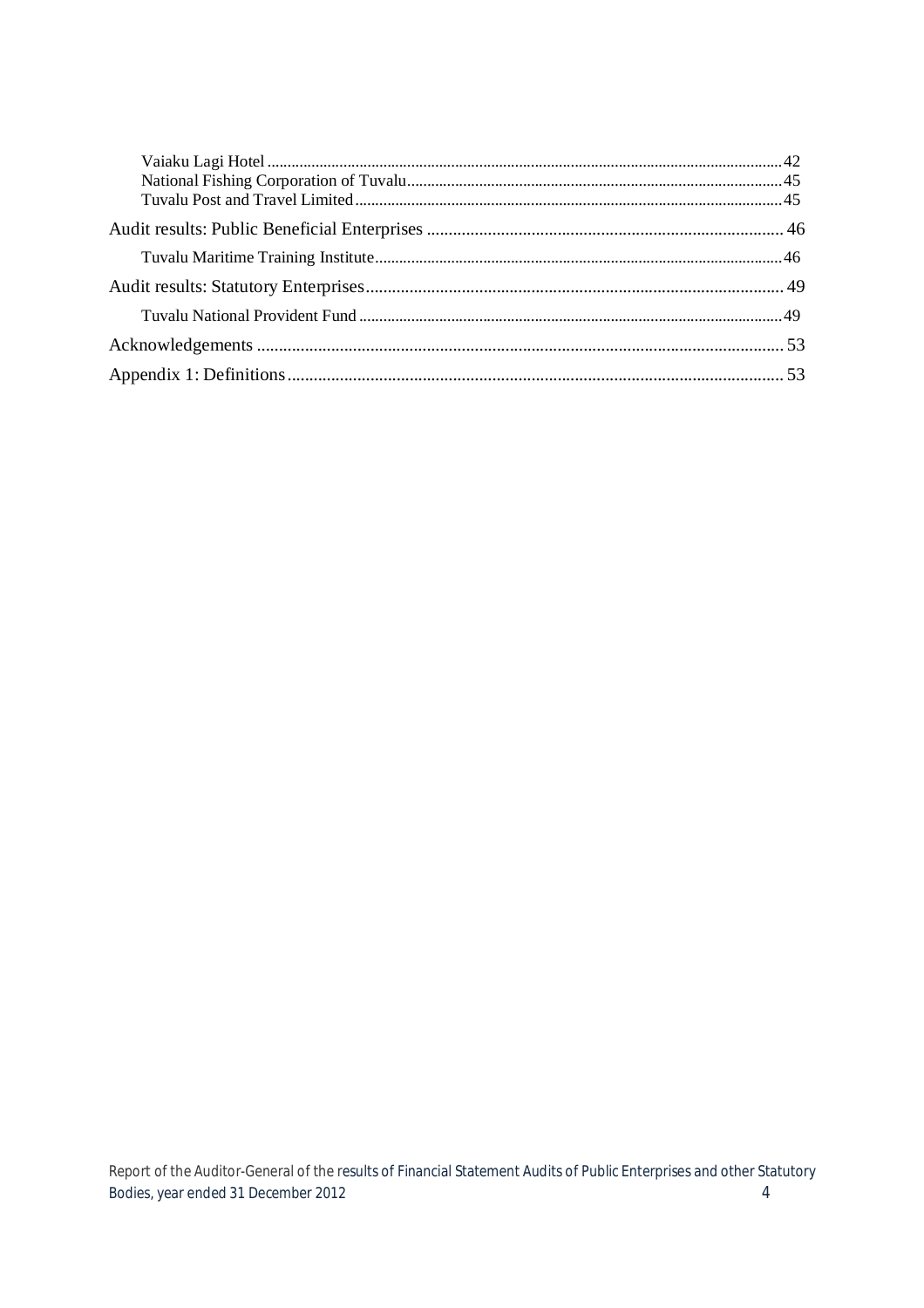Vaiaku Lagi Hotel ........................................ 42
National Fishing Corporation of Tuvalu ........................................ 45
Tuvalu Post and Travel Limited ........................................ 45

Audit results: Public Beneficial Enterprises ........................................ 46

Tuvalu Maritime Training Institute ........................................ 46

Audit results: Statutory Enterprises ........................................ 49

Tuvalu National Provident Fund ........................................ 49

Acknowledgements ........................................ 53

Appendix 1: Definitions ........................................ 53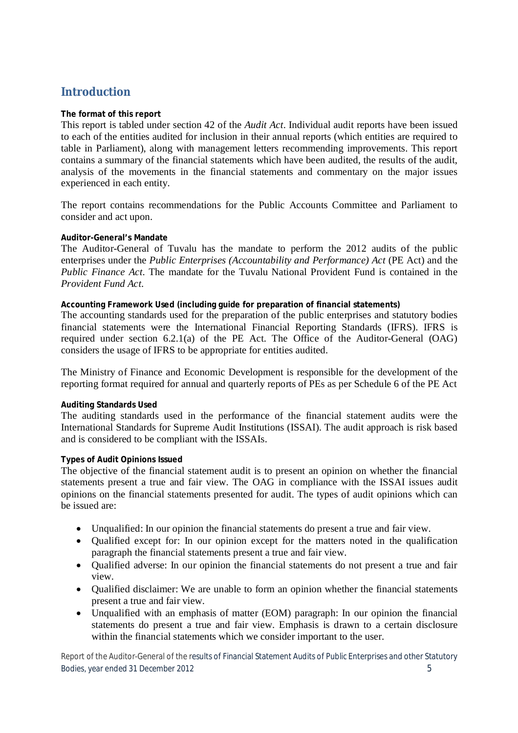# Introduction

**The format of this report**

This report is tabled under section 42 of the *Audit Act*. Individual audit reports have been issued to each of the entities audited for inclusion in their annual reports (which entities are required to table in Parliament), along with management letters recommending improvements. This report contains a summary of the financial statements which have been audited, the results of the audit, analysis of the movements in the financial statements and commentary on the major issues experienced in each entity.

The report contains recommendations for the Public Accounts Committee and Parliament to consider and act upon.

**Auditor-General's Mandate**

The Auditor-General of Tuvalu has the mandate to perform the 2012 audits of the public enterprises under the *Public Enterprises (Accountability and Performance) Act* (PE Act) and the *Public Finance Act*. The mandate for the Tuvalu National Provident Fund is contained in the *Provident Fund Act*.

**Accounting Framework Used (including guide for preparation of financial statements)**

The accounting standards used for the preparation of the public enterprises and statutory bodies financial statements were the International Financial Reporting Standards (IFRS). IFRS is required under section 6.2.1(a) of the PE Act. The Office of the Auditor-General (OAG) considers the usage of IFRS to be appropriate for entities audited.

The Ministry of Finance and Economic Development is responsible for the development of the reporting format required for annual and quarterly reports of PEs as per Schedule 6 of the PE Act

**Auditing Standards Used**

The auditing standards used in the performance of the financial statement audits were the International Standards for Supreme Audit Institutions (ISSAI). The audit approach is risk based and is considered to be compliant with the ISSAIs.

**Types of Audit Opinions Issued**

The objective of the financial statement audit is to present an opinion on whether the financial statements present a true and fair view. The OAG in compliance with the ISSAI issues audit opinions on the financial statements presented for audit. The types of audit opinions which can be issued are:

- Unqualified: In our opinion the financial statements do present a true and fair view.
- Qualified except for: In our opinion except for the matters noted in the qualification paragraph the financial statements present a true and fair view.
- Qualified adverse: In our opinion the financial statements do not present a true and fair view.
- Qualified disclaimer: We are unable to form an opinion whether the financial statements present a true and fair view.
- Unqualified with an emphasis of matter (EOM) paragraph: In our opinion the financial statements do present a true and fair view. Emphasis is drawn to a certain disclosure within the financial statements which we consider important to the user.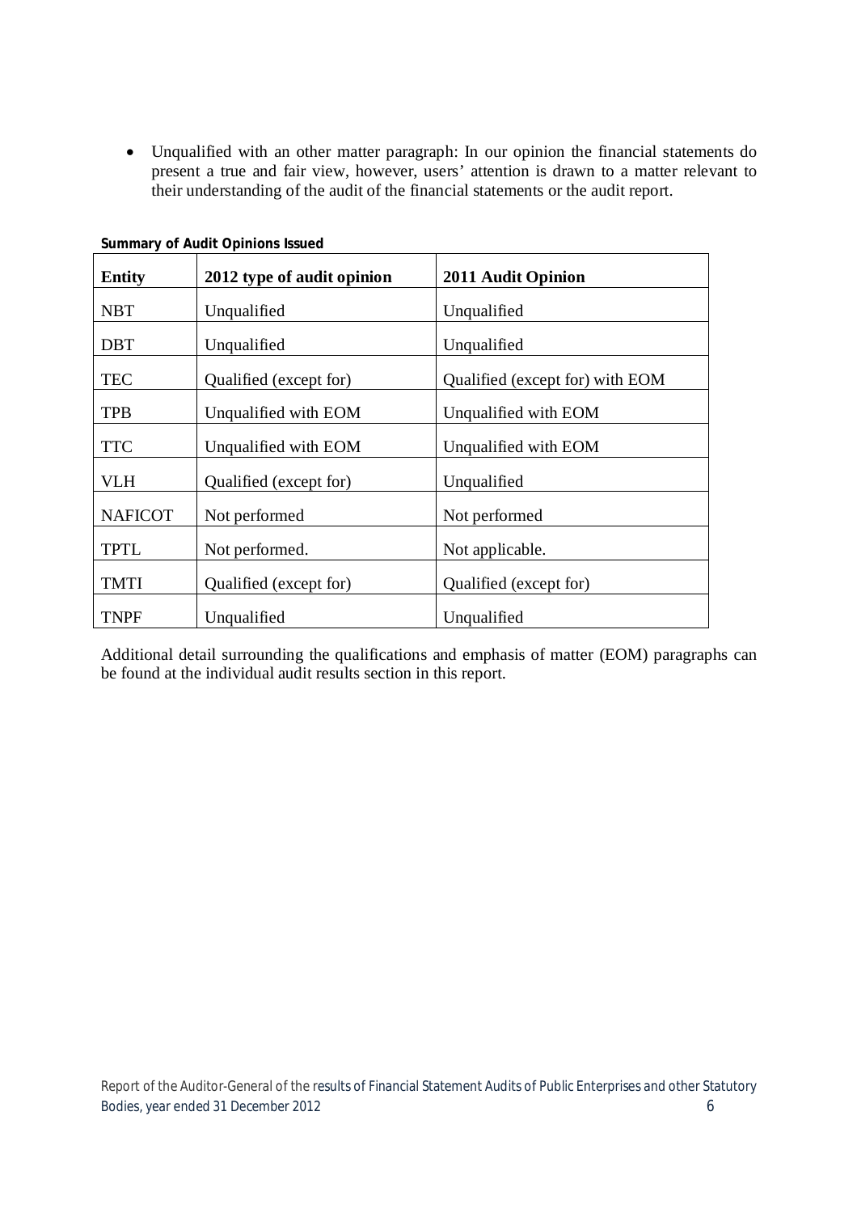- Unqualified with an other matter paragraph: In our opinion the financial statements do present a true and fair view, however, users' attention is drawn to a matter relevant to their understanding of the audit of the financial statements or the audit report.

**Summary of Audit Opinions Issued**

| Entity | 2012 type of audit opinion | 2011 Audit Opinion |
|---|---|---|
| NBT | Unqualified | Unqualified |
| DBT | Unqualified | Unqualified |
| TEC | Qualified (except for) | Qualified (except for) with EOM |
| TPB | Unqualified with EOM | Unqualified with EOM |
| TTC | Unqualified with EOM | Unqualified with EOM |
| VLH | Qualified (except for) | Unqualified |
| NAFICOT | Not performed | Not performed |
| TPTL | Not performed. | Not applicable. |
| TMTI | Qualified (except for) | Qualified (except for) |
| TNPF | Unqualified | Unqualified |

Additional detail surrounding the qualifications and emphasis of matter (EOM) paragraphs can be found at the individual audit results section in this report.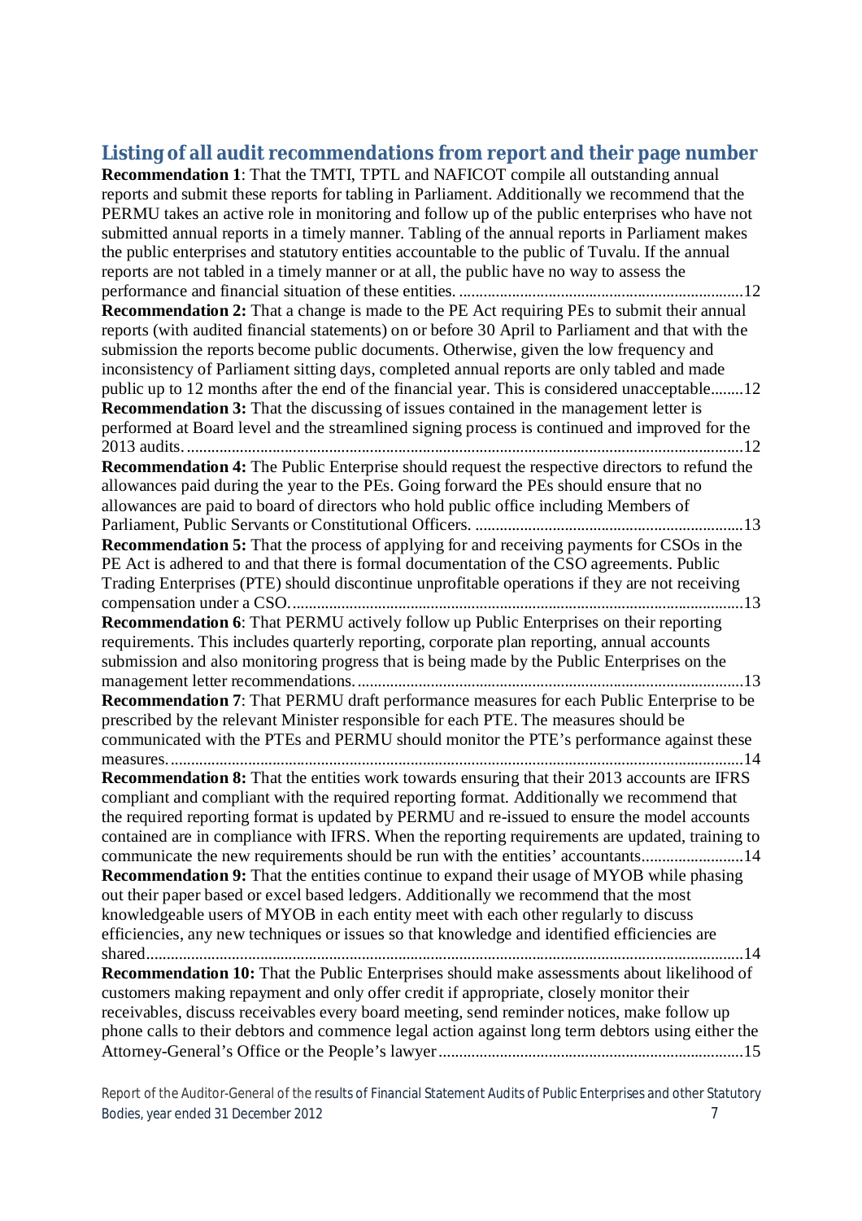## Listing of all audit recommendations from report and their page number

**Recommendation 1**: That the TMTI, TPTL and NAFICOT compile all outstanding annual reports and submit these reports for tabling in Parliament. Additionally we recommend that the PERMU takes an active role in monitoring and follow up of the public enterprises who have not submitted annual reports in a timely manner. Tabling of the annual reports in Parliament makes the public enterprises and statutory entities accountable to the public of Tuvalu. If the annual reports are not tabled in a timely manner or at all, the public have no way to assess the performance and financial situation of these entities. ......................................................................12

**Recommendation 2:** That a change is made to the PE Act requiring PEs to submit their annual reports (with audited financial statements) on or before 30 April to Parliament and that with the submission the reports become public documents. Otherwise, given the low frequency and inconsistency of Parliament sitting days, completed annual reports are only tabled and made public up to 12 months after the end of the financial year. This is considered unacceptable........12

**Recommendation 3:** That the discussing of issues contained in the management letter is performed at Board level and the streamlined signing process is continued and improved for the 2013 audits. .........................................................................................................................................12

**Recommendation 4:** The Public Enterprise should request the respective directors to refund the allowances paid during the year to the PEs. Going forward the PEs should ensure that no allowances are paid to board of directors who hold public office including Members of Parliament, Public Servants or Constitutional Officers. ..................................................................13

**Recommendation 5:** That the process of applying for and receiving payments for CSOs in the PE Act is adhered to and that there is formal documentation of the CSO agreements. Public Trading Enterprises (PTE) should discontinue unprofitable operations if they are not receiving compensation under a CSO. ...............................................................................................................13

**Recommendation 6**: That PERMU actively follow up Public Enterprises on their reporting requirements. This includes quarterly reporting, corporate plan reporting, annual accounts submission and also monitoring progress that is being made by the Public Enterprises on the management letter recommendations. ...............................................................................................13

**Recommendation 7**: That PERMU draft performance measures for each Public Enterprise to be prescribed by the relevant Minister responsible for each PTE. The measures should be communicated with the PTEs and PERMU should monitor the PTE's performance against these measures. .............................................................................................................................................14

**Recommendation 8:** That the entities work towards ensuring that their 2013 accounts are IFRS compliant and compliant with the required reporting format. Additionally we recommend that the required reporting format is updated by PERMU and re-issued to ensure the model accounts contained are in compliance with IFRS. When the reporting requirements are updated, training to communicate the new requirements should be run with the entities' accountants.........................14

**Recommendation 9:** That the entities continue to expand their usage of MYOB while phasing out their paper based or excel based ledgers. Additionally we recommend that the most knowledgeable users of MYOB in each entity meet with each other regularly to discuss efficiencies, any new techniques or issues so that knowledge and identified efficiencies are shared..................................................................................................................................................14

**Recommendation 10:** That the Public Enterprises should make assessments about likelihood of customers making repayment and only offer credit if appropriate, closely monitor their receivables, discuss receivables every board meeting, send reminder notices, make follow up phone calls to their debtors and commence legal action against long term debtors using either the Attorney-General's Office or the People's lawyer...........................................................................15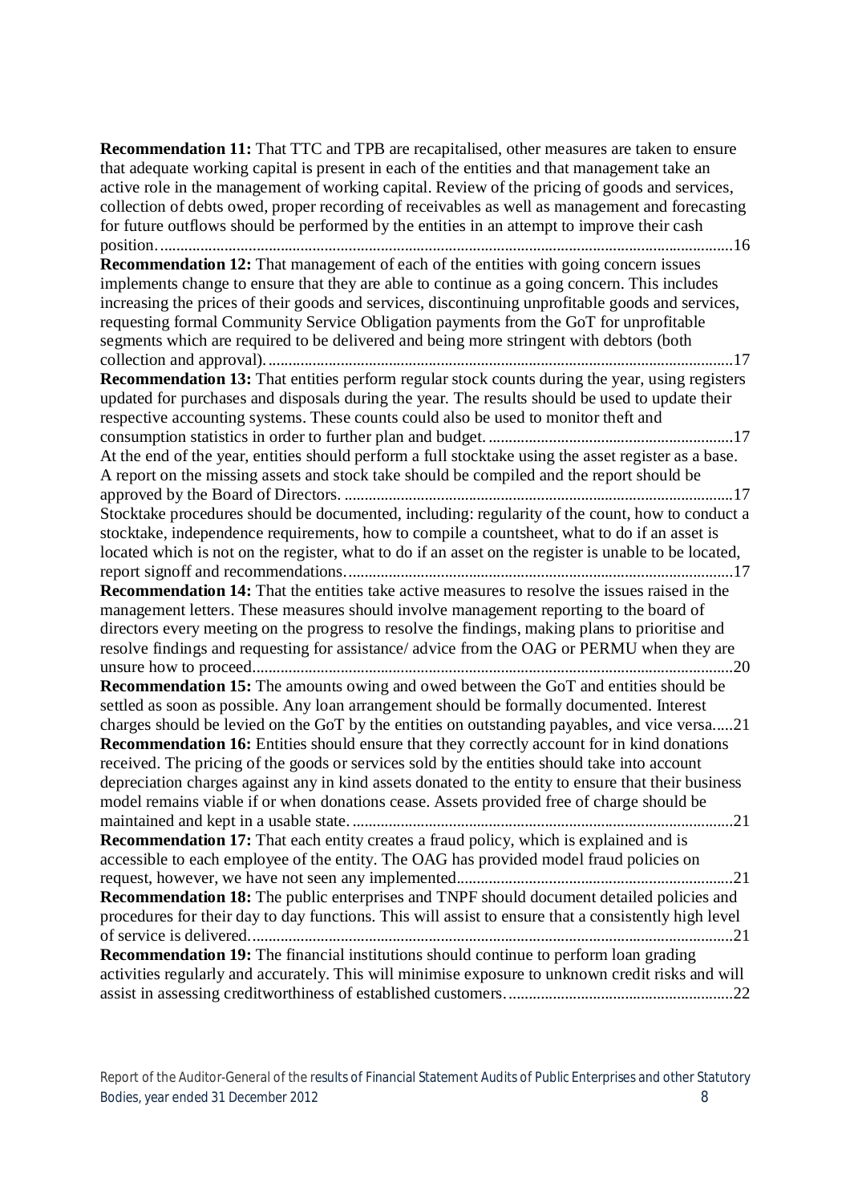**Recommendation 11:** That TTC and TPB are recapitalised, other measures are taken to ensure that adequate working capital is present in each of the entities and that management take an active role in the management of working capital. Review of the pricing of goods and services, collection of debts owed, proper recording of receivables as well as management and forecasting for future outflows should be performed by the entities in an attempt to improve their cash position. ............................................................................................................................................16

**Recommendation 12:** That management of each of the entities with going concern issues implements change to ensure that they are able to continue as a going concern. This includes increasing the prices of their goods and services, discontinuing unprofitable goods and services, requesting formal Community Service Obligation payments from the GoT for unprofitable segments which are required to be delivered and being more stringent with debtors (both collection and approval). ..................................................................................................................17

**Recommendation 13:** That entities perform regular stock counts during the year, using registers updated for purchases and disposals during the year. The results should be used to update their respective accounting systems. These counts could also be used to monitor theft and consumption statistics in order to further plan and budget. ............................................................17

At the end of the year, entities should perform a full stocktake using the asset register as a base. A report on the missing assets and stock take should be compiled and the report should be approved by the Board of Directors. ................................................................................................17

Stocktake procedures should be documented, including: regularity of the count, how to conduct a stocktake, independence requirements, how to compile a countsheet, what to do if an asset is located which is not on the register, what to do if an asset on the register is unable to be located, report signoff and recommendations. ..............................................................................................17

**Recommendation 14:** That the entities take active measures to resolve the issues raised in the management letters. These measures should involve management reporting to the board of directors every meeting on the progress to resolve the findings, making plans to prioritise and resolve findings and requesting for assistance/ advice from the OAG or PERMU when they are unsure how to proceed. .....................................................................................................................20

**Recommendation 15:** The amounts owing and owed between the GoT and entities should be settled as soon as possible. Any loan arrangement should be formally documented. Interest charges should be levied on the GoT by the entities on outstanding payables, and vice versa.....21

**Recommendation 16:** Entities should ensure that they correctly account for in kind donations received. The pricing of the goods or services sold by the entities should take into account depreciation charges against any in kind assets donated to the entity to ensure that their business model remains viable if or when donations cease. Assets provided free of charge should be maintained and kept in a usable state. .............................................................................................21

**Recommendation 17:** That each entity creates a fraud policy, which is explained and is accessible to each employee of the entity. The OAG has provided model fraud policies on request, however, we have not seen any implemented....................................................................21

**Recommendation 18:** The public enterprises and TNPF should document detailed policies and procedures for their day to day functions. This will assist to ensure that a consistently high level of service is delivered. .......................................................................................................................21

**Recommendation 19:** The financial institutions should continue to perform loan grading activities regularly and accurately. This will minimise exposure to unknown credit risks and will assist in assessing creditworthiness of established customers. .......................................................22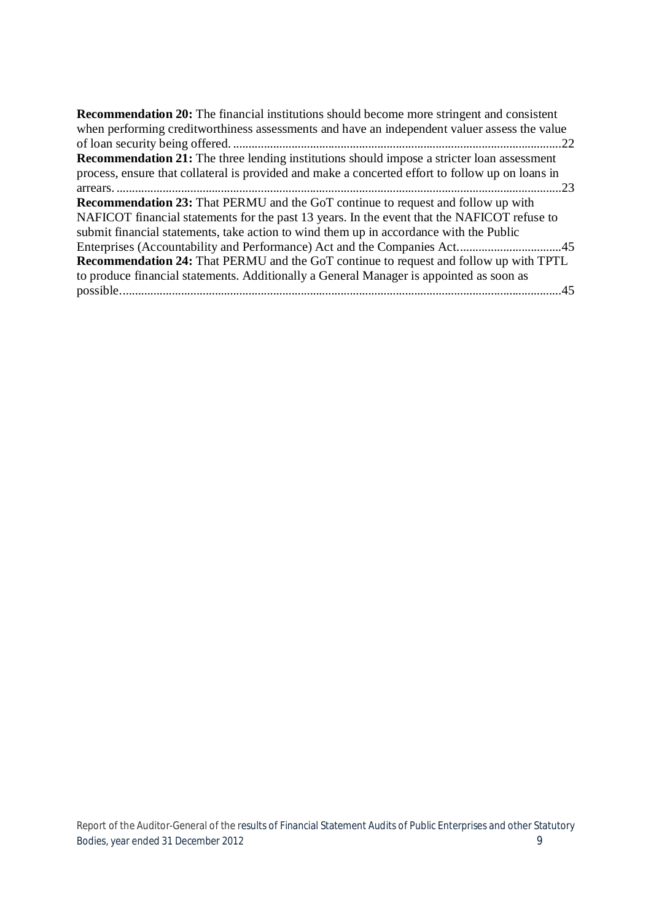**Recommendation 20:** The financial institutions should become more stringent and consistent when performing creditworthiness assessments and have an independent valuer assess the value of loan security being offered. ..........................................................................................................22

**Recommendation 21:** The three lending institutions should impose a stricter loan assessment process, ensure that collateral is provided and make a concerted effort to follow up on loans in arrears. ................................................................................................................................................23

**Recommendation 23:** That PERMU and the GoT continue to request and follow up with NAFICOT financial statements for the past 13 years. In the event that the NAFICOT refuse to submit financial statements, take action to wind them up in accordance with the Public Enterprises (Accountability and Performance) Act and the Companies Act..................................45

**Recommendation 24:** That PERMU and the GoT continue to request and follow up with TPTL to produce financial statements. Additionally a General Manager is appointed as soon as possible...............................................................................................................................................45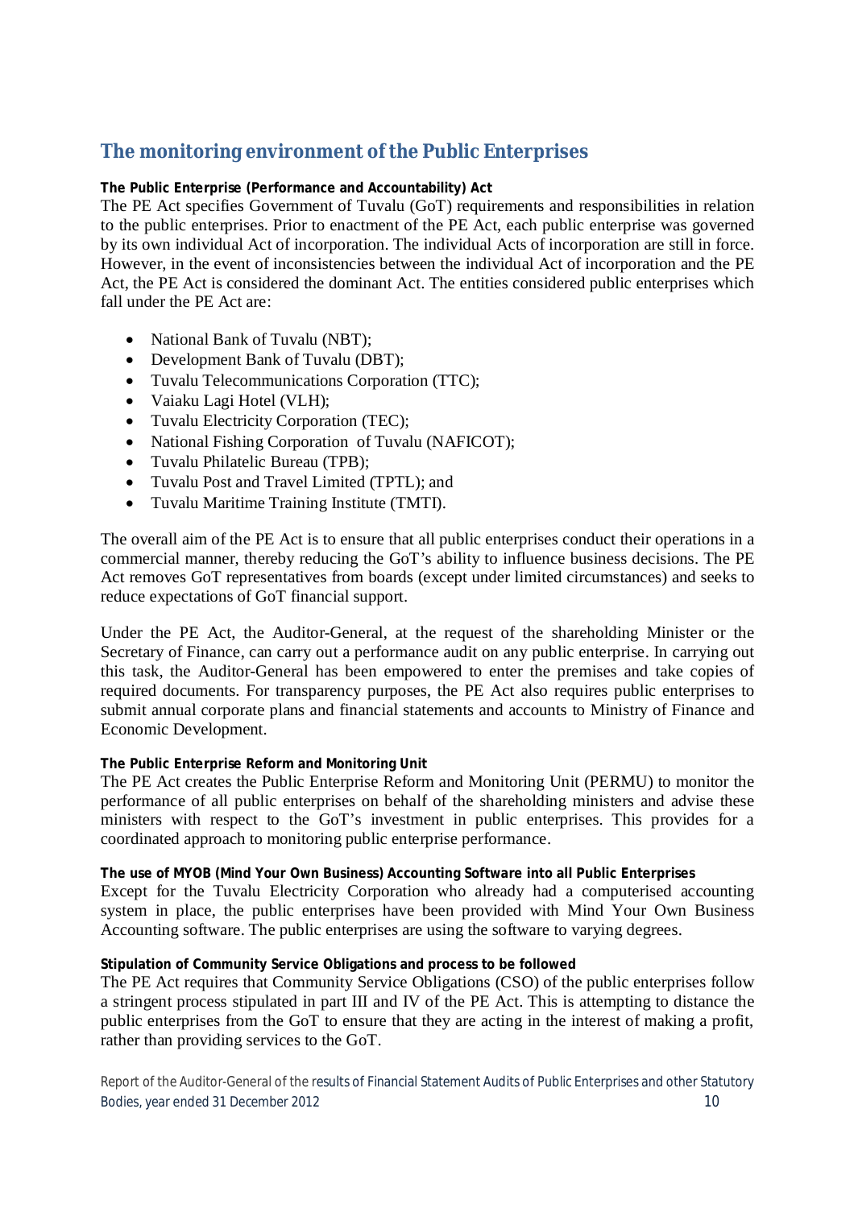## The monitoring environment of the Public Enterprises

### The Public Enterprise (Performance and Accountability) Act

The PE Act specifies Government of Tuvalu (GoT) requirements and responsibilities in relation to the public enterprises. Prior to enactment of the PE Act, each public enterprise was governed by its own individual Act of incorporation. The individual Acts of incorporation are still in force. However, in the event of inconsistencies between the individual Act of incorporation and the PE Act, the PE Act is considered the dominant Act. The entities considered public enterprises which fall under the PE Act are:

- National Bank of Tuvalu (NBT);
- Development Bank of Tuvalu (DBT);
- Tuvalu Telecommunications Corporation (TTC);
- Vaiaku Lagi Hotel (VLH);
- Tuvalu Electricity Corporation (TEC);
- National Fishing Corporation of Tuvalu (NAFICOT);
- Tuvalu Philatelic Bureau (TPB);
- Tuvalu Post and Travel Limited (TPTL); and
- Tuvalu Maritime Training Institute (TMTI).

The overall aim of the PE Act is to ensure that all public enterprises conduct their operations in a commercial manner, thereby reducing the GoT's ability to influence business decisions. The PE Act removes GoT representatives from boards (except under limited circumstances) and seeks to reduce expectations of GoT financial support.

Under the PE Act, the Auditor-General, at the request of the shareholding Minister or the Secretary of Finance, can carry out a performance audit on any public enterprise. In carrying out this task, the Auditor-General has been empowered to enter the premises and take copies of required documents. For transparency purposes, the PE Act also requires public enterprises to submit annual corporate plans and financial statements and accounts to Ministry of Finance and Economic Development.

### The Public Enterprise Reform and Monitoring Unit

The PE Act creates the Public Enterprise Reform and Monitoring Unit (PERMU) to monitor the performance of all public enterprises on behalf of the shareholding ministers and advise these ministers with respect to the GoT's investment in public enterprises. This provides for a coordinated approach to monitoring public enterprise performance.

### The use of MYOB (Mind Your Own Business) Accounting Software into all Public Enterprises

Except for the Tuvalu Electricity Corporation who already had a computerised accounting system in place, the public enterprises have been provided with Mind Your Own Business Accounting software. The public enterprises are using the software to varying degrees.

### Stipulation of Community Service Obligations and process to be followed

The PE Act requires that Community Service Obligations (CSO) of the public enterprises follow a stringent process stipulated in part III and IV of the PE Act. This is attempting to distance the public enterprises from the GoT to ensure that they are acting in the interest of making a profit, rather than providing services to the GoT.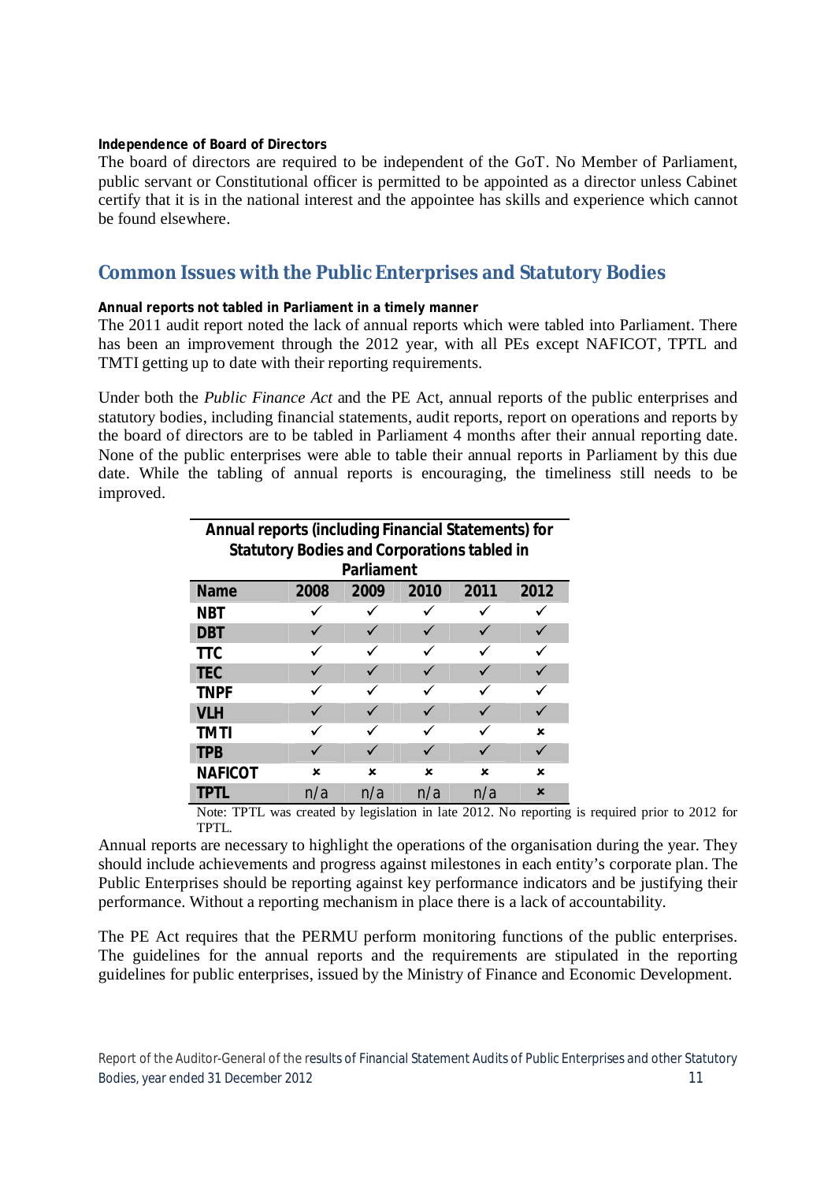**Independence of Board of Directors**

The board of directors are required to be independent of the GoT. No Member of Parliament, public servant or Constitutional officer is permitted to be appointed as a director unless Cabinet certify that it is in the national interest and the appointee has skills and experience which cannot be found elsewhere.

## Common Issues with the Public Enterprises and Statutory Bodies

**Annual reports not tabled in Parliament in a timely manner**

The 2011 audit report noted the lack of annual reports which were tabled into Parliament. There has been an improvement through the 2012 year, with all PEs except NAFICOT, TPTL and TMTI getting up to date with their reporting requirements.

Under both the *Public Finance Act* and the PE Act, annual reports of the public enterprises and statutory bodies, including financial statements, audit reports, report on operations and reports by the board of directors are to be tabled in Parliament 4 months after their annual reporting date. None of the public enterprises were able to table their annual reports in Parliament by this due date. While the tabling of annual reports is encouraging, the timeliness still needs to be improved.

**Annual reports (including Financial Statements) for Statutory Bodies and Corporations tabled in Parliament**

| Name | 2008 | 2009 | 2010 | 2011 | 2012 |
|---|---|---|---|---|---|
| NBT | ✓ | ✓ | ✓ | ✓ | ✓ |
| DBT | ✓ | ✓ | ✓ | ✓ | ✓ |
| TTC | ✓ | ✓ | ✓ | ✓ | ✓ |
| TEC | ✓ | ✓ | ✓ | ✓ | ✓ |
| TNPF | ✓ | ✓ | ✓ | ✓ | ✓ |
| VLH | ✓ | ✓ | ✓ | ✓ | ✓ |
| TMTI | ✓ | ✓ | ✓ | ✓ | × |
| TPB | ✓ | ✓ | ✓ | ✓ | ✓ |
| NAFICOT | × | × | × | × | × |
| TPTL | n/a | n/a | n/a | n/a | × |

Note: TPTL was created by legislation in late 2012. No reporting is required prior to 2012 for TPTL.

Annual reports are necessary to highlight the operations of the organisation during the year. They should include achievements and progress against milestones in each entity's corporate plan. The Public Enterprises should be reporting against key performance indicators and be justifying their performance. Without a reporting mechanism in place there is a lack of accountability.

The PE Act requires that the PERMU perform monitoring functions of the public enterprises. The guidelines for the annual reports and the requirements are stipulated in the reporting guidelines for public enterprises, issued by the Ministry of Finance and Economic Development.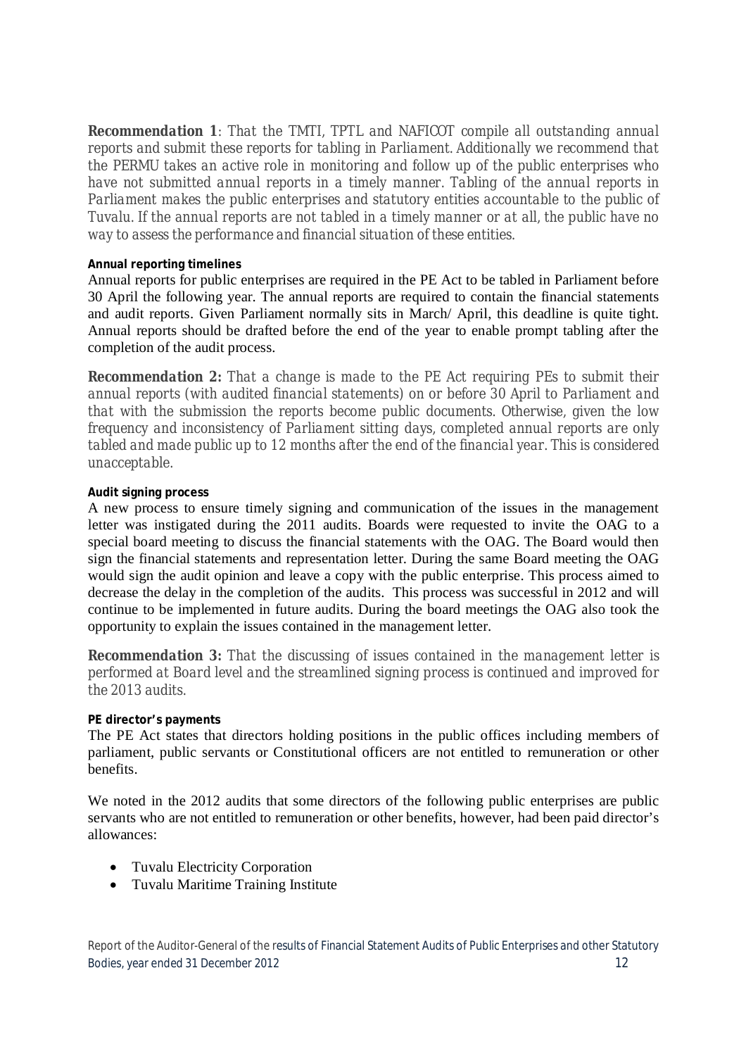***Recommendation 1****: That the TMTI, TPTL and NAFICOT compile all outstanding annual reports and submit these reports for tabling in Parliament. Additionally we recommend that the PERMU takes an active role in monitoring and follow up of the public enterprises who have not submitted annual reports in a timely manner. Tabling of the annual reports in Parliament makes the public enterprises and statutory entities accountable to the public of Tuvalu. If the annual reports are not tabled in a timely manner or at all, the public have no way to assess the performance and financial situation of these entities.*

**Annual reporting timelines**

Annual reports for public enterprises are required in the PE Act to be tabled in Parliament before 30 April the following year. The annual reports are required to contain the financial statements and audit reports. Given Parliament normally sits in March/ April, this deadline is quite tight. Annual reports should be drafted before the end of the year to enable prompt tabling after the completion of the audit process.

***Recommendation 2:*** *That a change is made to the PE Act requiring PEs to submit their annual reports (with audited financial statements) on or before 30 April to Parliament and that with the submission the reports become public documents. Otherwise, given the low frequency and inconsistency of Parliament sitting days, completed annual reports are only tabled and made public up to 12 months after the end of the financial year. This is considered unacceptable.*

**Audit signing process**

A new process to ensure timely signing and communication of the issues in the management letter was instigated during the 2011 audits. Boards were requested to invite the OAG to a special board meeting to discuss the financial statements with the OAG. The Board would then sign the financial statements and representation letter. During the same Board meeting the OAG would sign the audit opinion and leave a copy with the public enterprise. This process aimed to decrease the delay in the completion of the audits. This process was successful in 2012 and will continue to be implemented in future audits. During the board meetings the OAG also took the opportunity to explain the issues contained in the management letter.

***Recommendation 3:*** *That the discussing of issues contained in the management letter is performed at Board level and the streamlined signing process is continued and improved for the 2013 audits.*

**PE director's payments**

The PE Act states that directors holding positions in the public offices including members of parliament, public servants or Constitutional officers are not entitled to remuneration or other benefits.

We noted in the 2012 audits that some directors of the following public enterprises are public servants who are not entitled to remuneration or other benefits, however, had been paid director's allowances:

- Tuvalu Electricity Corporation
- Tuvalu Maritime Training Institute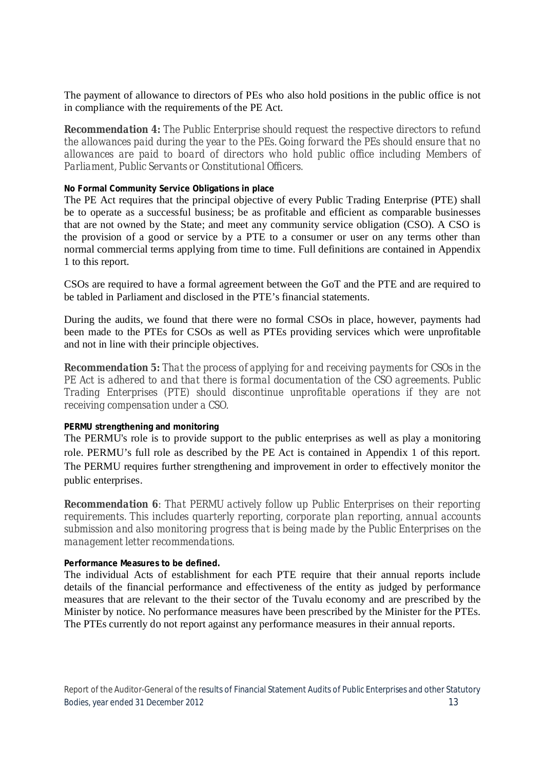The payment of allowance to directors of PEs who also hold positions in the public office is not in compliance with the requirements of the PE Act.

***Recommendation 4:*** *The Public Enterprise should request the respective directors to refund the allowances paid during the year to the PEs. Going forward the PEs should ensure that no allowances are paid to board of directors who hold public office including Members of Parliament, Public Servants or Constitutional Officers.*

**No Formal Community Service Obligations in place**

The PE Act requires that the principal objective of every Public Trading Enterprise (PTE) shall be to operate as a successful business; be as profitable and efficient as comparable businesses that are not owned by the State; and meet any community service obligation (CSO). A CSO is the provision of a good or service by a PTE to a consumer or user on any terms other than normal commercial terms applying from time to time. Full definitions are contained in Appendix 1 to this report.

CSOs are required to have a formal agreement between the GoT and the PTE and are required to be tabled in Parliament and disclosed in the PTE's financial statements.

During the audits, we found that there were no formal CSOs in place, however, payments had been made to the PTEs for CSOs as well as PTEs providing services which were unprofitable and not in line with their principle objectives.

***Recommendation 5:*** *That the process of applying for and receiving payments for CSOs in the PE Act is adhered to and that there is formal documentation of the CSO agreements. Public Trading Enterprises (PTE) should discontinue unprofitable operations if they are not receiving compensation under a CSO.*

**PERMU strengthening and monitoring**

The PERMU's role is to provide support to the public enterprises as well as play a monitoring role. PERMU's full role as described by the PE Act is contained in Appendix 1 of this report. The PERMU requires further strengthening and improvement in order to effectively monitor the public enterprises.

***Recommendation 6***: *That PERMU actively follow up Public Enterprises on their reporting requirements. This includes quarterly reporting, corporate plan reporting, annual accounts submission and also monitoring progress that is being made by the Public Enterprises on the management letter recommendations.*

**Performance Measures to be defined.**

The individual Acts of establishment for each PTE require that their annual reports include details of the financial performance and effectiveness of the entity as judged by performance measures that are relevant to the their sector of the Tuvalu economy and are prescribed by the Minister by notice. No performance measures have been prescribed by the Minister for the PTEs. The PTEs currently do not report against any performance measures in their annual reports.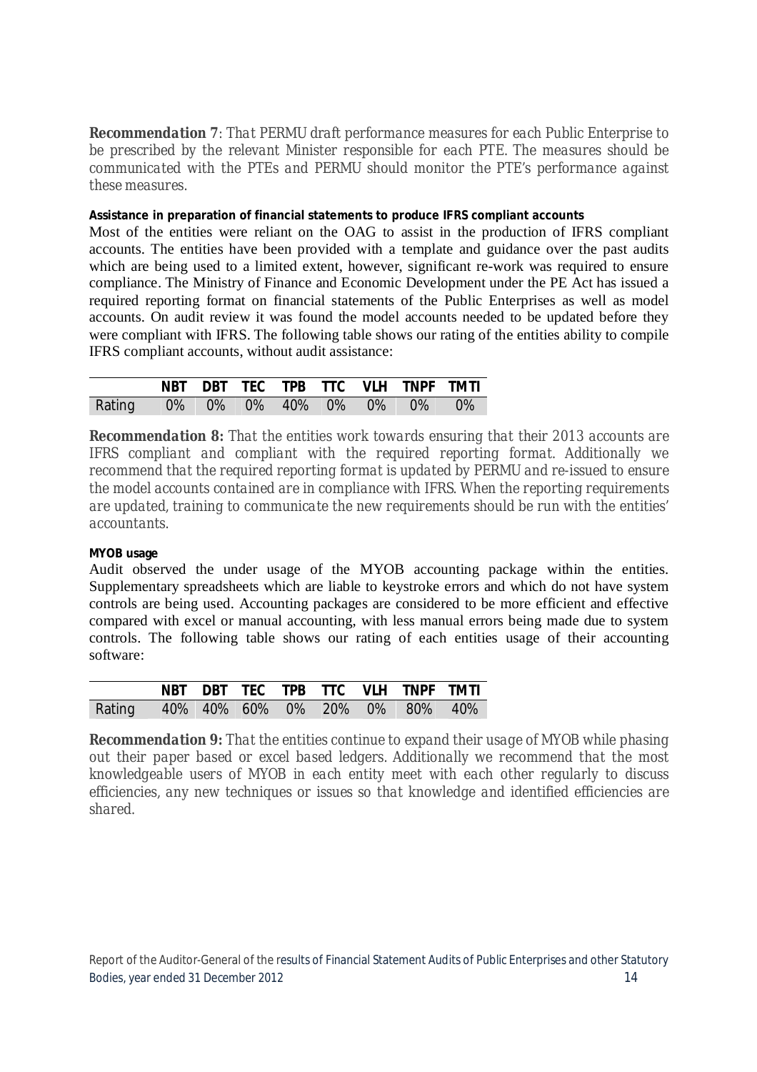**Recommendation 7**: *That PERMU draft performance measures for each Public Enterprise to be prescribed by the relevant Minister responsible for each PTE. The measures should be communicated with the PTEs and PERMU should monitor the PTE's performance against these measures.*

**Assistance in preparation of financial statements to produce IFRS compliant accounts**

Most of the entities were reliant on the OAG to assist in the production of IFRS compliant accounts. The entities have been provided with a template and guidance over the past audits which are being used to a limited extent, however, significant re-work was required to ensure compliance. The Ministry of Finance and Economic Development under the PE Act has issued a required reporting format on financial statements of the Public Enterprises as well as model accounts. On audit review it was found the model accounts needed to be updated before they were compliant with IFRS. The following table shows our rating of the entities ability to compile IFRS compliant accounts, without audit assistance:

| | NBT | DBT | TEC | TPB | TTC | VLH | TNPF | TMTI |
|---|---|---|---|---|---|---|---|---|
| Rating | 0% | 0% | 0% | 40% | 0% | 0% | 0% | 0% |

**Recommendation 8:** *That the entities work towards ensuring that their 2013 accounts are IFRS compliant and compliant with the required reporting format. Additionally we recommend that the required reporting format is updated by PERMU and re-issued to ensure the model accounts contained are in compliance with IFRS. When the reporting requirements are updated, training to communicate the new requirements should be run with the entities' accountants.*

**MYOB usage**

Audit observed the under usage of the MYOB accounting package within the entities. Supplementary spreadsheets which are liable to keystroke errors and which do not have system controls are being used. Accounting packages are considered to be more efficient and effective compared with excel or manual accounting, with less manual errors being made due to system controls. The following table shows our rating of each entities usage of their accounting software:

| | NBT | DBT | TEC | TPB | TTC | VLH | TNPF | TMTI |
|---|---|---|---|---|---|---|---|---|
| Rating | 40% | 40% | 60% | 0% | 20% | 0% | 80% | 40% |

**Recommendation 9:** *That the entities continue to expand their usage of MYOB while phasing out their paper based or excel based ledgers. Additionally we recommend that the most knowledgeable users of MYOB in each entity meet with each other regularly to discuss efficiencies, any new techniques or issues so that knowledge and identified efficiencies are shared.*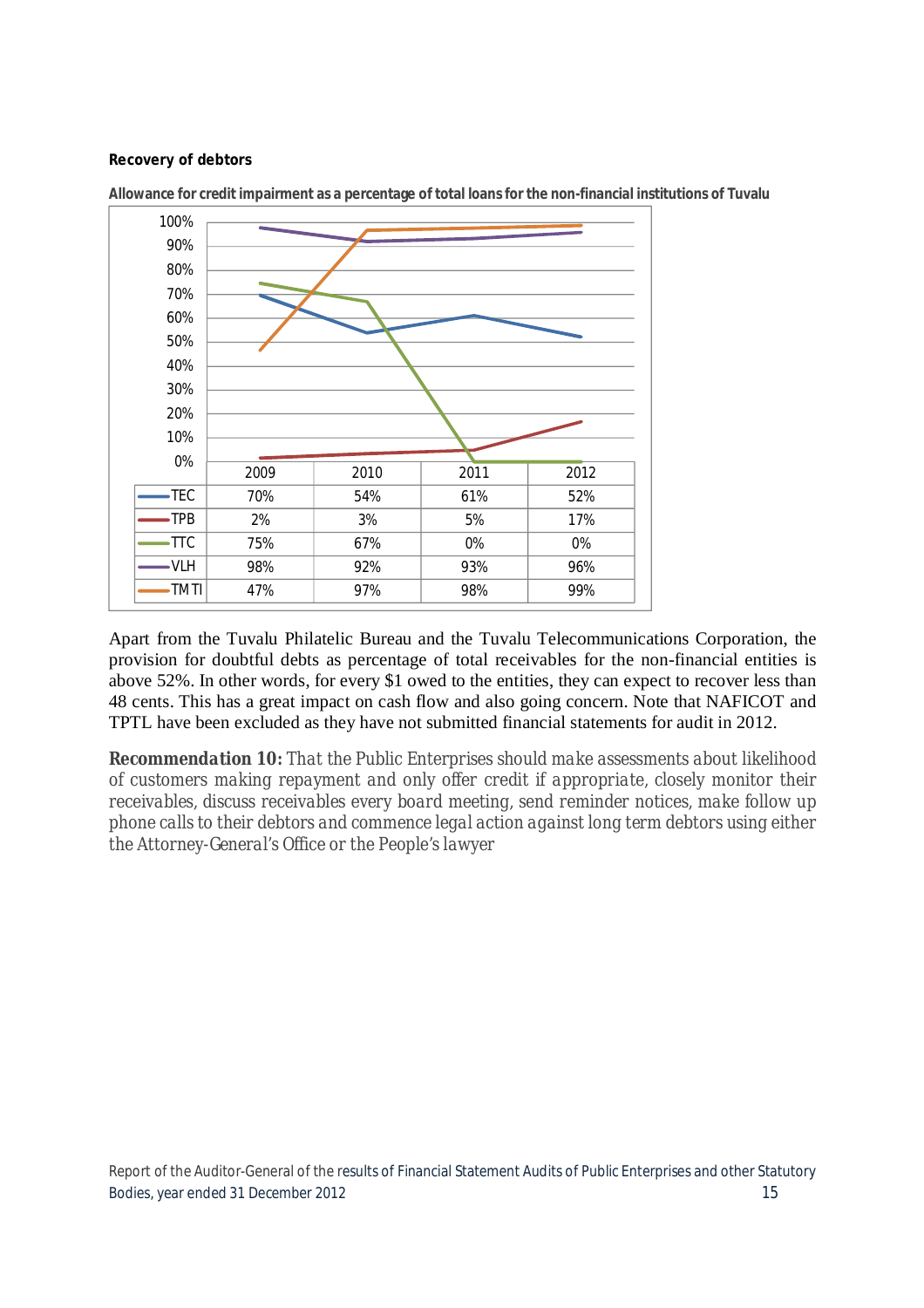**Recovery of debtors**

**Allowance for credit impairment as a percentage of total loans for the non-financial institutions of Tuvalu**

| | 2009 | 2010 | 2011 | 2012 |
|---|---|---|---|---|
| TEC | 70% | 54% | 61% | 52% |
| TPB | 2% | 3% | 5% | 17% |
| TTC | 75% | 67% | 0% | 0% |
| VLH | 98% | 92% | 93% | 96% |
| TMTI | 47% | 97% | 98% | 99% |

Apart from the Tuvalu Philatelic Bureau and the Tuvalu Telecommunications Corporation, the provision for doubtful debts as percentage of total receivables for the non-financial entities is above 52%. In other words, for every $1 owed to the entities, they can expect to recover less than 48 cents. This has a great impact on cash flow and also going concern. Note that NAFICOT and TPTL have been excluded as they have not submitted financial statements for audit in 2012.

***Recommendation 10:*** *That the Public Enterprises should make assessments about likelihood of customers making repayment and only offer credit if appropriate, closely monitor their receivables, discuss receivables every board meeting, send reminder notices, make follow up phone calls to their debtors and commence legal action against long term debtors using either the Attorney-General's Office or the People's lawyer*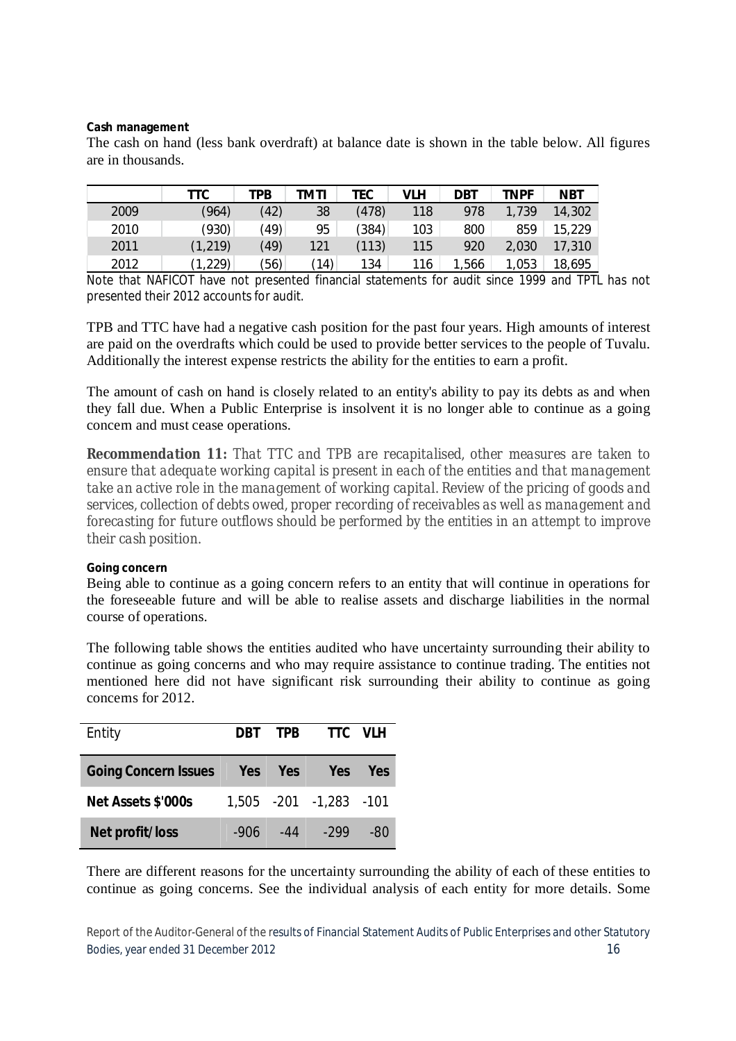**Cash management**

The cash on hand (less bank overdraft) at balance date is shown in the table below. All figures are in thousands.

| | TTC | TPB | TMTI | TEC | VLH | DBT | TNPF | NBT |
|---|---|---|---|---|---|---|---|---|
| 2009 | (964) | (42) | 38 | (478) | 118 | 978 | 1,739 | 14,302 |
| 2010 | (930) | (49) | 95 | (384) | 103 | 800 | 859 | 15,229 |
| 2011 | (1,219) | (49) | 121 | (113) | 115 | 920 | 2,030 | 17,310 |
| 2012 | (1,229) | (56) | (14) | 134 | 116 | 1,566 | 1,053 | 18,695 |

Note that NAFICOT have not presented financial statements for audit since 1999 and TPTL has not presented their 2012 accounts for audit.

TPB and TTC have had a negative cash position for the past four years. High amounts of interest are paid on the overdrafts which could be used to provide better services to the people of Tuvalu. Additionally the interest expense restricts the ability for the entities to earn a profit.

The amount of cash on hand is closely related to an entity's ability to pay its debts as and when they fall due. When a Public Enterprise is insolvent it is no longer able to continue as a going concern and must cease operations.

***Recommendation 11:*** *That TTC and TPB are recapitalised, other measures are taken to ensure that adequate working capital is present in each of the entities and that management take an active role in the management of working capital. Review of the pricing of goods and services, collection of debts owed, proper recording of receivables as well as management and forecasting for future outflows should be performed by the entities in an attempt to improve their cash position.*

**Going concern**

Being able to continue as a going concern refers to an entity that will continue in operations for the foreseeable future and will be able to realise assets and discharge liabilities in the normal course of operations.

The following table shows the entities audited who have uncertainty surrounding their ability to continue as going concerns and who may require assistance to continue trading. The entities not mentioned here did not have significant risk surrounding their ability to continue as going concerns for 2012.

| Entity | DBT | TPB | TTC | VLH |
|---|---|---|---|---|
| **Going Concern Issues** | **Yes** | **Yes** | **Yes** | **Yes** |
| **Net Assets $'000s** | 1,505 | -201 | -1,283 | -101 |
| **Net profit/loss** | -906 | -44 | -299 | -80 |

There are different reasons for the uncertainty surrounding the ability of each of these entities to continue as going concerns. See the individual analysis of each entity for more details. Some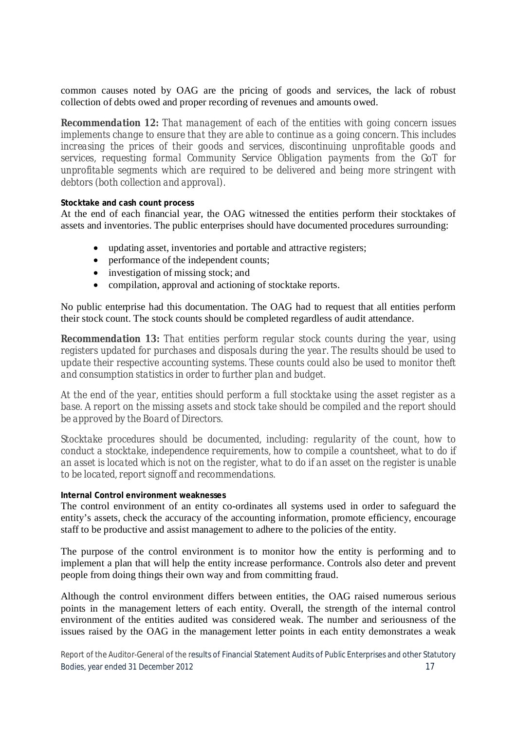common causes noted by OAG are the pricing of goods and services, the lack of robust collection of debts owed and proper recording of revenues and amounts owed.

***Recommendation 12:*** *That management of each of the entities with going concern issues implements change to ensure that they are able to continue as a going concern. This includes increasing the prices of their goods and services, discontinuing unprofitable goods and services, requesting formal Community Service Obligation payments from the GoT for unprofitable segments which are required to be delivered and being more stringent with debtors (both collection and approval).*

#### Stocktake and cash count process

At the end of each financial year, the OAG witnessed the entities perform their stocktakes of assets and inventories. The public enterprises should have documented procedures surrounding:

- updating asset, inventories and portable and attractive registers;
- performance of the independent counts;
- investigation of missing stock; and
- compilation, approval and actioning of stocktake reports.

No public enterprise had this documentation. The OAG had to request that all entities perform their stock count. The stock counts should be completed regardless of audit attendance.

***Recommendation 13:*** *That entities perform regular stock counts during the year, using registers updated for purchases and disposals during the year. The results should be used to update their respective accounting systems. These counts could also be used to monitor theft and consumption statistics in order to further plan and budget.*

*At the end of the year, entities should perform a full stocktake using the asset register as a base. A report on the missing assets and stock take should be compiled and the report should be approved by the Board of Directors.*

*Stocktake procedures should be documented, including: regularity of the count, how to conduct a stocktake, independence requirements, how to compile a countsheet, what to do if an asset is located which is not on the register, what to do if an asset on the register is unable to be located, report signoff and recommendations.*

#### Internal Control environment weaknesses

The control environment of an entity co-ordinates all systems used in order to safeguard the entity's assets, check the accuracy of the accounting information, promote efficiency, encourage staff to be productive and assist management to adhere to the policies of the entity.

The purpose of the control environment is to monitor how the entity is performing and to implement a plan that will help the entity increase performance. Controls also deter and prevent people from doing things their own way and from committing fraud.

Although the control environment differs between entities, the OAG raised numerous serious points in the management letters of each entity. Overall, the strength of the internal control environment of the entities audited was considered weak. The number and seriousness of the issues raised by the OAG in the management letter points in each entity demonstrates a weak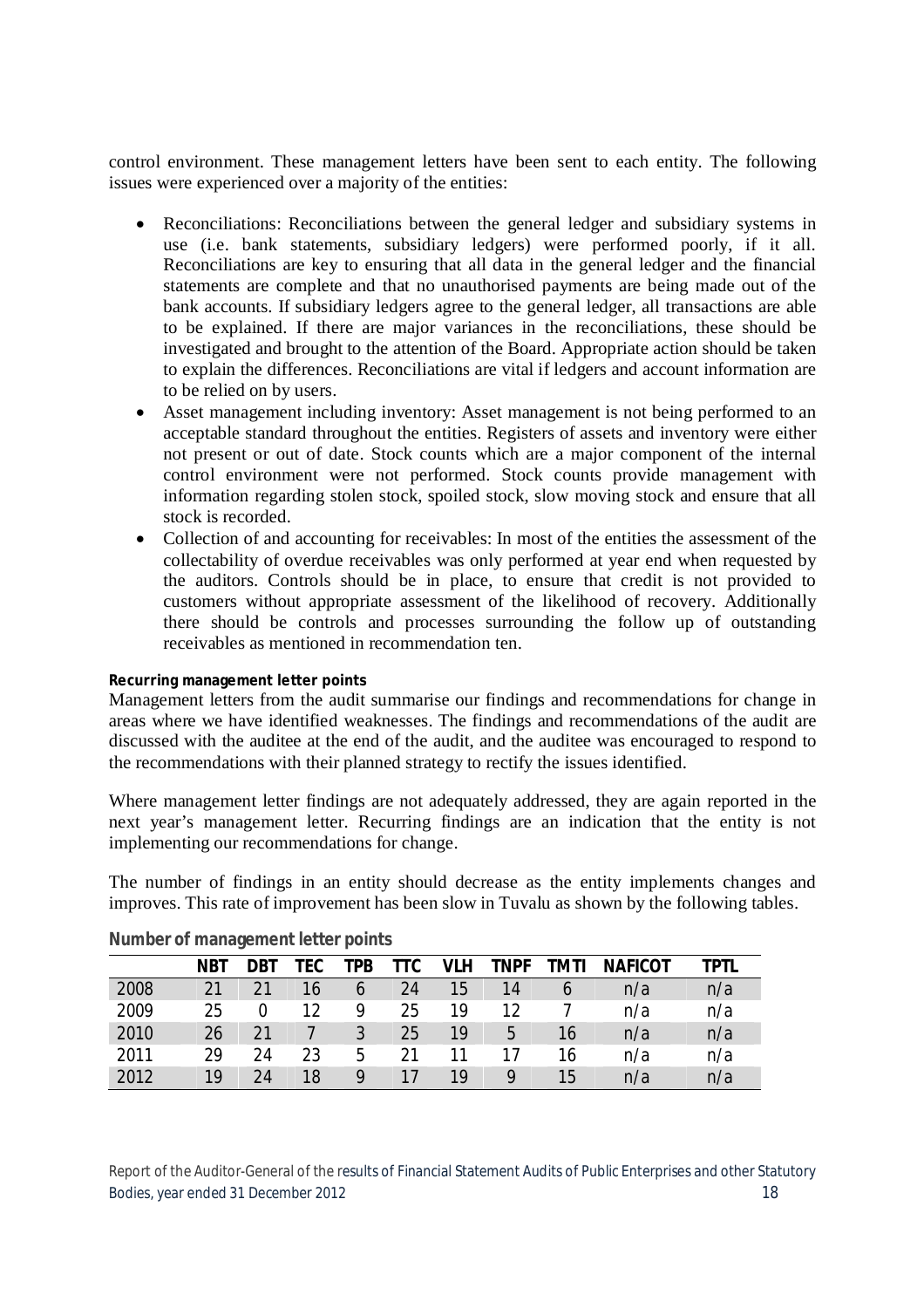control environment. These management letters have been sent to each entity. The following issues were experienced over a majority of the entities:

- Reconciliations: Reconciliations between the general ledger and subsidiary systems in use (i.e. bank statements, subsidiary ledgers) were performed poorly, if it all. Reconciliations are key to ensuring that all data in the general ledger and the financial statements are complete and that no unauthorised payments are being made out of the bank accounts. If subsidiary ledgers agree to the general ledger, all transactions are able to be explained. If there are major variances in the reconciliations, these should be investigated and brought to the attention of the Board. Appropriate action should be taken to explain the differences. Reconciliations are vital if ledgers and account information are to be relied on by users.
- Asset management including inventory: Asset management is not being performed to an acceptable standard throughout the entities. Registers of assets and inventory were either not present or out of date. Stock counts which are a major component of the internal control environment were not performed. Stock counts provide management with information regarding stolen stock, spoiled stock, slow moving stock and ensure that all stock is recorded.
- Collection of and accounting for receivables: In most of the entities the assessment of the collectability of overdue receivables was only performed at year end when requested by the auditors. Controls should be in place, to ensure that credit is not provided to customers without appropriate assessment of the likelihood of recovery. Additionally there should be controls and processes surrounding the follow up of outstanding receivables as mentioned in recommendation ten.

**Recurring management letter points**

Management letters from the audit summarise our findings and recommendations for change in areas where we have identified weaknesses. The findings and recommendations of the audit are discussed with the auditee at the end of the audit, and the auditee was encouraged to respond to the recommendations with their planned strategy to rectify the issues identified.

Where management letter findings are not adequately addressed, they are again reported in the next year's management letter. Recurring findings are an indication that the entity is not implementing our recommendations for change.

The number of findings in an entity should decrease as the entity implements changes and improves. This rate of improvement has been slow in Tuvalu as shown by the following tables.

**Number of management letter points**

| | NBT | DBT | TEC | TPB | TTC | VLH | TNPF | TMTI | NAFICOT | TPTL |
|---|---|---|---|---|---|---|---|---|---|---|
| 2008 | 21 | 21 | 16 | 6 | 24 | 15 | 14 | 6 | n/a | n/a |
| 2009 | 25 | 0 | 12 | 9 | 25 | 19 | 12 | 7 | n/a | n/a |
| 2010 | 26 | 21 | 7 | 3 | 25 | 19 | 5 | 16 | n/a | n/a |
| 2011 | 29 | 24 | 23 | 5 | 21 | 11 | 17 | 16 | n/a | n/a |
| 2012 | 19 | 24 | 18 | 9 | 17 | 19 | 9 | 15 | n/a | n/a |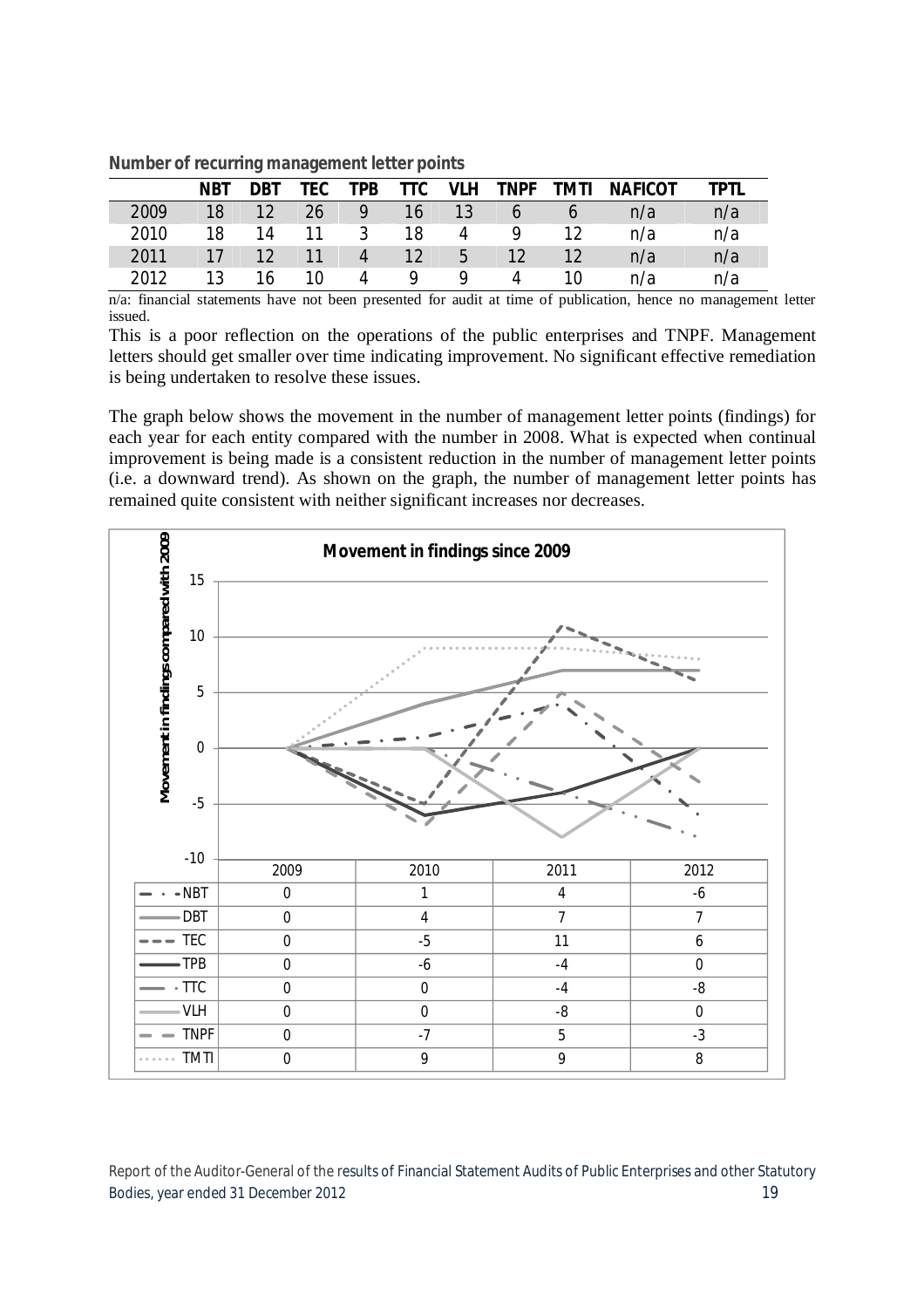**Number of recurring management letter points**

| | NBT | DBT | TEC | TPB | TTC | VLH | TNPF | TMTI | NAFICOT | TPTL |
|---|---|---|---|---|---|---|---|---|---|---|
| 2009 | 18 | 12 | 26 | 9 | 16 | 13 | 6 | 6 | n/a | n/a |
| 2010 | 18 | 14 | 11 | 3 | 18 | 4 | 9 | 12 | n/a | n/a |
| 2011 | 17 | 12 | 11 | 4 | 12 | 5 | 12 | 12 | n/a | n/a |
| 2012 | 13 | 16 | 10 | 4 | 9 | 9 | 4 | 10 | n/a | n/a |

n/a: financial statements have not been presented for audit at time of publication, hence no management letter issued.

This is a poor reflection on the operations of the public enterprises and TNPF. Management letters should get smaller over time indicating improvement. No significant effective remediation is being undertaken to resolve these issues.

The graph below shows the movement in the number of management letter points (findings) for each year for each entity compared with the number in 2008. What is expected when continual improvement is being made is a consistent reduction in the number of management letter points (i.e. a downward trend). As shown on the graph, the number of management letter points has remained quite consistent with neither significant increases nor decreases.

**Movement in findings since 2009**

| | 2009 | 2010 | 2011 | 2012 |
|---|---|---|---|---|
| NBT | 0 | 1 | 4 | -6 |
| DBT | 0 | 4 | 7 | 7 |
| TEC | 0 | -5 | 11 | 6 |
| TPB | 0 | -6 | -4 | 0 |
| TTC | 0 | 0 | -4 | -8 |
| VLH | 0 | 0 | -8 | 0 |
| TNPF | 0 | -7 | 5 | -3 |
| TMTI | 0 | 9 | 9 | 8 |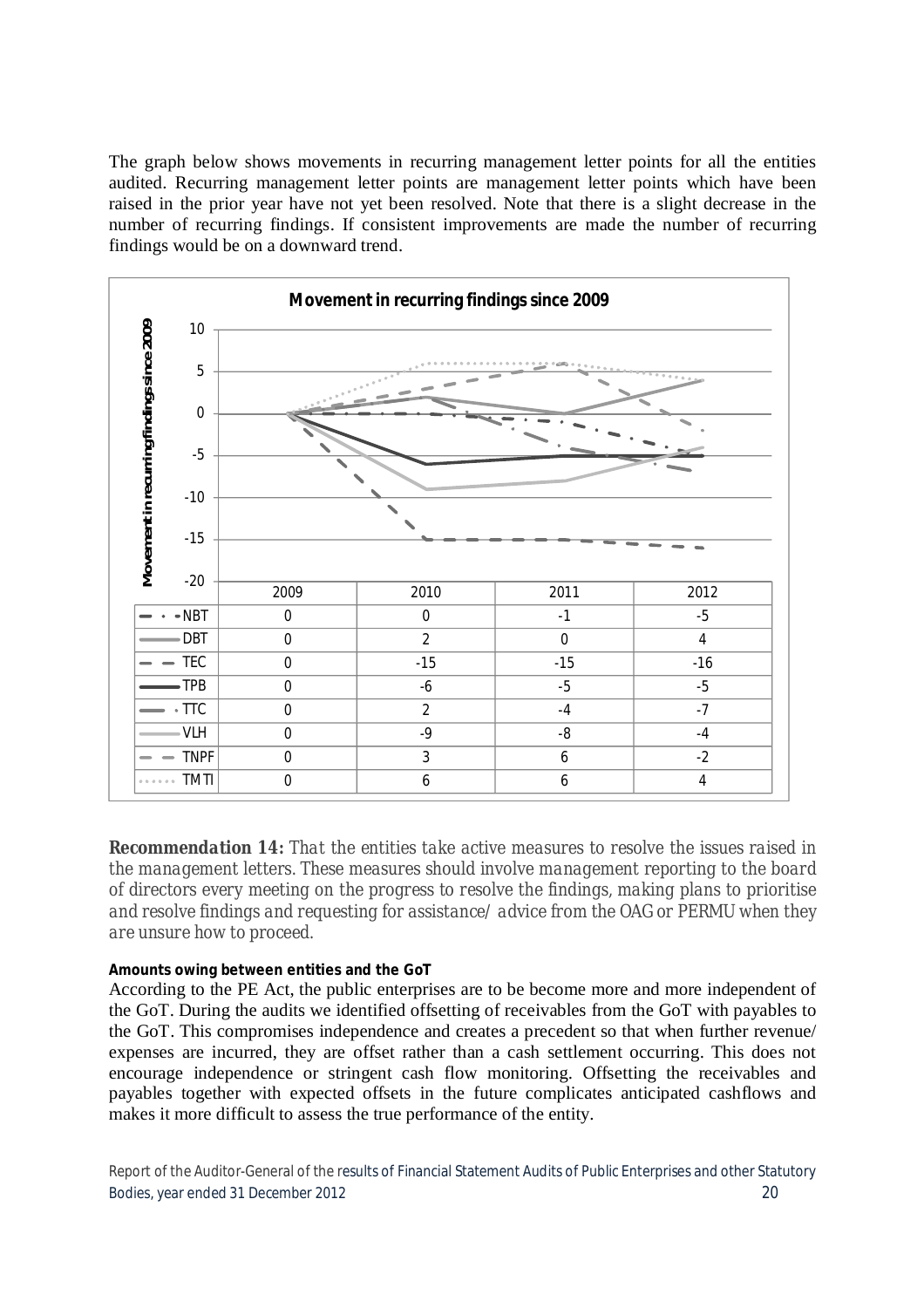The graph below shows movements in recurring management letter points for all the entities audited. Recurring management letter points are management letter points which have been raised in the prior year have not yet been resolved. Note that there is a slight decrease in the number of recurring findings. If consistent improvements are made the number of recurring findings would be on a downward trend.

**Movement in recurring findings since 2009**

| | 2009 | 2010 | 2011 | 2012 |
|---|---|---|---|---|
| NBT | 0 | 0 | -1 | -5 |
| DBT | 0 | 2 | 0 | 4 |
| TEC | 0 | -15 | -15 | -16 |
| TPB | 0 | -6 | -5 | -5 |
| TTC | 0 | 2 | -4 | -7 |
| VLH | 0 | -9 | -8 | -4 |
| TNPF | 0 | 3 | 6 | -2 |
| TMTI | 0 | 6 | 6 | 4 |

***Recommendation 14:*** *That the entities take active measures to resolve the issues raised in the management letters. These measures should involve management reporting to the board of directors every meeting on the progress to resolve the findings, making plans to prioritise and resolve findings and requesting for assistance/ advice from the OAG or PERMU when they are unsure how to proceed.*

**Amounts owing between entities and the GoT**

According to the PE Act, the public enterprises are to be become more and more independent of the GoT. During the audits we identified offsetting of receivables from the GoT with payables to the GoT. This compromises independence and creates a precedent so that when further revenue/ expenses are incurred, they are offset rather than a cash settlement occurring. This does not encourage independence or stringent cash flow monitoring. Offsetting the receivables and payables together with expected offsets in the future complicates anticipated cashflows and makes it more difficult to assess the true performance of the entity.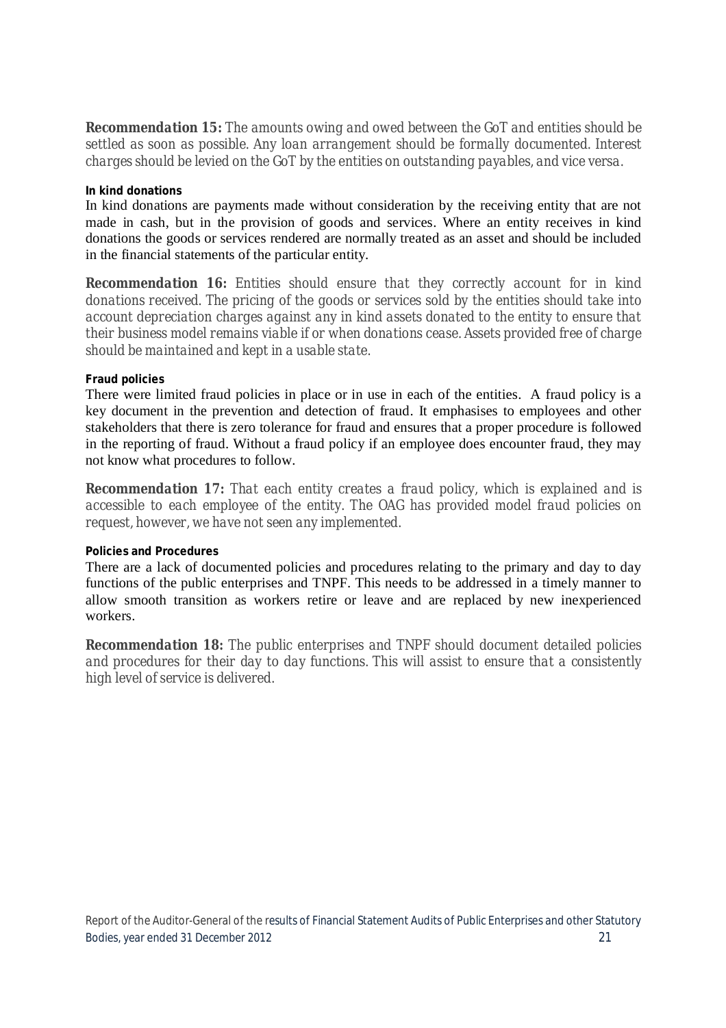**Recommendation 15:** *The amounts owing and owed between the GoT and entities should be settled as soon as possible. Any loan arrangement should be formally documented. Interest charges should be levied on the GoT by the entities on outstanding payables, and vice versa.*

#### In kind donations

In kind donations are payments made without consideration by the receiving entity that are not made in cash, but in the provision of goods and services. Where an entity receives in kind donations the goods or services rendered are normally treated as an asset and should be included in the financial statements of the particular entity.

**Recommendation 16:** *Entities should ensure that they correctly account for in kind donations received. The pricing of the goods or services sold by the entities should take into account depreciation charges against any in kind assets donated to the entity to ensure that their business model remains viable if or when donations cease. Assets provided free of charge should be maintained and kept in a usable state.*

#### Fraud policies

There were limited fraud policies in place or in use in each of the entities. A fraud policy is a key document in the prevention and detection of fraud. It emphasises to employees and other stakeholders that there is zero tolerance for fraud and ensures that a proper procedure is followed in the reporting of fraud. Without a fraud policy if an employee does encounter fraud, they may not know what procedures to follow.

**Recommendation 17:** *That each entity creates a fraud policy, which is explained and is accessible to each employee of the entity. The OAG has provided model fraud policies on request, however, we have not seen any implemented.*

#### Policies and Procedures

There are a lack of documented policies and procedures relating to the primary and day to day functions of the public enterprises and TNPF. This needs to be addressed in a timely manner to allow smooth transition as workers retire or leave and are replaced by new inexperienced workers.

**Recommendation 18:** *The public enterprises and TNPF should document detailed policies and procedures for their day to day functions. This will assist to ensure that a consistently high level of service is delivered.*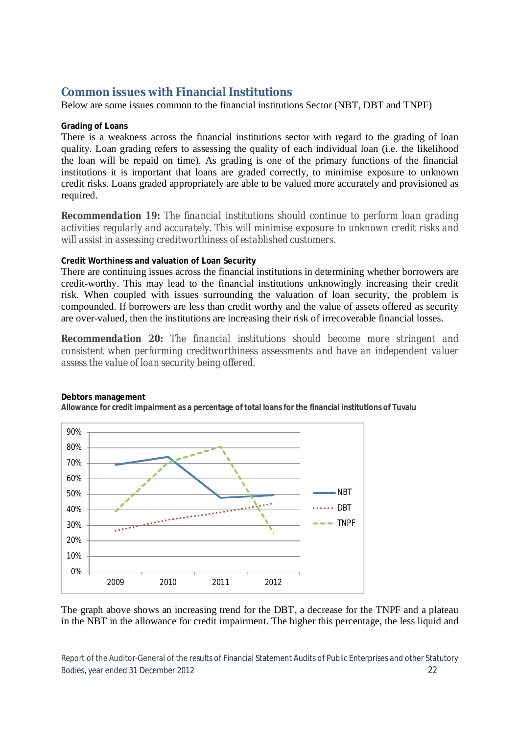## Common issues with Financial Institutions

Below are some issues common to the financial institutions Sector (NBT, DBT and TNPF)

**Grading of Loans**

There is a weakness across the financial institutions sector with regard to the grading of loan quality. Loan grading refers to assessing the quality of each individual loan (i.e. the likelihood the loan will be repaid on time). As grading is one of the primary functions of the financial institutions it is important that loans are graded correctly, to minimise exposure to unknown credit risks. Loans graded appropriately are able to be valued more accurately and provisioned as required.

**Recommendation 19:** *The financial institutions should continue to perform loan grading activities regularly and accurately. This will minimise exposure to unknown credit risks and will assist in assessing creditworthiness of established customers.*

**Credit Worthiness and valuation of Loan Security**

There are continuing issues across the financial institutions in determining whether borrowers are credit-worthy. This may lead to the financial institutions unknowingly increasing their credit risk. When coupled with issues surrounding the valuation of loan security, the problem is compounded. If borrowers are less than credit worthy and the value of assets offered as security are over-valued, then the institutions are increasing their risk of irrecoverable financial losses.

**Recommendation 20:** *The financial institutions should become more stringent and consistent when performing creditworthiness assessments and have an independent valuer assess the value of loan security being offered.*

**Debtors management**

**Allowance for credit impairment as a percentage of total loans for the financial institutions of Tuvalu**

The graph above shows an increasing trend for the DBT, a decrease for the TNPF and a plateau in the NBT in the allowance for credit impairment. The higher this percentage, the less liquid and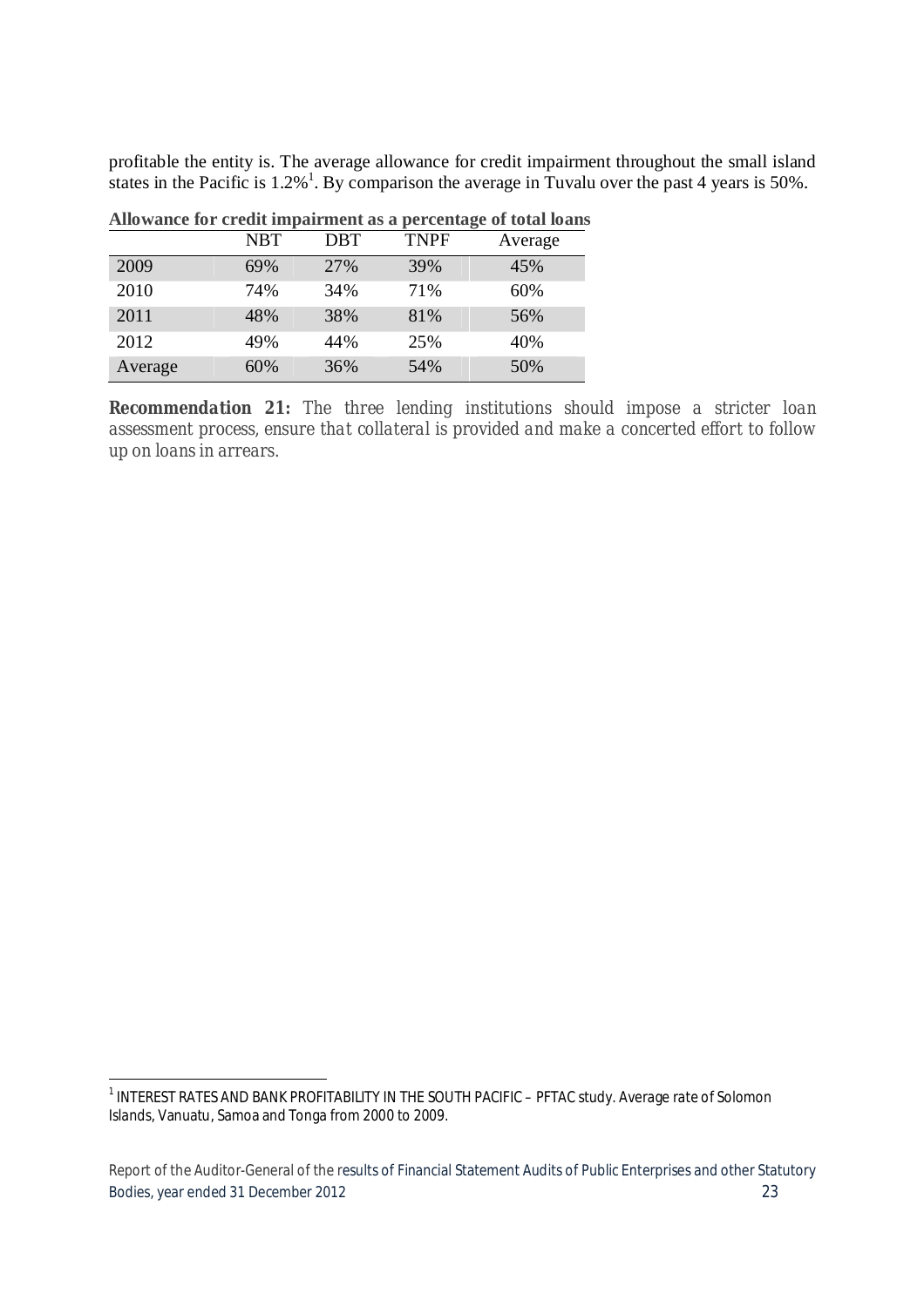profitable the entity is. The average allowance for credit impairment throughout the small island states in the Pacific is 1.2%[1]. By comparison the average in Tuvalu over the past 4 years is 50%.

**Allowance for credit impairment as a percentage of total loans**

| | NBT | DBT | TNPF | Average |
|---|---|---|---|---|
| 2009 | 69% | 27% | 39% | 45% |
| 2010 | 74% | 34% | 71% | 60% |
| 2011 | 48% | 38% | 81% | 56% |
| 2012 | 49% | 44% | 25% | 40% |
| Average | 60% | 36% | 54% | 50% |

***Recommendation 21:*** *The three lending institutions should impose a stricter loan assessment process, ensure that collateral is provided and make a concerted effort to follow up on loans in arrears.*

[1] INTEREST RATES AND BANK PROFITABILITY IN THE SOUTH PACIFIC – PFTAC study. Average rate of Solomon Islands, Vanuatu, Samoa and Tonga from 2000 to 2009.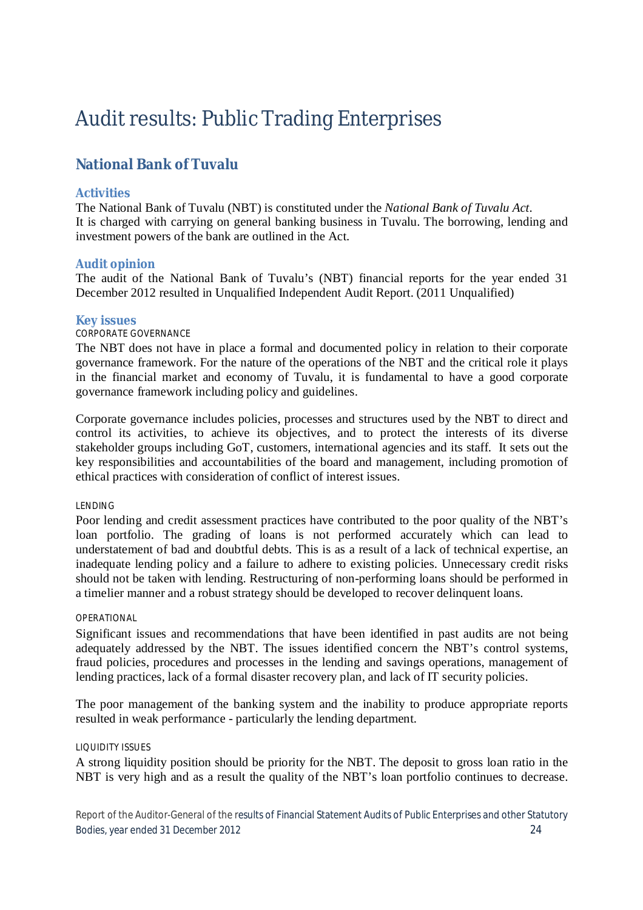# Audit results: Public Trading Enterprises

## National Bank of Tuvalu

### Activities

The National Bank of Tuvalu (NBT) is constituted under the *National Bank of Tuvalu Act*. It is charged with carrying on general banking business in Tuvalu. The borrowing, lending and investment powers of the bank are outlined in the Act.

### Audit opinion

The audit of the National Bank of Tuvalu's (NBT) financial reports for the year ended 31 December 2012 resulted in Unqualified Independent Audit Report. (2011 Unqualified)

### Key issues

CORPORATE GOVERNANCE

The NBT does not have in place a formal and documented policy in relation to their corporate governance framework. For the nature of the operations of the NBT and the critical role it plays in the financial market and economy of Tuvalu, it is fundamental to have a good corporate governance framework including policy and guidelines.

Corporate governance includes policies, processes and structures used by the NBT to direct and control its activities, to achieve its objectives, and to protect the interests of its diverse stakeholder groups including GoT, customers, international agencies and its staff. It sets out the key responsibilities and accountabilities of the board and management, including promotion of ethical practices with consideration of conflict of interest issues.

LENDING

Poor lending and credit assessment practices have contributed to the poor quality of the NBT's loan portfolio. The grading of loans is not performed accurately which can lead to understatement of bad and doubtful debts. This is as a result of a lack of technical expertise, an inadequate lending policy and a failure to adhere to existing policies. Unnecessary credit risks should not be taken with lending. Restructuring of non-performing loans should be performed in a timelier manner and a robust strategy should be developed to recover delinquent loans.

OPERATIONAL

Significant issues and recommendations that have been identified in past audits are not being adequately addressed by the NBT. The issues identified concern the NBT's control systems, fraud policies, procedures and processes in the lending and savings operations, management of lending practices, lack of a formal disaster recovery plan, and lack of IT security policies.

The poor management of the banking system and the inability to produce appropriate reports resulted in weak performance - particularly the lending department.

LIQUIDITY ISSUES

A strong liquidity position should be priority for the NBT. The deposit to gross loan ratio in the NBT is very high and as a result the quality of the NBT's loan portfolio continues to decrease.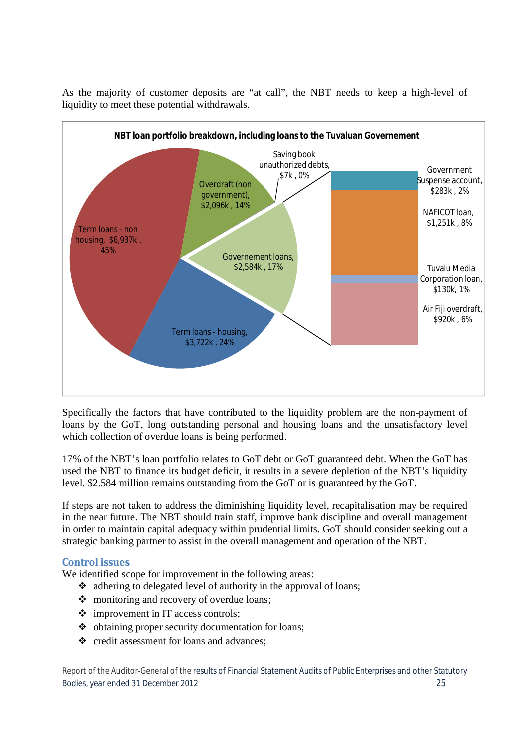As the majority of customer deposits are "at call", the NBT needs to keep a high-level of liquidity to meet these potential withdrawals.

**NBT loan portfolio breakdown, including loans to the Tuvaluan Governement**

| Category | Amount | % |
|---|---|---|
| Term loans - non housing | $6,937k | 45% |
| Overdraft (non government) | $2,096k | 14% |
| Saving book unauthorized debts | $7k | 0% |
| Governement loans | $2,584k | 17% |
| Term loans - housing | $3,722k | 24% |

Governement loans breakdown:

| Category | Amount | % |
|---|---|---|
| Government Suspense account | $283k | 2% |
| NAFICOT loan | $1,251k | 8% |
| Tuvalu Media Corporation loan | $130k | 1% |
| Air Fiji overdraft | $920k | 6% |

Specifically the factors that have contributed to the liquidity problem are the non-payment of loans by the GoT, long outstanding personal and housing loans and the unsatisfactory level which collection of overdue loans is being performed.

17% of the NBT's loan portfolio relates to GoT debt or GoT guaranteed debt. When the GoT has used the NBT to finance its budget deficit, it results in a severe depletion of the NBT's liquidity level. $2.584 million remains outstanding from the GoT or is guaranteed by the GoT.

If steps are not taken to address the diminishing liquidity level, recapitalisation may be required in the near future. The NBT should train staff, improve bank discipline and overall management in order to maintain capital adequacy within prudential limits. GoT should consider seeking out a strategic banking partner to assist in the overall management and operation of the NBT.

### Control issues

We identified scope for improvement in the following areas:

- adhering to delegated level of authority in the approval of loans;
- monitoring and recovery of overdue loans;
- improvement in IT access controls;
- obtaining proper security documentation for loans;
- credit assessment for loans and advances;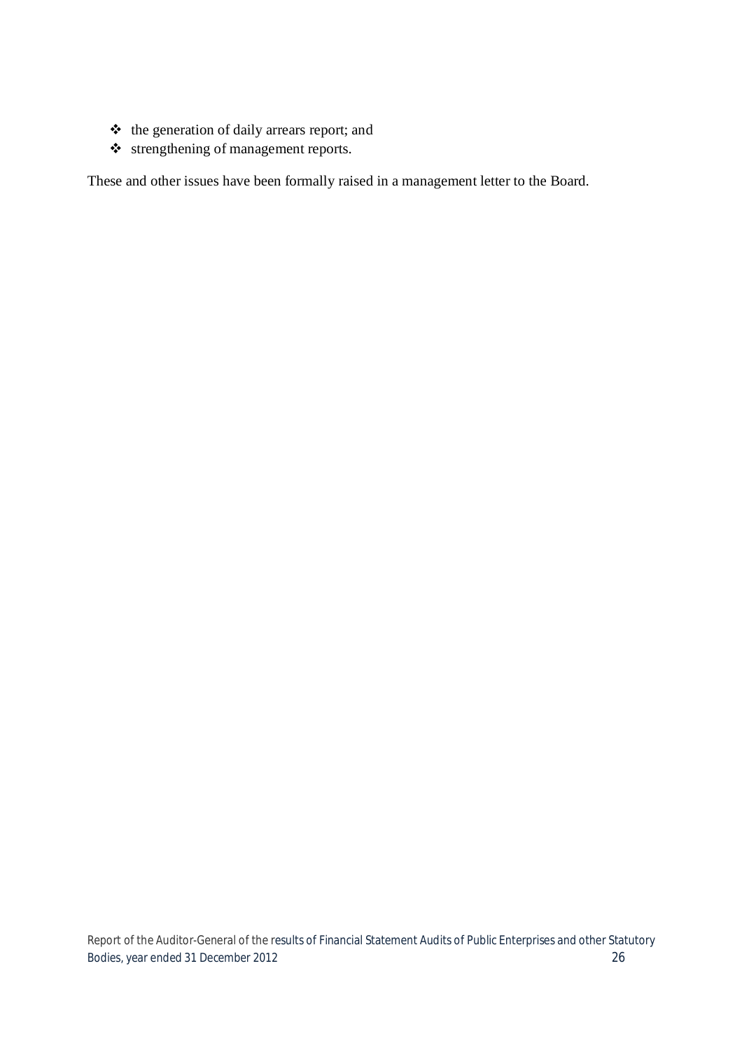- the generation of daily arrears report; and
- strengthening of management reports.

These and other issues have been formally raised in a management letter to the Board.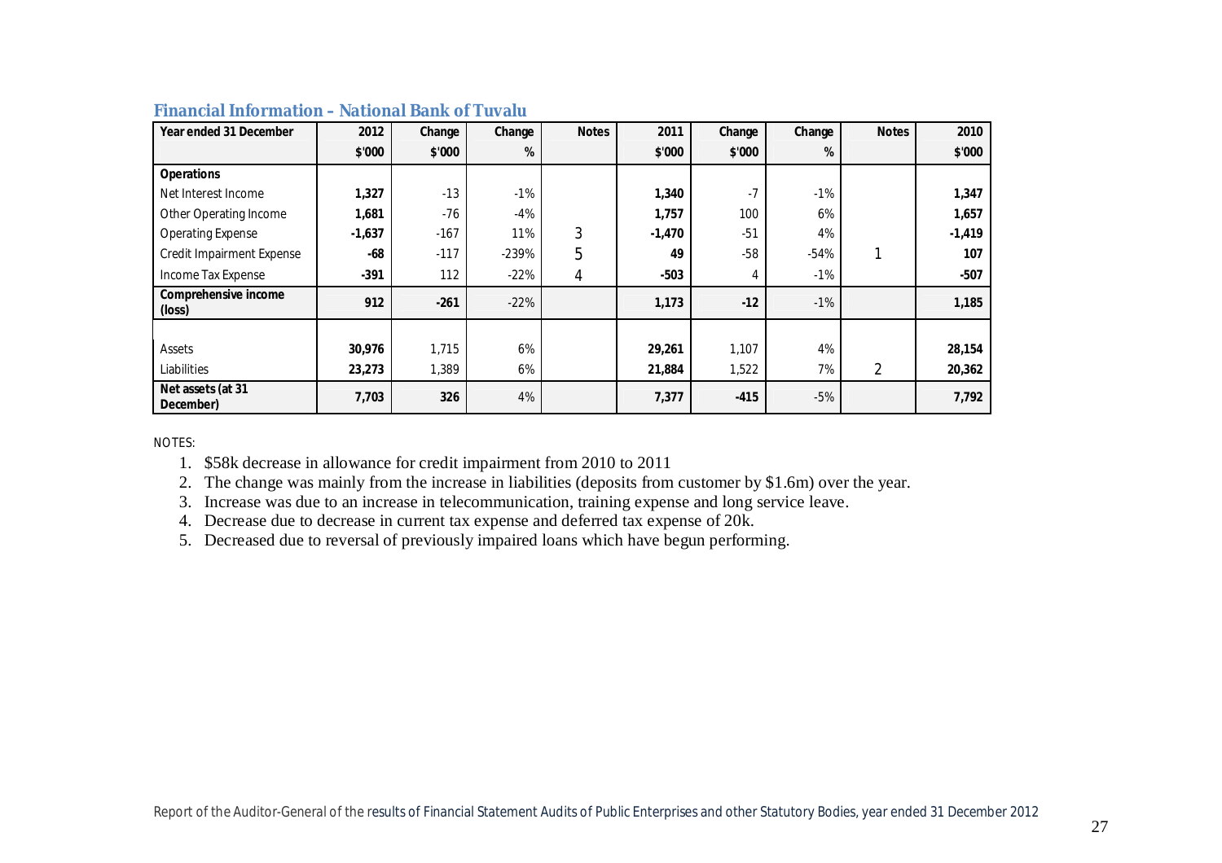### Financial Information – National Bank of Tuvalu

| Year ended 31 December | 2012 | Change | Change | Notes | 2011 | Change | Change | Notes | 2010 |
|---|---|---|---|---|---|---|---|---|---|
| | $'000 | $'000 | % | | $'000 | $'000 | % | | $'000 |
| **Operations** | | | | | | | | | |
| Net Interest Income | **1,327** | -13 | -1% | | **1,340** | -7 | -1% | | **1,347** |
| Other Operating Income | **1,681** | -76 | -4% | | **1,757** | 100 | 6% | | **1,657** |
| Operating Expense | **-1,637** | -167 | 11% | 3 | **-1,470** | -51 | 4% | | **-1,419** |
| Credit Impairment Expense | **-68** | -117 | -239% | 5 | **49** | -58 | -54% | 1 | **107** |
| Income Tax Expense | **-391** | 112 | -22% | 4 | **-503** | 4 | -1% | | **-507** |
| **Comprehensive income (loss)** | **912** | **-261** | -22% | | **1,173** | **-12** | -1% | | **1,185** |
| | | | | | | | | | |
| Assets | **30,976** | 1,715 | 6% | | **29,261** | 1,107 | 4% | | **28,154** |
| Liabilities | **23,273** | 1,389 | 6% | | **21,884** | 1,522 | 7% | 2 | **20,362** |
| **Net assets (at 31 December)** | **7,703** | **326** | 4% | | **7,377** | **-415** | -5% | | **7,792** |

NOTES:

1. $58k decrease in allowance for credit impairment from 2010 to 2011
2. The change was mainly from the increase in liabilities (deposits from customer by $1.6m) over the year.
3. Increase was due to an increase in telecommunication, training expense and long service leave.
4. Decrease due to decrease in current tax expense and deferred tax expense of 20k.
5. Decreased due to reversal of previously impaired loans which have begun performing.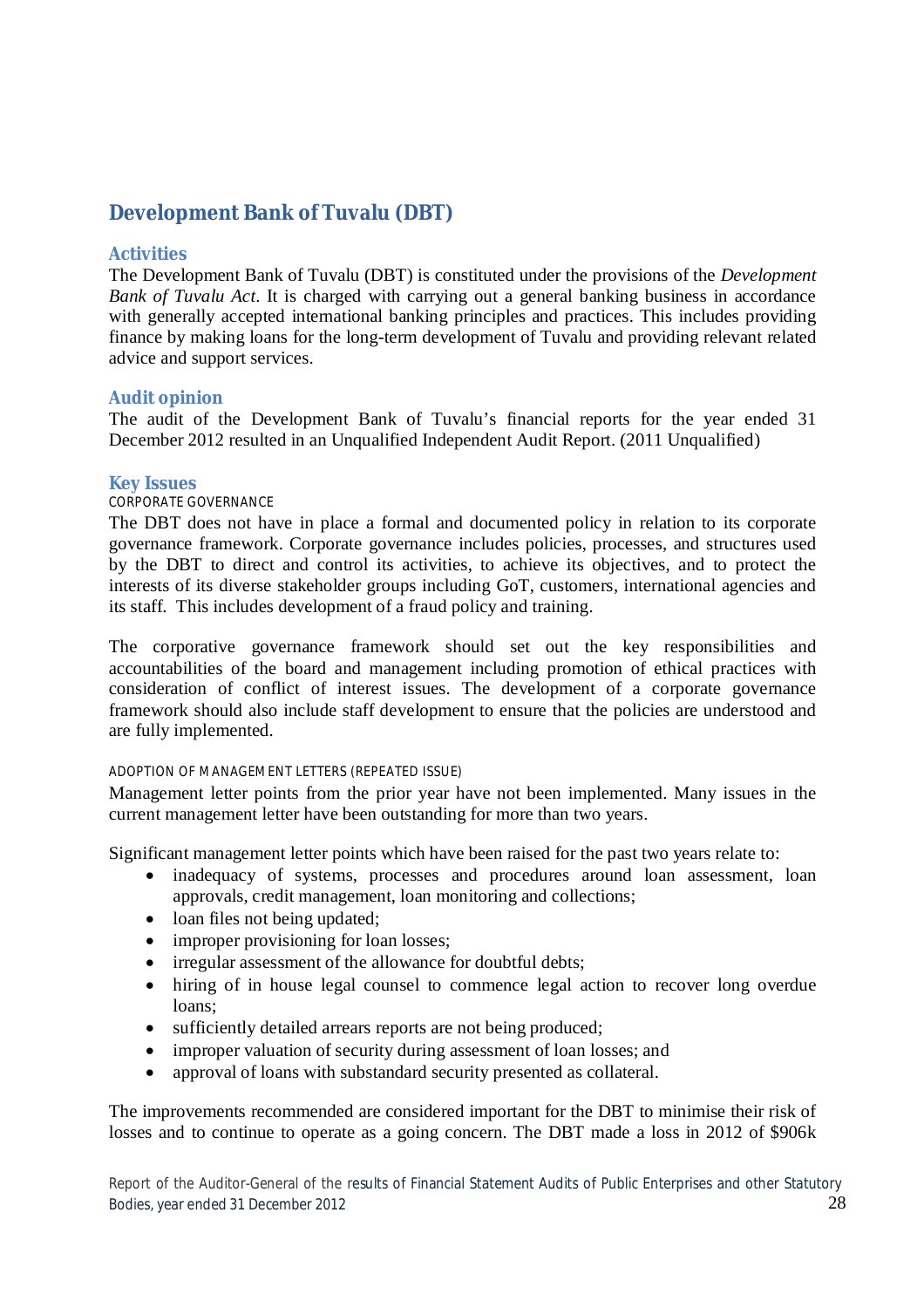## Development Bank of Tuvalu (DBT)

### Activities

The Development Bank of Tuvalu (DBT) is constituted under the provisions of the *Development Bank of Tuvalu Act*. It is charged with carrying out a general banking business in accordance with generally accepted international banking principles and practices. This includes providing finance by making loans for the long-term development of Tuvalu and providing relevant related advice and support services.

### Audit opinion

The audit of the Development Bank of Tuvalu's financial reports for the year ended 31 December 2012 resulted in an Unqualified Independent Audit Report. (2011 Unqualified)

### Key Issues

#### CORPORATE GOVERNANCE

The DBT does not have in place a formal and documented policy in relation to its corporate governance framework. Corporate governance includes policies, processes, and structures used by the DBT to direct and control its activities, to achieve its objectives, and to protect the interests of its diverse stakeholder groups including GoT, customers, international agencies and its staff. This includes development of a fraud policy and training.

The corporative governance framework should set out the key responsibilities and accountabilities of the board and management including promotion of ethical practices with consideration of conflict of interest issues. The development of a corporate governance framework should also include staff development to ensure that the policies are understood and are fully implemented.

#### ADOPTION OF MANAGEMENT LETTERS (REPEATED ISSUE)

Management letter points from the prior year have not been implemented. Many issues in the current management letter have been outstanding for more than two years.

Significant management letter points which have been raised for the past two years relate to:

- inadequacy of systems, processes and procedures around loan assessment, loan approvals, credit management, loan monitoring and collections;
- loan files not being updated;
- improper provisioning for loan losses;
- irregular assessment of the allowance for doubtful debts;
- hiring of in house legal counsel to commence legal action to recover long overdue loans;
- sufficiently detailed arrears reports are not being produced;
- improper valuation of security during assessment of loan losses; and
- approval of loans with substandard security presented as collateral.

The improvements recommended are considered important for the DBT to minimise their risk of losses and to continue to operate as a going concern. The DBT made a loss in 2012 of $906k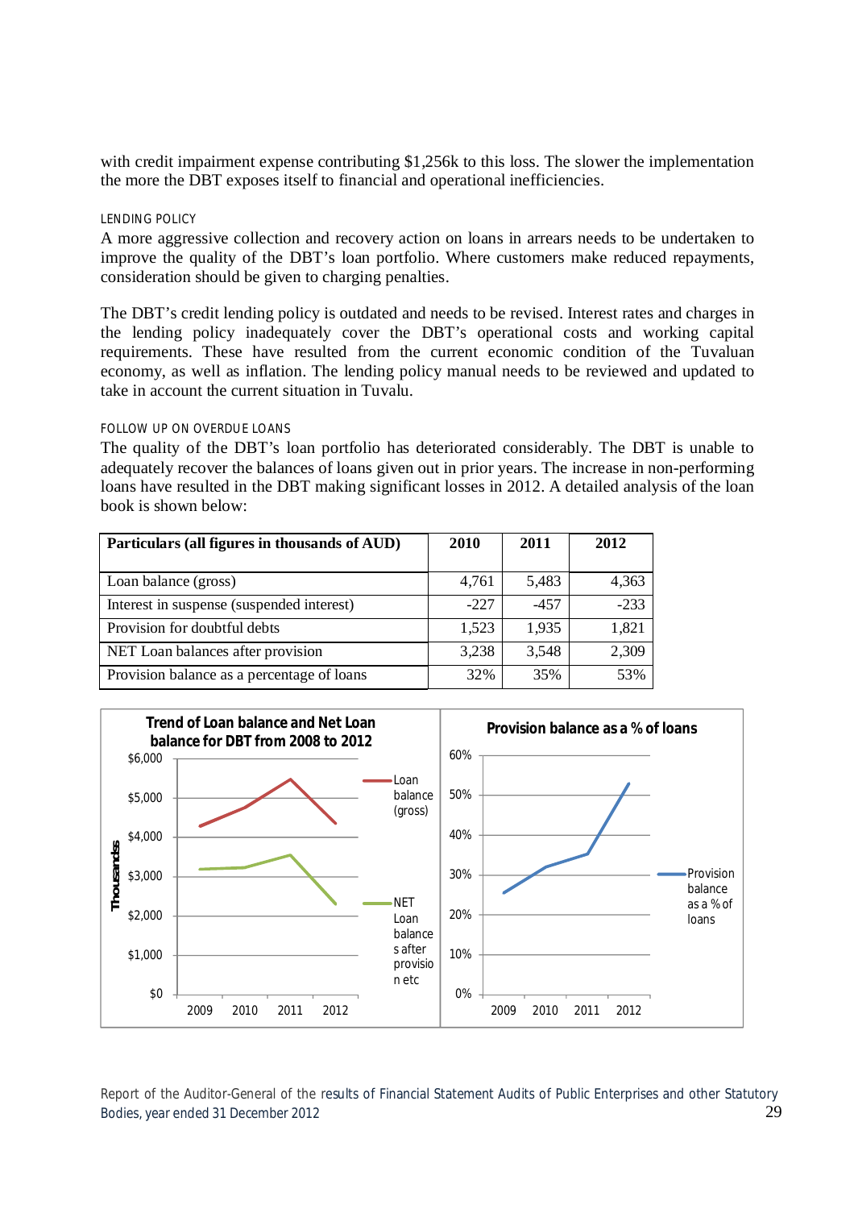with credit impairment expense contributing $1,256k to this loss. The slower the implementation the more the DBT exposes itself to financial and operational inefficiencies.

### LENDING POLICY

A more aggressive collection and recovery action on loans in arrears needs to be undertaken to improve the quality of the DBT's loan portfolio. Where customers make reduced repayments, consideration should be given to charging penalties.

The DBT's credit lending policy is outdated and needs to be revised. Interest rates and charges in the lending policy inadequately cover the DBT's operational costs and working capital requirements. These have resulted from the current economic condition of the Tuvaluan economy, as well as inflation. The lending policy manual needs to be reviewed and updated to take in account the current situation in Tuvalu.

### FOLLOW UP ON OVERDUE LOANS

The quality of the DBT's loan portfolio has deteriorated considerably. The DBT is unable to adequately recover the balances of loans given out in prior years. The increase in non-performing loans have resulted in the DBT making significant losses in 2012. A detailed analysis of the loan book is shown below:

| Particulars (all figures in thousands of AUD) | 2010 | 2011 | 2012 |
|---|---|---|---|
| Loan balance (gross) | 4,761 | 5,483 | 4,363 |
| Interest in suspense (suspended interest) | -227 | -457 | -233 |
| Provision for doubtful debts | 1,523 | 1,935 | 1,821 |
| NET Loan balances after provision | 3,238 | 3,548 | 2,309 |
| Provision balance as a percentage of loans | 32% | 35% | 53% |

**Trend of Loan balance and Net Loan balance for DBT from 2008 to 2012**

**Provision balance as a % of loans**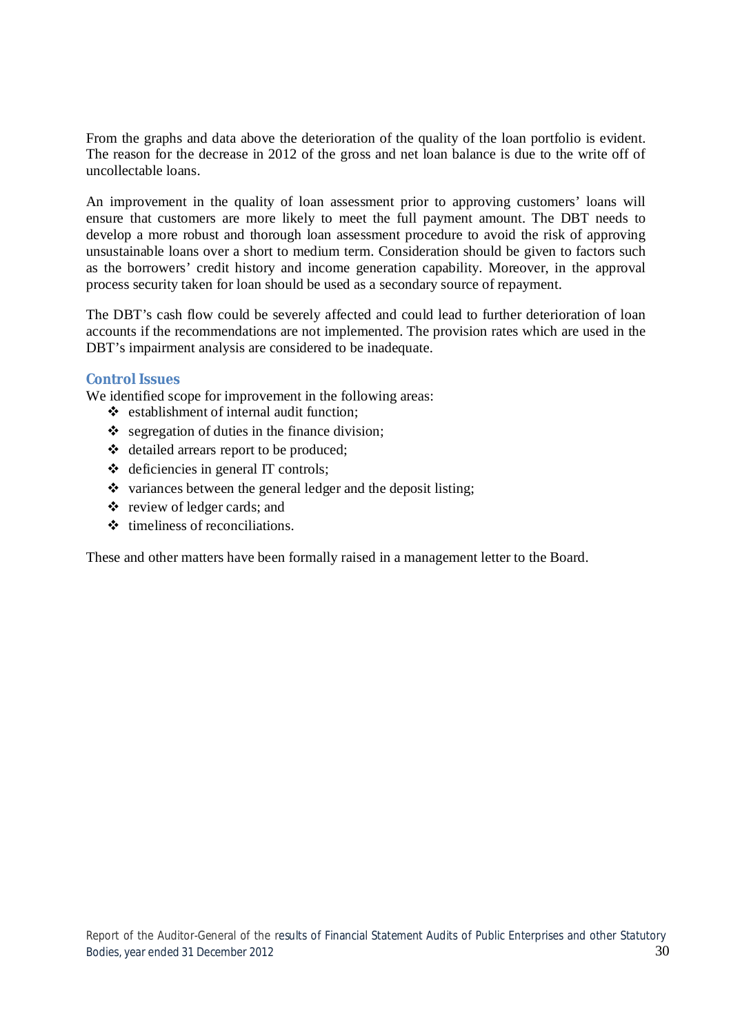From the graphs and data above the deterioration of the quality of the loan portfolio is evident. The reason for the decrease in 2012 of the gross and net loan balance is due to the write off of uncollectable loans.

An improvement in the quality of loan assessment prior to approving customers' loans will ensure that customers are more likely to meet the full payment amount. The DBT needs to develop a more robust and thorough loan assessment procedure to avoid the risk of approving unsustainable loans over a short to medium term. Consideration should be given to factors such as the borrowers' credit history and income generation capability. Moreover, in the approval process security taken for loan should be used as a secondary source of repayment.

The DBT's cash flow could be severely affected and could lead to further deterioration of loan accounts if the recommendations are not implemented. The provision rates which are used in the DBT's impairment analysis are considered to be inadequate.

### Control Issues

We identified scope for improvement in the following areas:

- establishment of internal audit function;
- segregation of duties in the finance division;
- detailed arrears report to be produced;
- deficiencies in general IT controls;
- variances between the general ledger and the deposit listing;
- review of ledger cards; and
- timeliness of reconciliations.

These and other matters have been formally raised in a management letter to the Board.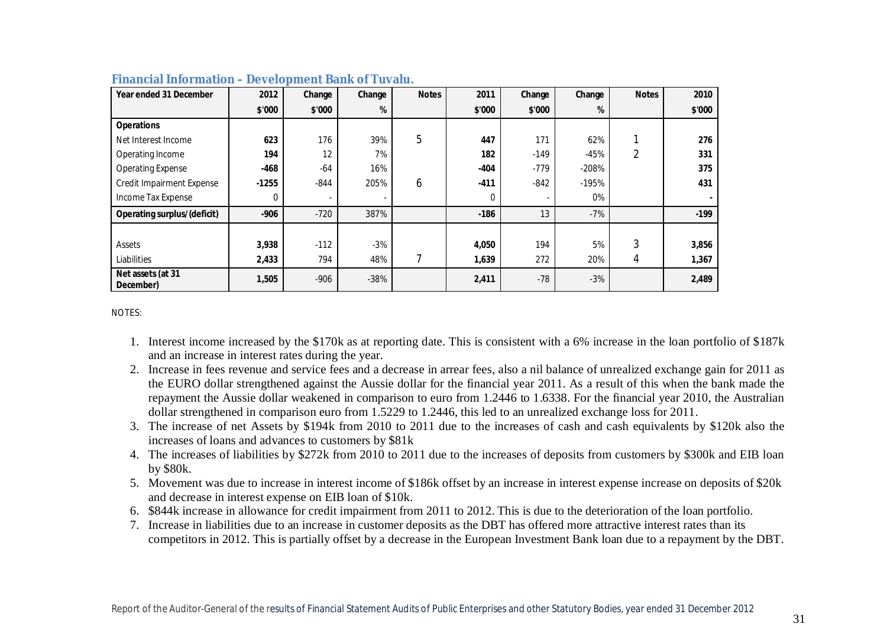### Financial Information – Development Bank of Tuvalu.

| Year ended 31 December | 2012 | Change | Change | Notes | 2011 | Change | Change | Notes | 2010 |
|---|---|---|---|---|---|---|---|---|---|
| | $'000 | $'000 | % | | $'000 | $'000 | % | | $'000 |
| **Operations** | | | | | | | | | |
| Net Interest Income | **623** | 176 | 39% | 5 | **447** | 171 | 62% | 1 | **276** |
| Operating Income | **194** | 12 | 7% | | **182** | -149 | -45% | 2 | **331** |
| Operating Expense | **-468** | -64 | 16% | | **-404** | -779 | -208% | | **375** |
| Credit Impairment Expense | **-1255** | -844 | 205% | 6 | **-411** | -842 | -195% | | **431** |
| Income Tax Expense | 0 | - | - | | 0 | - | 0% | | - |
| **Operating surplus/(deficit)** | **-906** | -720 | 387% | | **-186** | 13 | -7% | | **-199** |
| | | | | | | | | | |
| Assets | **3,938** | -112 | -3% | | **4,050** | 194 | 5% | 3 | **3,856** |
| Liabilities | **2,433** | 794 | 48% | 7 | **1,639** | 272 | 20% | 4 | **1,367** |
| **Net assets (at 31 December)** | **1,505** | -906 | -38% | | **2,411** | -78 | -3% | | **2,489** |

NOTES:

1. Interest income increased by the $170k as at reporting date. This is consistent with a 6% increase in the loan portfolio of $187k and an increase in interest rates during the year.
2. Increase in fees revenue and service fees and a decrease in arrear fees, also a nil balance of unrealized exchange gain for 2011 as the EURO dollar strengthened against the Aussie dollar for the financial year 2011. As a result of this when the bank made the repayment the Aussie dollar weakened in comparison to euro from 1.2446 to 1.6338. For the financial year 2010, the Australian dollar strengthened in comparison euro from 1.5229 to 1.2446, this led to an unrealized exchange loss for 2011.
3. The increase of net Assets by $194k from 2010 to 2011 due to the increases of cash and cash equivalents by $120k also the increases of loans and advances to customers by $81k
4. The increases of liabilities by $272k from 2010 to 2011 due to the increases of deposits from customers by $300k and EIB loan by $80k.
5. Movement was due to increase in interest income of $186k offset by an increase in interest expense increase on deposits of $20k and decrease in interest expense on EIB loan of $10k.
6. $844k increase in allowance for credit impairment from 2011 to 2012. This is due to the deterioration of the loan portfolio.
7. Increase in liabilities due to an increase in customer deposits as the DBT has offered more attractive interest rates than its competitors in 2012. This is partially offset by a decrease in the European Investment Bank loan due to a repayment by the DBT.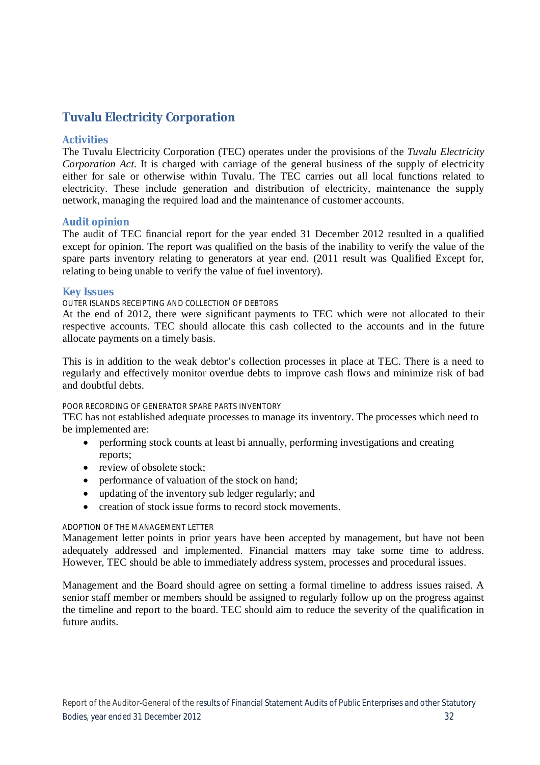## Tuvalu Electricity Corporation

### Activities

The Tuvalu Electricity Corporation (TEC) operates under the provisions of the *Tuvalu Electricity Corporation Act*. It is charged with carriage of the general business of the supply of electricity either for sale or otherwise within Tuvalu. The TEC carries out all local functions related to electricity. These include generation and distribution of electricity, maintenance the supply network, managing the required load and the maintenance of customer accounts.

### Audit opinion

The audit of TEC financial report for the year ended 31 December 2012 resulted in a qualified except for opinion. The report was qualified on the basis of the inability to verify the value of the spare parts inventory relating to generators at year end. (2011 result was Qualified Except for, relating to being unable to verify the value of fuel inventory).

### Key Issues

#### OUTER ISLANDS RECEIPTING AND COLLECTION OF DEBTORS

At the end of 2012, there were significant payments to TEC which were not allocated to their respective accounts. TEC should allocate this cash collected to the accounts and in the future allocate payments on a timely basis.

This is in addition to the weak debtor's collection processes in place at TEC. There is a need to regularly and effectively monitor overdue debts to improve cash flows and minimize risk of bad and doubtful debts.

#### POOR RECORDING OF GENERATOR SPARE PARTS INVENTORY

TEC has not established adequate processes to manage its inventory. The processes which need to be implemented are:

- performing stock counts at least bi annually, performing investigations and creating reports;
- review of obsolete stock;
- performance of valuation of the stock on hand;
- updating of the inventory sub ledger regularly; and
- creation of stock issue forms to record stock movements.

#### ADOPTION OF THE MANAGEMENT LETTER

Management letter points in prior years have been accepted by management, but have not been adequately addressed and implemented. Financial matters may take some time to address. However, TEC should be able to immediately address system, processes and procedural issues.

Management and the Board should agree on setting a formal timeline to address issues raised. A senior staff member or members should be assigned to regularly follow up on the progress against the timeline and report to the board. TEC should aim to reduce the severity of the qualification in future audits.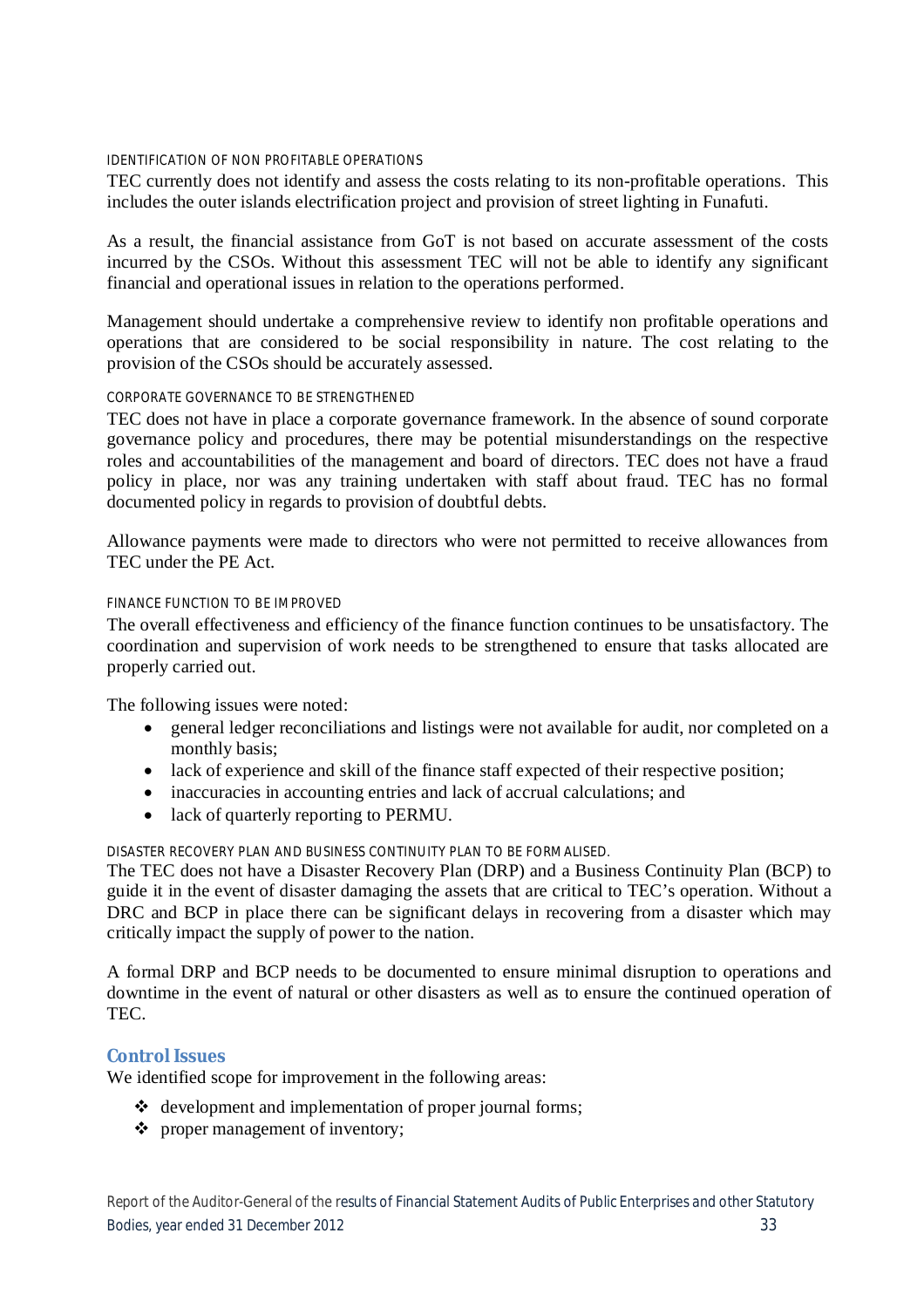#### IDENTIFICATION OF NON PROFITABLE OPERATIONS

TEC currently does not identify and assess the costs relating to its non-profitable operations. This includes the outer islands electrification project and provision of street lighting in Funafuti.

As a result, the financial assistance from GoT is not based on accurate assessment of the costs incurred by the CSOs. Without this assessment TEC will not be able to identify any significant financial and operational issues in relation to the operations performed.

Management should undertake a comprehensive review to identify non profitable operations and operations that are considered to be social responsibility in nature. The cost relating to the provision of the CSOs should be accurately assessed.

#### CORPORATE GOVERNANCE TO BE STRENGTHENED

TEC does not have in place a corporate governance framework. In the absence of sound corporate governance policy and procedures, there may be potential misunderstandings on the respective roles and accountabilities of the management and board of directors. TEC does not have a fraud policy in place, nor was any training undertaken with staff about fraud. TEC has no formal documented policy in regards to provision of doubtful debts.

Allowance payments were made to directors who were not permitted to receive allowances from TEC under the PE Act.

#### FINANCE FUNCTION TO BE IMPROVED

The overall effectiveness and efficiency of the finance function continues to be unsatisfactory. The coordination and supervision of work needs to be strengthened to ensure that tasks allocated are properly carried out.

The following issues were noted:

- general ledger reconciliations and listings were not available for audit, nor completed on a monthly basis;
- lack of experience and skill of the finance staff expected of their respective position;
- inaccuracies in accounting entries and lack of accrual calculations; and
- lack of quarterly reporting to PERMU.

#### DISASTER RECOVERY PLAN AND BUSINESS CONTINUITY PLAN TO BE FORMALISED.

The TEC does not have a Disaster Recovery Plan (DRP) and a Business Continuity Plan (BCP) to guide it in the event of disaster damaging the assets that are critical to TEC's operation. Without a DRC and BCP in place there can be significant delays in recovering from a disaster which may critically impact the supply of power to the nation.

A formal DRP and BCP needs to be documented to ensure minimal disruption to operations and downtime in the event of natural or other disasters as well as to ensure the continued operation of TEC.

### Control Issues

We identified scope for improvement in the following areas:

- development and implementation of proper journal forms;
- proper management of inventory;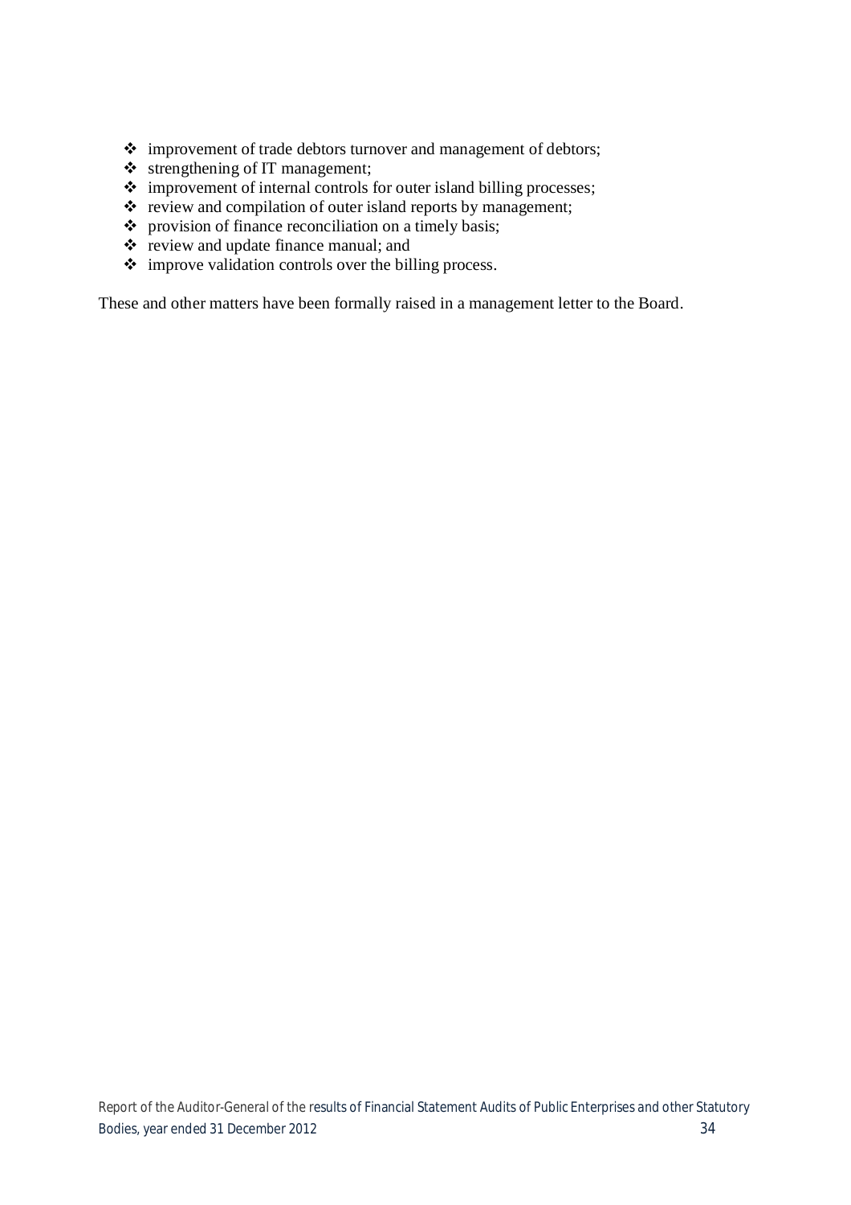- improvement of trade debtors turnover and management of debtors;
- strengthening of IT management;
- improvement of internal controls for outer island billing processes;
- review and compilation of outer island reports by management;
- provision of finance reconciliation on a timely basis;
- review and update finance manual; and
- improve validation controls over the billing process.

These and other matters have been formally raised in a management letter to the Board.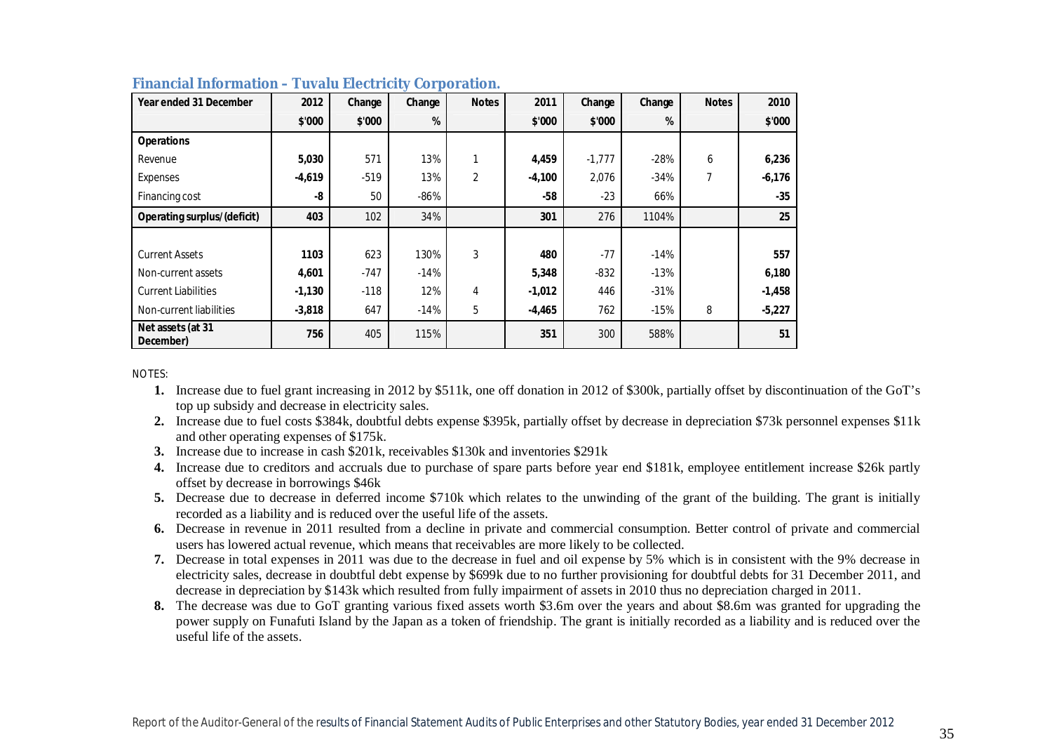## Financial Information – Tuvalu Electricity Corporation.

| Year ended 31 December | 2012 | Change | Change | Notes | 2011 | Change | Change | Notes | 2010 |
|---|---|---|---|---|---|---|---|---|---|
| | $'000 | $'000 | % | | $'000 | $'000 | % | | $'000 |
| **Operations** | | | | | | | | | |
| Revenue | **5,030** | 571 | 13% | 1 | **4,459** | -1,777 | -28% | 6 | **6,236** |
| Expenses | **-4,619** | -519 | 13% | 2 | **-4,100** | 2,076 | -34% | 7 | **-6,176** |
| Financing cost | **-8** | 50 | -86% | | **-58** | -23 | 66% | | **-35** |
| **Operating surplus/(deficit)** | **403** | 102 | 34% | | **301** | 276 | 1104% | | **25** |
| | | | | | | | | | |
| Current Assets | **1103** | 623 | 130% | 3 | **480** | -77 | -14% | | **557** |
| Non-current assets | **4,601** | -747 | -14% | | **5,348** | -832 | -13% | | **6,180** |
| Current Liabilities | **-1,130** | -118 | 12% | 4 | **-1,012** | 446 | -31% | | **-1,458** |
| Non-current liabilities | **-3,818** | 647 | -14% | 5 | **-4,465** | 762 | -15% | 8 | **-5,227** |
| **Net assets (at 31 December)** | **756** | 405 | 115% | | **351** | 300 | 588% | | **51** |

NOTES:

1. Increase due to fuel grant increasing in 2012 by $511k, one off donation in 2012 of $300k, partially offset by discontinuation of the GoT's top up subsidy and decrease in electricity sales.
2. Increase due to fuel costs $384k, doubtful debts expense $395k, partially offset by decrease in depreciation $73k personnel expenses $11k and other operating expenses of $175k.
3. Increase due to increase in cash $201k, receivables $130k and inventories $291k
4. Increase due to creditors and accruals due to purchase of spare parts before year end $181k, employee entitlement increase $26k partly offset by decrease in borrowings $46k
5. Decrease due to decrease in deferred income $710k which relates to the unwinding of the grant of the building. The grant is initially recorded as a liability and is reduced over the useful life of the assets.
6. Decrease in revenue in 2011 resulted from a decline in private and commercial consumption. Better control of private and commercial users has lowered actual revenue, which means that receivables are more likely to be collected.
7. Decrease in total expenses in 2011 was due to the decrease in fuel and oil expense by 5% which is in consistent with the 9% decrease in electricity sales, decrease in doubtful debt expense by $699k due to no further provisioning for doubtful debts for 31 December 2011, and decrease in depreciation by $143k which resulted from fully impairment of assets in 2010 thus no depreciation charged in 2011.
8. The decrease was due to GoT granting various fixed assets worth $3.6m over the years and about $8.6m was granted for upgrading the power supply on Funafuti Island by the Japan as a token of friendship. The grant is initially recorded as a liability and is reduced over the useful life of the assets.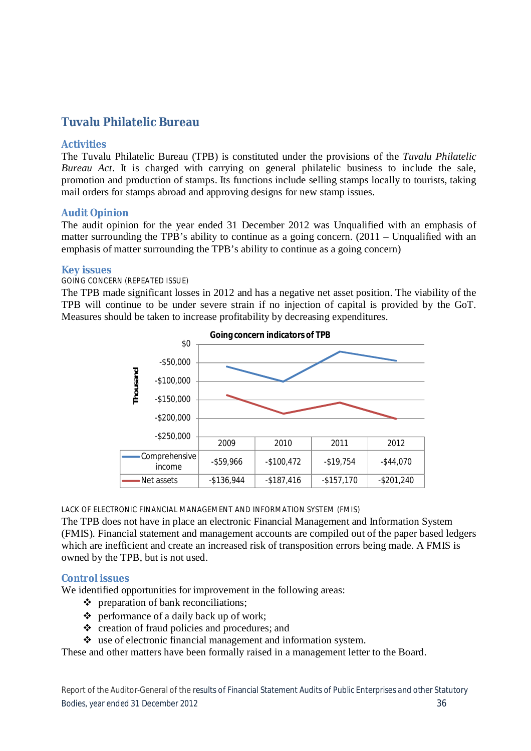## Tuvalu Philatelic Bureau

### Activities

The Tuvalu Philatelic Bureau (TPB) is constituted under the provisions of the *Tuvalu Philatelic Bureau Act*. It is charged with carrying on general philatelic business to include the sale, promotion and production of stamps. Its functions include selling stamps locally to tourists, taking mail orders for stamps abroad and approving designs for new stamp issues.

### Audit Opinion

The audit opinion for the year ended 31 December 2012 was Unqualified with an emphasis of matter surrounding the TPB's ability to continue as a going concern. (2011 – Unqualified with an emphasis of matter surrounding the TPB's ability to continue as a going concern)

### Key issues

GOING CONCERN (REPEATED ISSUE)

The TPB made significant losses in 2012 and has a negative net asset position. The viability of the TPB will continue to be under severe strain if no injection of capital is provided by the GoT. Measures should be taken to increase profitability by decreasing expenditures.

**Going concern indicators of TPB**

| | 2009 | 2010 | 2011 | 2012 |
|---|---|---|---|---|
| Comprehensive income | -$59,966 | -$100,472 | -$19,754 | -$44,070 |
| Net assets | -$136,944 | -$187,416 | -$157,170 | -$201,240 |

LACK OF ELECTRONIC FINANCIAL MANAGEMENT AND INFORMATION SYSTEM (FMIS)

The TPB does not have in place an electronic Financial Management and Information System (FMIS). Financial statement and management accounts are compiled out of the paper based ledgers which are inefficient and create an increased risk of transposition errors being made. A FMIS is owned by the TPB, but is not used.

### Control issues

We identified opportunities for improvement in the following areas:

- preparation of bank reconciliations;
- performance of a daily back up of work;
- creation of fraud policies and procedures; and
- use of electronic financial management and information system.

These and other matters have been formally raised in a management letter to the Board.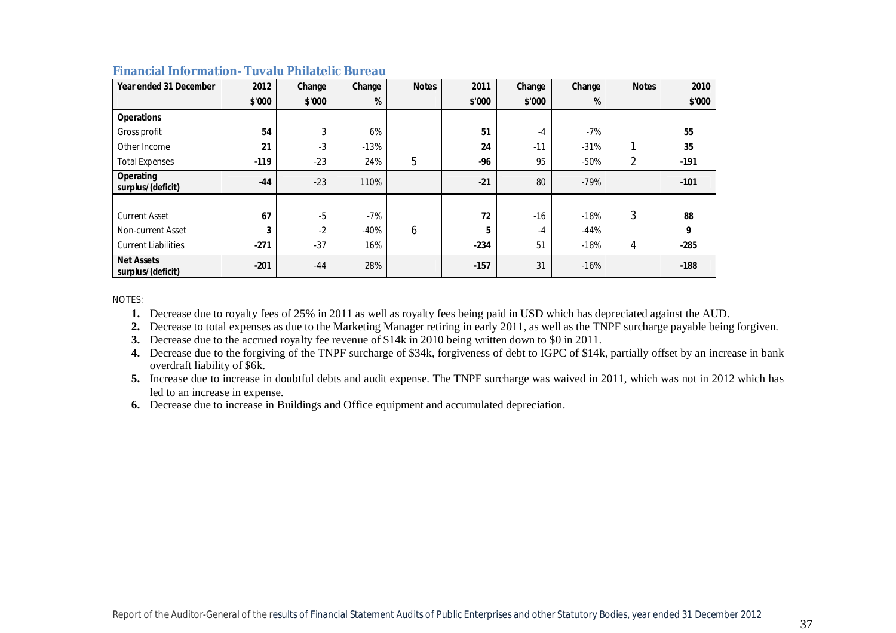### Financial Information- Tuvalu Philatelic Bureau

| Year ended 31 December | 2012 | Change | Change | Notes | 2011 | Change | Change | Notes | 2010 |
|---|---|---|---|---|---|---|---|---|---|
| | $'000 | $'000 | % | | $'000 | $'000 | % | | $'000 |
| **Operations** | | | | | | | | | |
| Gross profit | **54** | 3 | 6% | | **51** | -4 | -7% | | **55** |
| Other Income | **21** | -3 | -13% | | **24** | -11 | -31% | 1 | **35** |
| Total Expenses | **-119** | -23 | 24% | 5 | **-96** | 95 | -50% | 2 | **-191** |
| **Operating surplus/(deficit)** | **-44** | -23 | 110% | | **-21** | 80 | -79% | | **-101** |
| | | | | | | | | | |
| Current Asset | **67** | -5 | -7% | | **72** | -16 | -18% | 3 | **88** |
| Non-current Asset | **3** | -2 | -40% | 6 | **5** | -4 | -44% | | **9** |
| Current Liabilities | **-271** | -37 | 16% | | **-234** | 51 | -18% | 4 | **-285** |
| **Net Assets surplus/(deficit)** | **-201** | -44 | 28% | | **-157** | 31 | -16% | | **-188** |

NOTES:

1. Decrease due to royalty fees of 25% in 2011 as well as royalty fees being paid in USD which has depreciated against the AUD.
2. Decrease to total expenses as due to the Marketing Manager retiring in early 2011, as well as the TNPF surcharge payable being forgiven.
3. Decrease due to the accrued royalty fee revenue of $14k in 2010 being written down to $0 in 2011.
4. Decrease due to the forgiving of the TNPF surcharge of $34k, forgiveness of debt to IGPC of $14k, partially offset by an increase in bank overdraft liability of $6k.
5. Increase due to increase in doubtful debts and audit expense. The TNPF surcharge was waived in 2011, which was not in 2012 which has led to an increase in expense.
6. Decrease due to increase in Buildings and Office equipment and accumulated depreciation.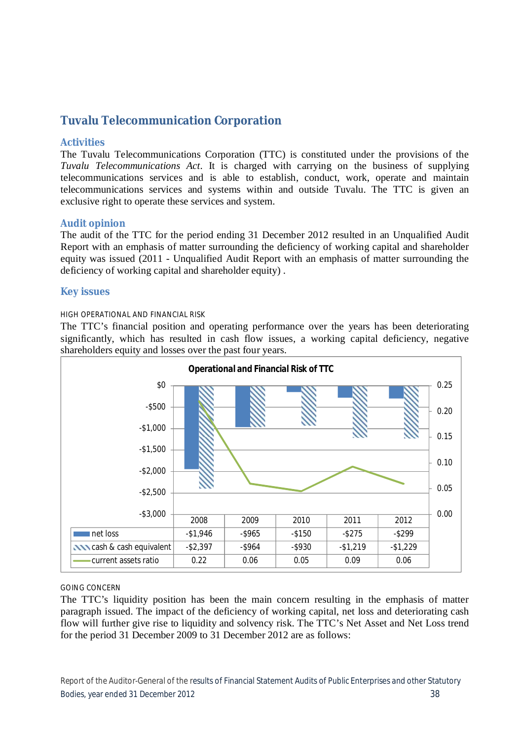## Tuvalu Telecommunication Corporation

### Activities

The Tuvalu Telecommunications Corporation (TTC) is constituted under the provisions of the *Tuvalu Telecommunications Act*. It is charged with carrying on the business of supplying telecommunications services and is able to establish, conduct, work, operate and maintain telecommunications services and systems within and outside Tuvalu. The TTC is given an exclusive right to operate these services and system.

### Audit opinion

The audit of the TTC for the period ending 31 December 2012 resulted in an Unqualified Audit Report with an emphasis of matter surrounding the deficiency of working capital and shareholder equity was issued (2011 - Unqualified Audit Report with an emphasis of matter surrounding the deficiency of working capital and shareholder equity) .

### Key issues

HIGH OPERATIONAL AND FINANCIAL RISK

The TTC's financial position and operating performance over the years has been deteriorating significantly, which has resulted in cash flow issues, a working capital deficiency, negative shareholders equity and losses over the past four years.

**Operational and Financial Risk of TTC**

| | 2008 | 2009 | 2010 | 2011 | 2012 |
|---|---|---|---|---|---|
| net loss | -$1,946 | -$965 | -$150 | -$275 | -$299 |
| cash & cash equivalent | -$2,397 | -$964 | -$930 | -$1,219 | -$1,229 |
| current assets ratio | 0.22 | 0.06 | 0.05 | 0.09 | 0.06 |

GOING CONCERN

The TTC's liquidity position has been the main concern resulting in the emphasis of matter paragraph issued. The impact of the deficiency of working capital, net loss and deteriorating cash flow will further give rise to liquidity and solvency risk. The TTC's Net Asset and Net Loss trend for the period 31 December 2009 to 31 December 2012 are as follows: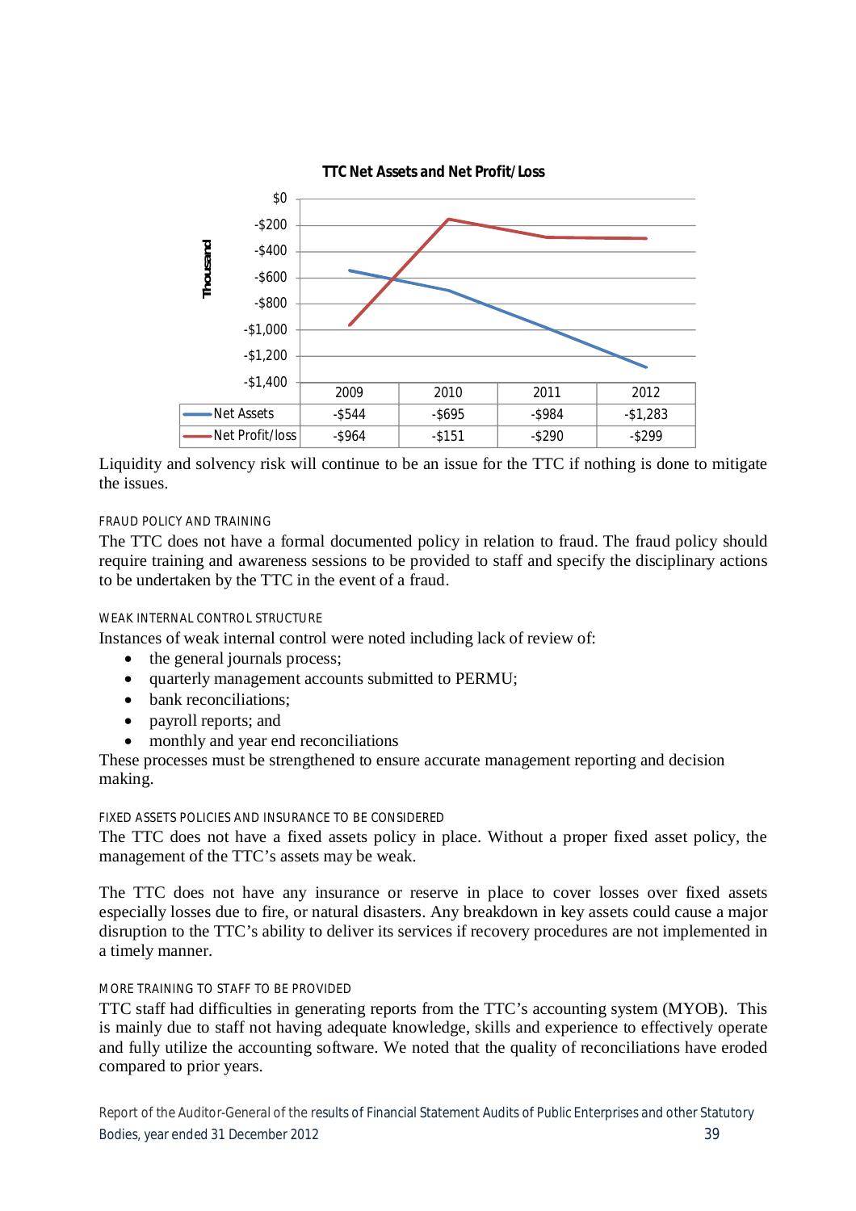**TTC Net Assets and Net Profit/Loss**

(Thousand)

| | 2009 | 2010 | 2011 | 2012 |
|---|---|---|---|---|
| Net Assets | -$544 | -$695 | -$984 | -$1,283 |
| Net Profit/loss | -$964 | -$151 | -$290 | -$299 |

Liquidity and solvency risk will continue to be an issue for the TTC if nothing is done to mitigate the issues.

#### FRAUD POLICY AND TRAINING

The TTC does not have a formal documented policy in relation to fraud. The fraud policy should require training and awareness sessions to be provided to staff and specify the disciplinary actions to be undertaken by the TTC in the event of a fraud.

#### WEAK INTERNAL CONTROL STRUCTURE

Instances of weak internal control were noted including lack of review of:

- the general journals process;
- quarterly management accounts submitted to PERMU;
- bank reconciliations;
- payroll reports; and
- monthly and year end reconciliations

These processes must be strengthened to ensure accurate management reporting and decision making.

#### FIXED ASSETS POLICIES AND INSURANCE TO BE CONSIDERED

The TTC does not have a fixed assets policy in place. Without a proper fixed asset policy, the management of the TTC's assets may be weak.

The TTC does not have any insurance or reserve in place to cover losses over fixed assets especially losses due to fire, or natural disasters. Any breakdown in key assets could cause a major disruption to the TTC's ability to deliver its services if recovery procedures are not implemented in a timely manner.

#### MORE TRAINING TO STAFF TO BE PROVIDED

TTC staff had difficulties in generating reports from the TTC's accounting system (MYOB). This is mainly due to staff not having adequate knowledge, skills and experience to effectively operate and fully utilize the accounting software. We noted that the quality of reconciliations have eroded compared to prior years.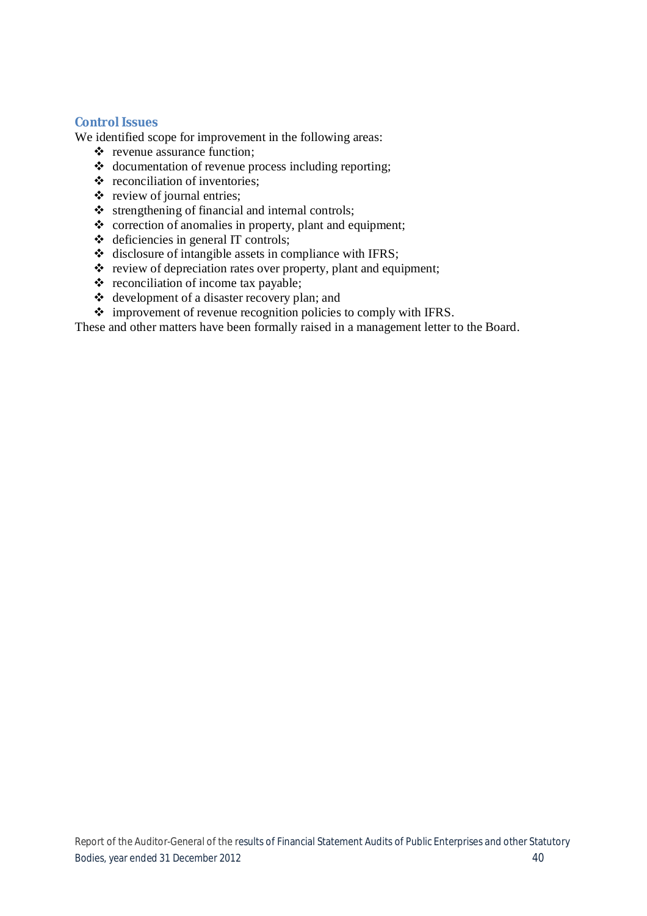### Control Issues

We identified scope for improvement in the following areas:

- revenue assurance function;
- documentation of revenue process including reporting;
- reconciliation of inventories;
- review of journal entries;
- strengthening of financial and internal controls;
- correction of anomalies in property, plant and equipment;
- deficiencies in general IT controls;
- disclosure of intangible assets in compliance with IFRS;
- review of depreciation rates over property, plant and equipment;
- reconciliation of income tax payable;
- development of a disaster recovery plan; and
- improvement of revenue recognition policies to comply with IFRS.

These and other matters have been formally raised in a management letter to the Board.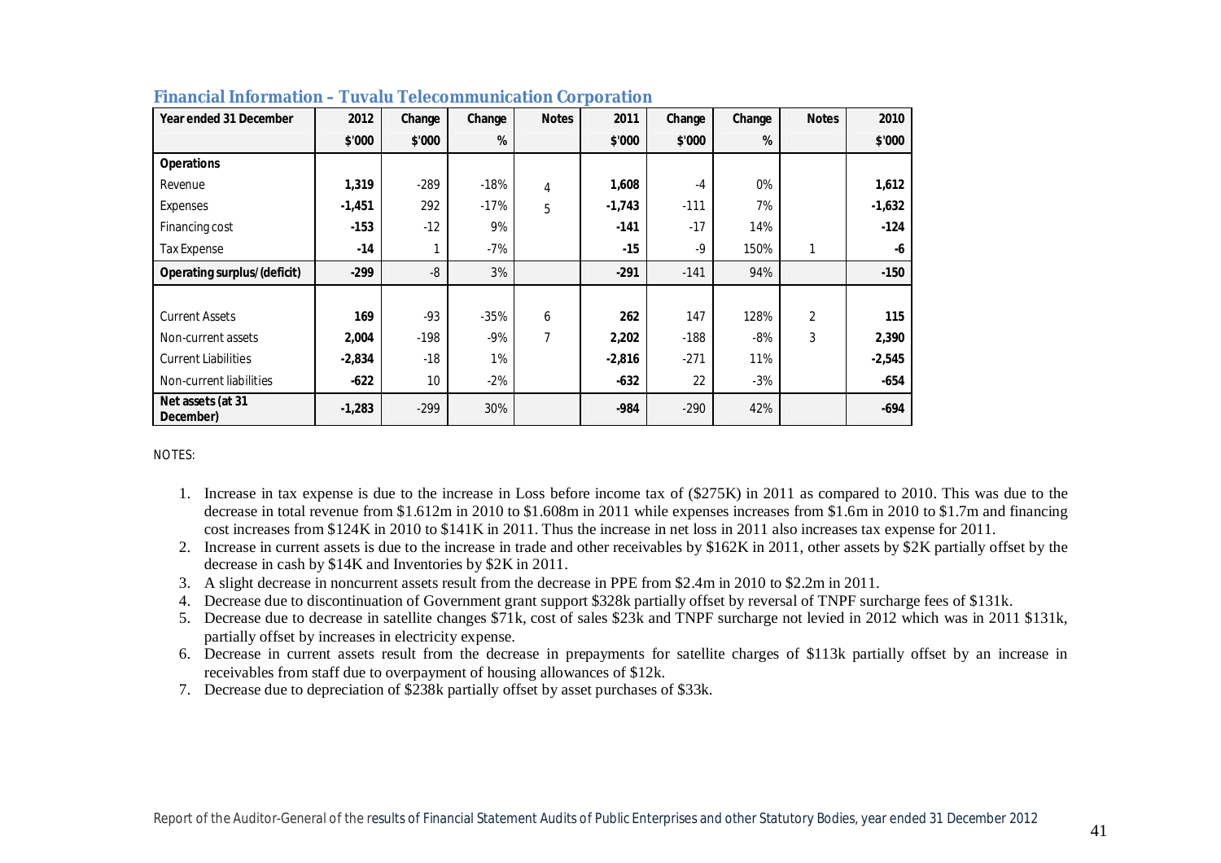## Financial Information – Tuvalu Telecommunication Corporation

| Year ended 31 December | 2012 | Change | Change | Notes | 2011 | Change | Change | Notes | 2010 |
|---|---|---|---|---|---|---|---|---|---|
| | $'000 | $'000 | % | | $'000 | $'000 | % | | $'000 |
| **Operations** | | | | | | | | | |
| Revenue | **1,319** | -289 | -18% | 4 | **1,608** | -4 | 0% | | **1,612** |
| Expenses | **-1,451** | 292 | -17% | 5 | **-1,743** | -111 | 7% | | **-1,632** |
| Financing cost | **-153** | -12 | 9% | | **-141** | -17 | 14% | | **-124** |
| Tax Expense | **-14** | 1 | -7% | | **-15** | -9 | 150% | 1 | **-6** |
| **Operating surplus/(deficit)** | **-299** | -8 | 3% | | **-291** | -141 | 94% | | **-150** |
| | | | | | | | | | |
| Current Assets | **169** | -93 | -35% | 6 | **262** | 147 | 128% | 2 | **115** |
| Non-current assets | **2,004** | -198 | -9% | 7 | **2,202** | -188 | -8% | 3 | **2,390** |
| Current Liabilities | **-2,834** | -18 | 1% | | **-2,816** | -271 | 11% | | **-2,545** |
| Non-current liabilities | **-622** | 10 | -2% | | **-632** | 22 | -3% | | **-654** |
| **Net assets (at 31 December)** | **-1,283** | -299 | 30% | | **-984** | -290 | 42% | | **-694** |

NOTES:

1. Increase in tax expense is due to the increase in Loss before income tax of ($275K) in 2011 as compared to 2010. This was due to the decrease in total revenue from $1.612m in 2010 to $1.608m in 2011 while expenses increases from $1.6m in 2010 to $1.7m and financing cost increases from $124K in 2010 to $141K in 2011. Thus the increase in net loss in 2011 also increases tax expense for 2011.
2. Increase in current assets is due to the increase in trade and other receivables by $162K in 2011, other assets by $2K partially offset by the decrease in cash by $14K and Inventories by $2K in 2011.
3. A slight decrease in noncurrent assets result from the decrease in PPE from $2.4m in 2010 to $2.2m in 2011.
4. Decrease due to discontinuation of Government grant support $328k partially offset by reversal of TNPF surcharge fees of $131k.
5. Decrease due to decrease in satellite changes $71k, cost of sales $23k and TNPF surcharge not levied in 2012 which was in 2011 $131k, partially offset by increases in electricity expense.
6. Decrease in current assets result from the decrease in prepayments for satellite charges of $113k partially offset by an increase in receivables from staff due to overpayment of housing allowances of $12k.
7. Decrease due to depreciation of $238k partially offset by asset purchases of $33k.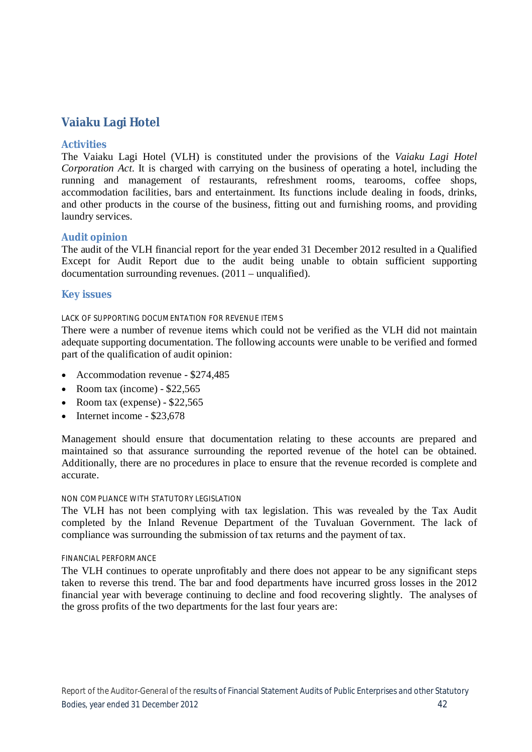## Vaiaku Lagi Hotel

### Activities

The Vaiaku Lagi Hotel (VLH) is constituted under the provisions of the *Vaiaku Lagi Hotel Corporation Act*. It is charged with carrying on the business of operating a hotel, including the running and management of restaurants, refreshment rooms, tearooms, coffee shops, accommodation facilities, bars and entertainment. Its functions include dealing in foods, drinks, and other products in the course of the business, fitting out and furnishing rooms, and providing laundry services.

### Audit opinion

The audit of the VLH financial report for the year ended 31 December 2012 resulted in a Qualified Except for Audit Report due to the audit being unable to obtain sufficient supporting documentation surrounding revenues. (2011 – unqualified).

### Key issues

#### LACK OF SUPPORTING DOCUMENTATION FOR REVENUE ITEMS

There were a number of revenue items which could not be verified as the VLH did not maintain adequate supporting documentation. The following accounts were unable to be verified and formed part of the qualification of audit opinion:

- Accommodation revenue - $274,485
- Room tax (income) - $22,565
- Room tax (expense) - $22,565
- Internet income - $23,678

Management should ensure that documentation relating to these accounts are prepared and maintained so that assurance surrounding the reported revenue of the hotel can be obtained. Additionally, there are no procedures in place to ensure that the revenue recorded is complete and accurate.

#### NON COMPLIANCE WITH STATUTORY LEGISLATION

The VLH has not been complying with tax legislation. This was revealed by the Tax Audit completed by the Inland Revenue Department of the Tuvaluan Government. The lack of compliance was surrounding the submission of tax returns and the payment of tax.

#### FINANCIAL PERFORMANCE

The VLH continues to operate unprofitably and there does not appear to be any significant steps taken to reverse this trend. The bar and food departments have incurred gross losses in the 2012 financial year with beverage continuing to decline and food recovering slightly. The analyses of the gross profits of the two departments for the last four years are: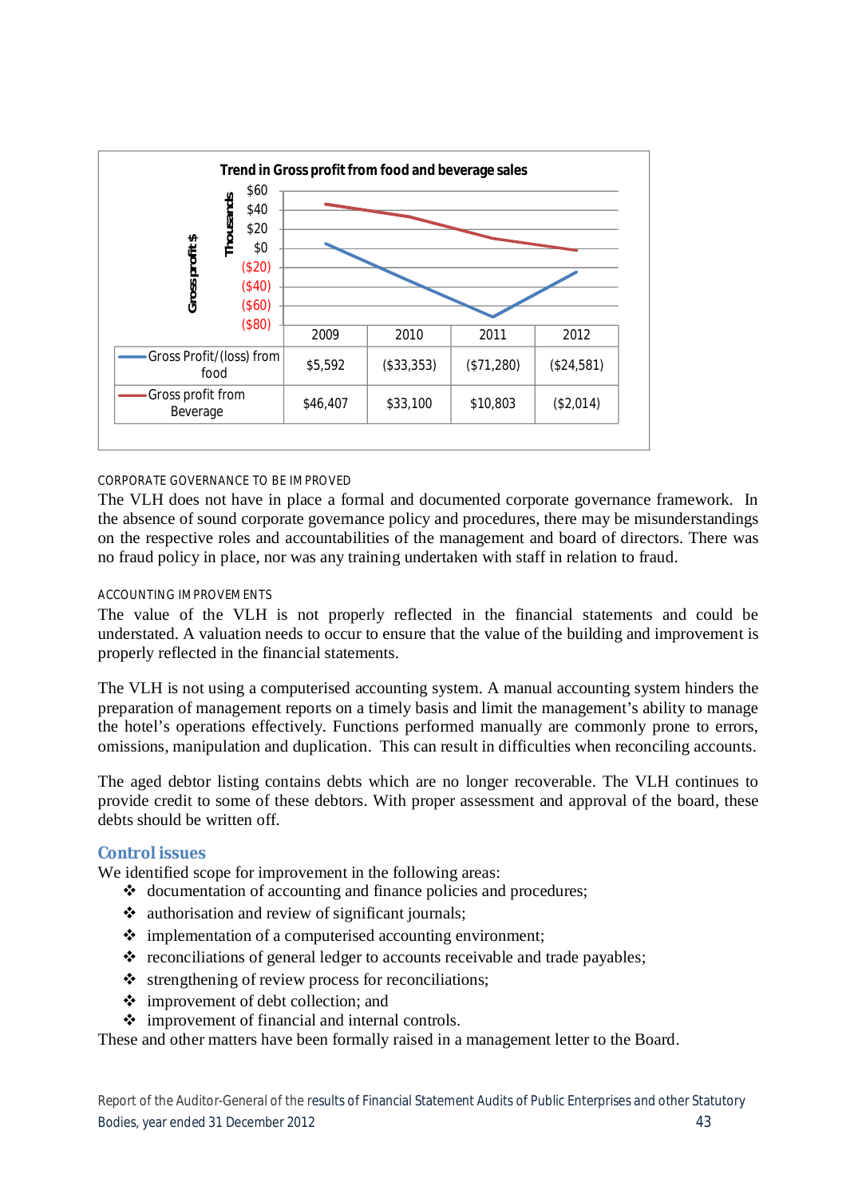**Trend in Gross profit from food and beverage sales**

| | 2009 | 2010 | 2011 | 2012 |
|---|---|---|---|---|
| Gross Profit/(loss) from food | $5,592 | ($33,353) | ($71,280) | ($24,581) |
| Gross profit from Beverage | $46,407 | $33,100 | $10,803 | ($2,014) |

CORPORATE GOVERNANCE TO BE IMPROVED

The VLH does not have in place a formal and documented corporate governance framework. In the absence of sound corporate governance policy and procedures, there may be misunderstandings on the respective roles and accountabilities of the management and board of directors. There was no fraud policy in place, nor was any training undertaken with staff in relation to fraud.

ACCOUNTING IMPROVEMENTS

The value of the VLH is not properly reflected in the financial statements and could be understated. A valuation needs to occur to ensure that the value of the building and improvement is properly reflected in the financial statements.

The VLH is not using a computerised accounting system. A manual accounting system hinders the preparation of management reports on a timely basis and limit the management's ability to manage the hotel's operations effectively. Functions performed manually are commonly prone to errors, omissions, manipulation and duplication. This can result in difficulties when reconciling accounts.

The aged debtor listing contains debts which are no longer recoverable. The VLH continues to provide credit to some of these debtors. With proper assessment and approval of the board, these debts should be written off.

## Control issues

We identified scope for improvement in the following areas:

- documentation of accounting and finance policies and procedures;
- authorisation and review of significant journals;
- implementation of a computerised accounting environment;
- reconciliations of general ledger to accounts receivable and trade payables;
- strengthening of review process for reconciliations;
- improvement of debt collection; and
- improvement of financial and internal controls.

These and other matters have been formally raised in a management letter to the Board.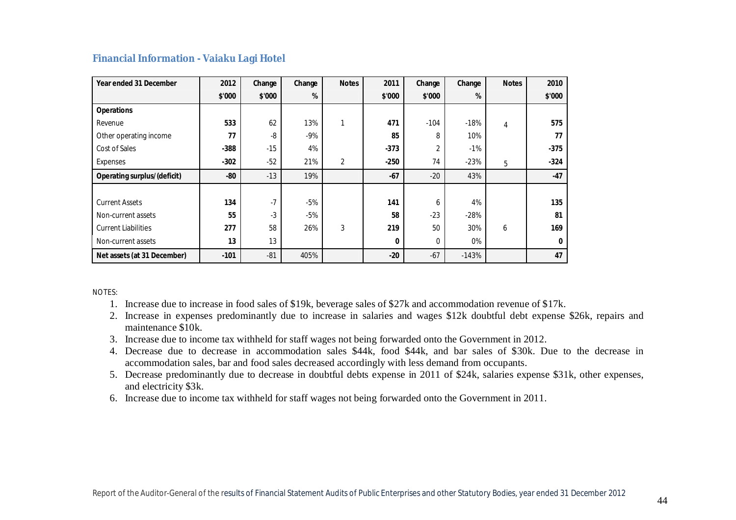## Financial Information - Vaiaku Lagi Hotel

| Year ended 31 December | 2012 | Change | Change | Notes | 2011 | Change | Change | Notes | 2010 |
|---|---|---|---|---|---|---|---|---|---|
| | $'000 | $'000 | % | | $'000 | $'000 | % | | $'000 |
| **Operations** | | | | | | | | | |
| Revenue | **533** | 62 | 13% | 1 | **471** | -104 | -18% | 4 | **575** |
| Other operating income | **77** | -8 | -9% | | **85** | 8 | 10% | | **77** |
| Cost of Sales | **-388** | -15 | 4% | | **-373** | 2 | -1% | | **-375** |
| Expenses | **-302** | -52 | 21% | 2 | **-250** | 74 | -23% | 5 | **-324** |
| **Operating surplus/(deficit)** | **-80** | -13 | 19% | | **-67** | -20 | 43% | | **-47** |
| | | | | | | | | | |
| Current Assets | **134** | -7 | -5% | | **141** | 6 | 4% | | **135** |
| Non-current assets | **55** | -3 | -5% | | **58** | -23 | -28% | | **81** |
| Current Liabilities | **277** | 58 | 26% | 3 | **219** | 50 | 30% | 6 | **169** |
| Non-current assets | **13** | 13 | | | **0** | 0 | 0% | | **0** |
| **Net assets (at 31 December)** | **-101** | -81 | 405% | | **-20** | -67 | -143% | | **47** |

NOTES:

1. Increase due to increase in food sales of $19k, beverage sales of $27k and accommodation revenue of $17k.
2. Increase in expenses predominantly due to increase in salaries and wages $12k doubtful debt expense $26k, repairs and maintenance $10k.
3. Increase due to income tax withheld for staff wages not being forwarded onto the Government in 2012.
4. Decrease due to decrease in accommodation sales $44k, food $44k, and bar sales of $30k. Due to the decrease in accommodation sales, bar and food sales decreased accordingly with less demand from occupants.
5. Decrease predominantly due to decrease in doubtful debts expense in 2011 of $24k, salaries expense $31k, other expenses, and electricity $3k.
6. Increase due to income tax withheld for staff wages not being forwarded onto the Government in 2011.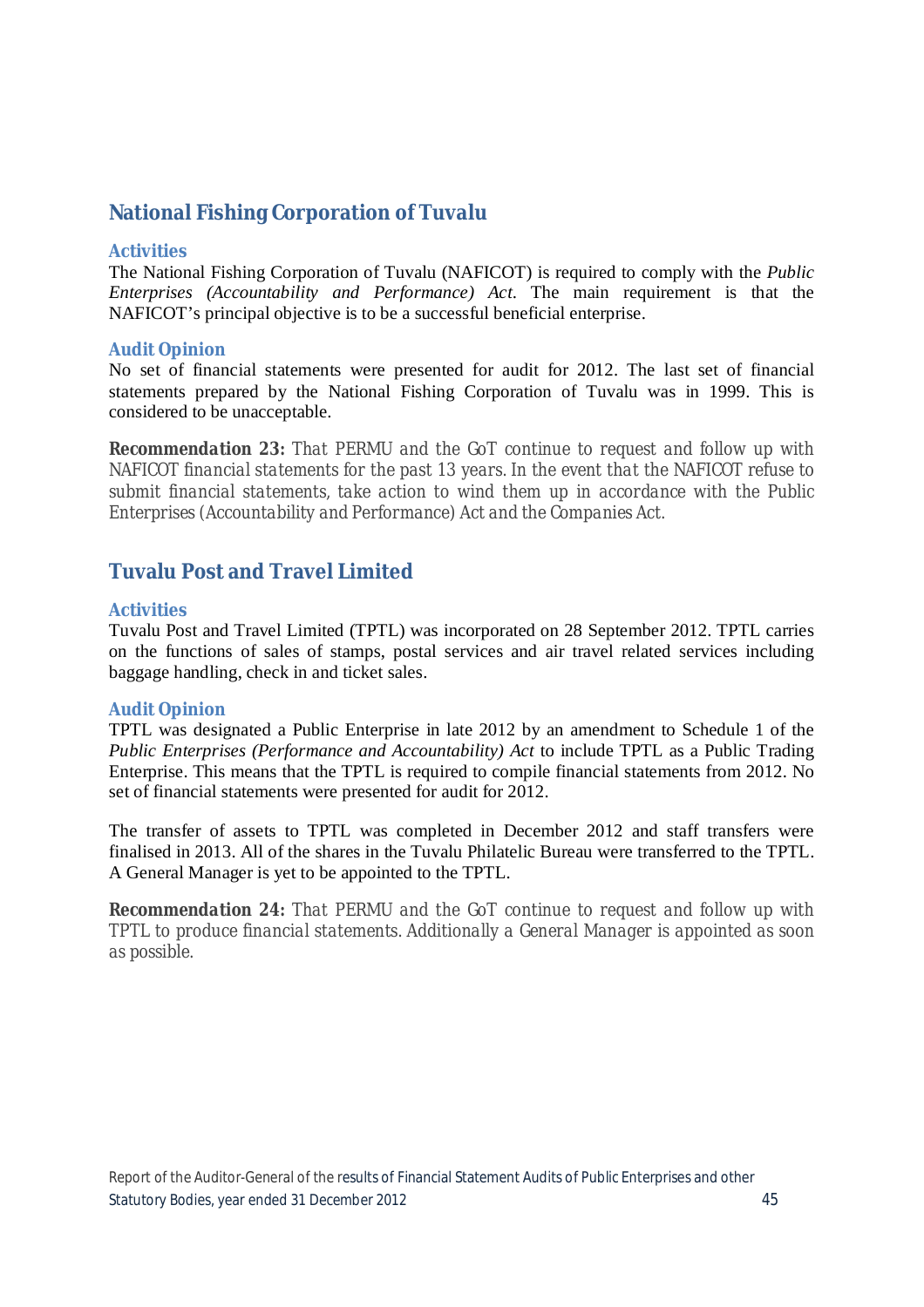## National Fishing Corporation of Tuvalu

### Activities

The National Fishing Corporation of Tuvalu (NAFICOT) is required to comply with the *Public Enterprises (Accountability and Performance) Act*. The main requirement is that the NAFICOT's principal objective is to be a successful beneficial enterprise.

### Audit Opinion

No set of financial statements were presented for audit for 2012. The last set of financial statements prepared by the National Fishing Corporation of Tuvalu was in 1999. This is considered to be unacceptable.

**Recommendation 23:** *That PERMU and the GoT continue to request and follow up with NAFICOT financial statements for the past 13 years. In the event that the NAFICOT refuse to submit financial statements, take action to wind them up in accordance with the Public Enterprises (Accountability and Performance) Act and the Companies Act.*

## Tuvalu Post and Travel Limited

### Activities

Tuvalu Post and Travel Limited (TPTL) was incorporated on 28 September 2012. TPTL carries on the functions of sales of stamps, postal services and air travel related services including baggage handling, check in and ticket sales.

### Audit Opinion

TPTL was designated a Public Enterprise in late 2012 by an amendment to Schedule 1 of the *Public Enterprises (Performance and Accountability) Act* to include TPTL as a Public Trading Enterprise. This means that the TPTL is required to compile financial statements from 2012. No set of financial statements were presented for audit for 2012.

The transfer of assets to TPTL was completed in December 2012 and staff transfers were finalised in 2013. All of the shares in the Tuvalu Philatelic Bureau were transferred to the TPTL. A General Manager is yet to be appointed to the TPTL.

**Recommendation 24:** *That PERMU and the GoT continue to request and follow up with TPTL to produce financial statements. Additionally a General Manager is appointed as soon as possible.*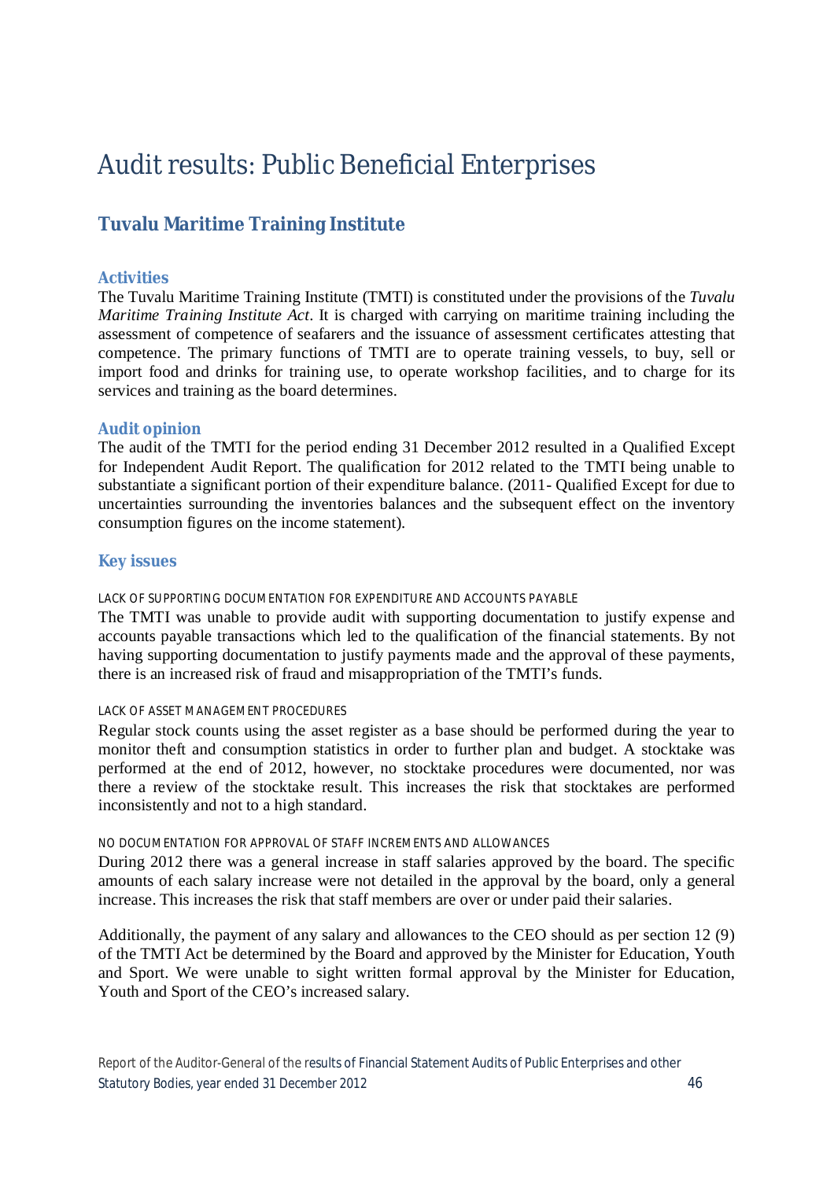# Audit results: Public Beneficial Enterprises

## Tuvalu Maritime Training Institute

### Activities

The Tuvalu Maritime Training Institute (TMTI) is constituted under the provisions of the *Tuvalu Maritime Training Institute Act*. It is charged with carrying on maritime training including the assessment of competence of seafarers and the issuance of assessment certificates attesting that competence. The primary functions of TMTI are to operate training vessels, to buy, sell or import food and drinks for training use, to operate workshop facilities, and to charge for its services and training as the board determines.

### Audit opinion

The audit of the TMTI for the period ending 31 December 2012 resulted in a Qualified Except for Independent Audit Report. The qualification for 2012 related to the TMTI being unable to substantiate a significant portion of their expenditure balance. (2011- Qualified Except for due to uncertainties surrounding the inventories balances and the subsequent effect on the inventory consumption figures on the income statement).

### Key issues

#### LACK OF SUPPORTING DOCUMENTATION FOR EXPENDITURE AND ACCOUNTS PAYABLE

The TMTI was unable to provide audit with supporting documentation to justify expense and accounts payable transactions which led to the qualification of the financial statements. By not having supporting documentation to justify payments made and the approval of these payments, there is an increased risk of fraud and misappropriation of the TMTI's funds.

#### LACK OF ASSET MANAGEMENT PROCEDURES

Regular stock counts using the asset register as a base should be performed during the year to monitor theft and consumption statistics in order to further plan and budget. A stocktake was performed at the end of 2012, however, no stocktake procedures were documented, nor was there a review of the stocktake result. This increases the risk that stocktakes are performed inconsistently and not to a high standard.

#### NO DOCUMENTATION FOR APPROVAL OF STAFF INCREMENTS AND ALLOWANCES

During 2012 there was a general increase in staff salaries approved by the board. The specific amounts of each salary increase were not detailed in the approval by the board, only a general increase. This increases the risk that staff members are over or under paid their salaries.

Additionally, the payment of any salary and allowances to the CEO should as per section 12 (9) of the TMTI Act be determined by the Board and approved by the Minister for Education, Youth and Sport. We were unable to sight written formal approval by the Minister for Education, Youth and Sport of the CEO's increased salary.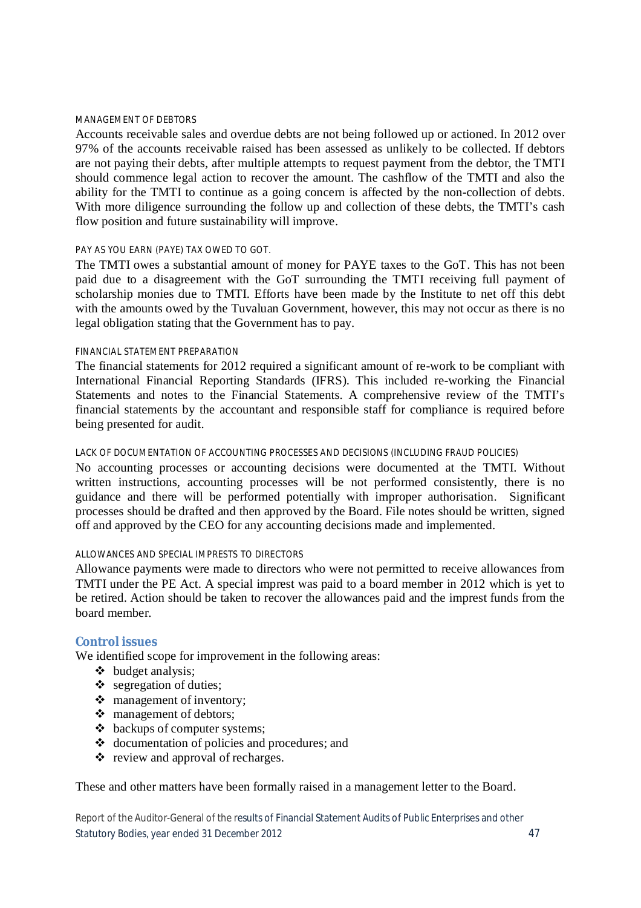#### MANAGEMENT OF DEBTORS

Accounts receivable sales and overdue debts are not being followed up or actioned. In 2012 over 97% of the accounts receivable raised has been assessed as unlikely to be collected. If debtors are not paying their debts, after multiple attempts to request payment from the debtor, the TMTI should commence legal action to recover the amount. The cashflow of the TMTI and also the ability for the TMTI to continue as a going concern is affected by the non-collection of debts. With more diligence surrounding the follow up and collection of these debts, the TMTI's cash flow position and future sustainability will improve.

#### PAY AS YOU EARN (PAYE) TAX OWED TO GOT.

The TMTI owes a substantial amount of money for PAYE taxes to the GoT. This has not been paid due to a disagreement with the GoT surrounding the TMTI receiving full payment of scholarship monies due to TMTI. Efforts have been made by the Institute to net off this debt with the amounts owed by the Tuvaluan Government, however, this may not occur as there is no legal obligation stating that the Government has to pay.

#### FINANCIAL STATEMENT PREPARATION

The financial statements for 2012 required a significant amount of re-work to be compliant with International Financial Reporting Standards (IFRS). This included re-working the Financial Statements and notes to the Financial Statements. A comprehensive review of the TMTI's financial statements by the accountant and responsible staff for compliance is required before being presented for audit.

#### LACK OF DOCUMENTATION OF ACCOUNTING PROCESSES AND DECISIONS (INCLUDING FRAUD POLICIES)

No accounting processes or accounting decisions were documented at the TMTI. Without written instructions, accounting processes will be not performed consistently, there is no guidance and there will be performed potentially with improper authorisation. Significant processes should be drafted and then approved by the Board. File notes should be written, signed off and approved by the CEO for any accounting decisions made and implemented.

#### ALLOWANCES AND SPECIAL IMPRESTS TO DIRECTORS

Allowance payments were made to directors who were not permitted to receive allowances from TMTI under the PE Act. A special imprest was paid to a board member in 2012 which is yet to be retired. Action should be taken to recover the allowances paid and the imprest funds from the board member.

### Control issues

We identified scope for improvement in the following areas:

- budget analysis;
- segregation of duties;
- management of inventory;
- management of debtors;
- backups of computer systems;
- documentation of policies and procedures; and
- review and approval of recharges.

These and other matters have been formally raised in a management letter to the Board.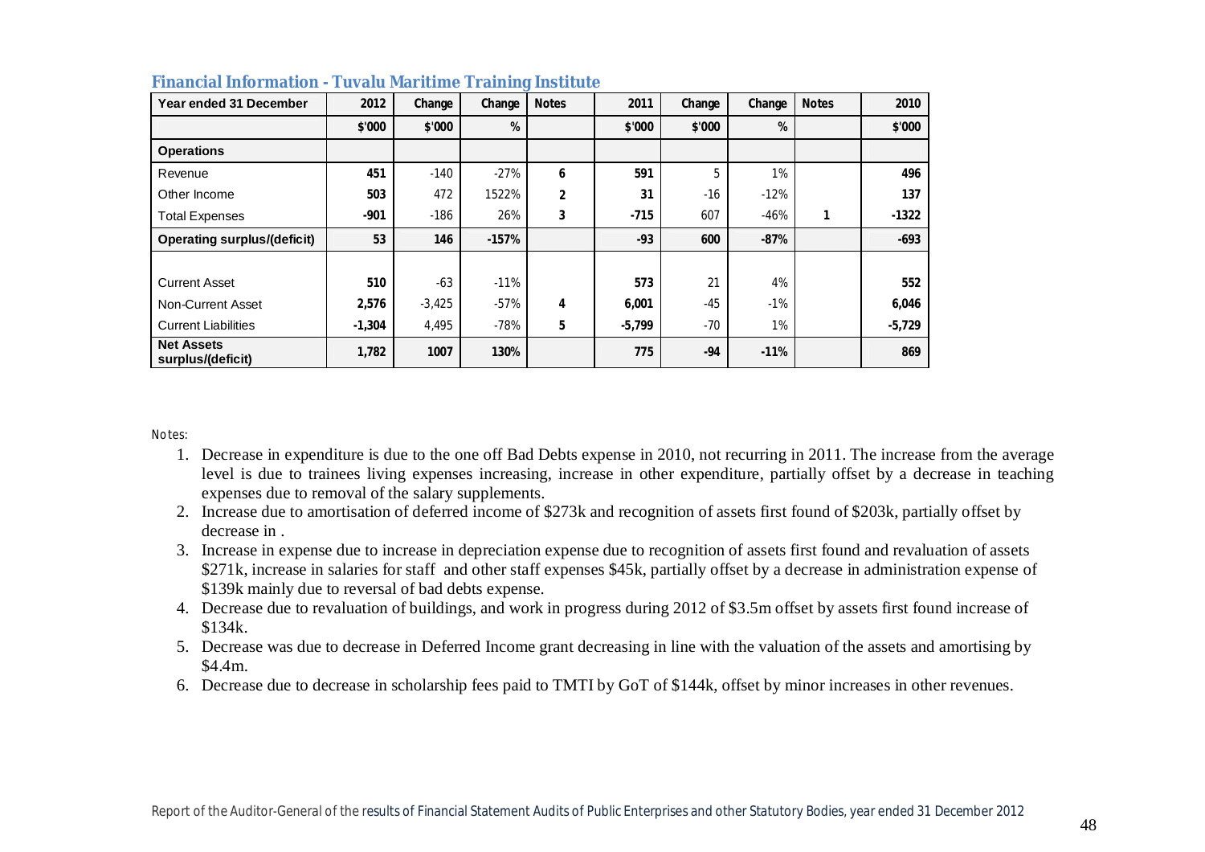## Financial Information - Tuvalu Maritime Training Institute

| Year ended 31 December | 2012 | Change | Change | Notes | 2011 | Change | Change | Notes | 2010 |
|---|---|---|---|---|---|---|---|---|---|
| | $'000 | $'000 | % | | $'000 | $'000 | % | | $'000 |
| **Operations** | | | | | | | | | |
| Revenue | **451** | -140 | -27% | **6** | **591** | 5 | 1% | | **496** |
| Other Income | **503** | 472 | 1522% | **2** | **31** | -16 | -12% | | **137** |
| Total Expenses | **-901** | -186 | 26% | **3** | **-715** | 607 | -46% | **1** | **-1322** |
| **Operating surplus/(deficit)** | **53** | **146** | **-157%** | | **-93** | **600** | **-87%** | | **-693** |
| | | | | | | | | | |
| Current Asset | **510** | -63 | -11% | | **573** | 21 | 4% | | **552** |
| Non-Current Asset | **2,576** | -3,425 | -57% | **4** | **6,001** | -45 | -1% | | **6,046** |
| Current Liabilities | **-1,304** | 4,495 | -78% | **5** | **-5,799** | -70 | 1% | | **-5,729** |
| **Net Assets surplus/(deficit)** | **1,782** | **1007** | **130%** | | **775** | **-94** | **-11%** | | **869** |

Notes:

1. Decrease in expenditure is due to the one off Bad Debts expense in 2010, not recurring in 2011. The increase from the average level is due to trainees living expenses increasing, increase in other expenditure, partially offset by a decrease in teaching expenses due to removal of the salary supplements.
2. Increase due to amortisation of deferred income of $273k and recognition of assets first found of $203k, partially offset by decrease in .
3. Increase in expense due to increase in depreciation expense due to recognition of assets first found and revaluation of assets $271k, increase in salaries for staff and other staff expenses $45k, partially offset by a decrease in administration expense of $139k mainly due to reversal of bad debts expense.
4. Decrease due to revaluation of buildings, and work in progress during 2012 of $3.5m offset by assets first found increase of $134k.
5. Decrease was due to decrease in Deferred Income grant decreasing in line with the valuation of the assets and amortising by $4.4m.
6. Decrease due to decrease in scholarship fees paid to TMTI by GoT of $144k, offset by minor increases in other revenues.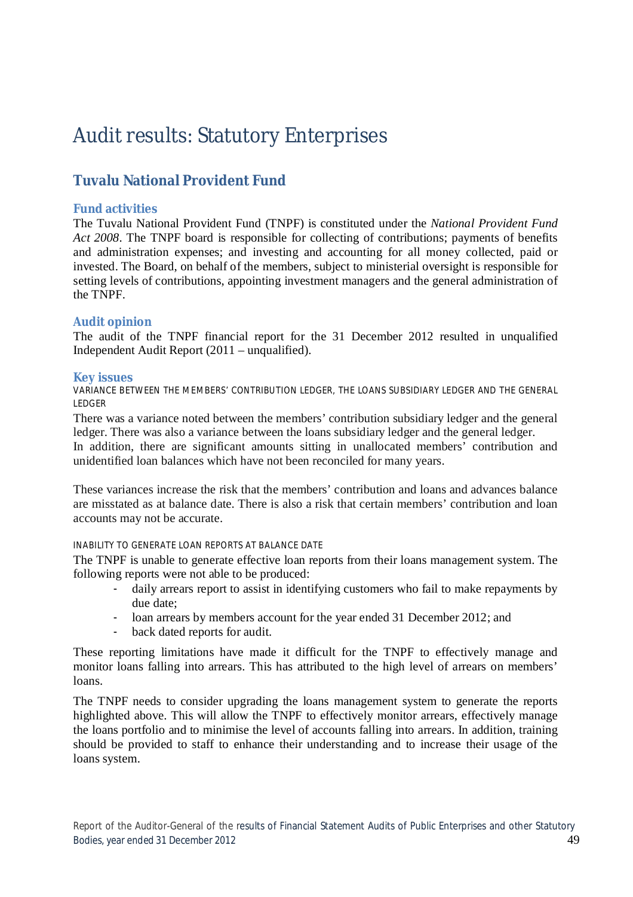# Audit results: Statutory Enterprises

## Tuvalu National Provident Fund

### Fund activities

The Tuvalu National Provident Fund (TNPF) is constituted under the *National Provident Fund Act 2008*. The TNPF board is responsible for collecting of contributions; payments of benefits and administration expenses; and investing and accounting for all money collected, paid or invested. The Board, on behalf of the members, subject to ministerial oversight is responsible for setting levels of contributions, appointing investment managers and the general administration of the TNPF.

### Audit opinion

The audit of the TNPF financial report for the 31 December 2012 resulted in unqualified Independent Audit Report (2011 – unqualified).

### Key issues

#### VARIANCE BETWEEN THE MEMBERS' CONTRIBUTION LEDGER, THE LOANS SUBSIDIARY LEDGER AND THE GENERAL LEDGER

There was a variance noted between the members' contribution subsidiary ledger and the general ledger. There was also a variance between the loans subsidiary ledger and the general ledger. In addition, there are significant amounts sitting in unallocated members' contribution and unidentified loan balances which have not been reconciled for many years.

These variances increase the risk that the members' contribution and loans and advances balance are misstated as at balance date. There is also a risk that certain members' contribution and loan accounts may not be accurate.

#### INABILITY TO GENERATE LOAN REPORTS AT BALANCE DATE

The TNPF is unable to generate effective loan reports from their loans management system. The following reports were not able to be produced:

- daily arrears report to assist in identifying customers who fail to make repayments by due date;
- loan arrears by members account for the year ended 31 December 2012; and
- back dated reports for audit.

These reporting limitations have made it difficult for the TNPF to effectively manage and monitor loans falling into arrears. This has attributed to the high level of arrears on members' loans.

The TNPF needs to consider upgrading the loans management system to generate the reports highlighted above. This will allow the TNPF to effectively monitor arrears, effectively manage the loans portfolio and to minimise the level of accounts falling into arrears. In addition, training should be provided to staff to enhance their understanding and to increase their usage of the loans system.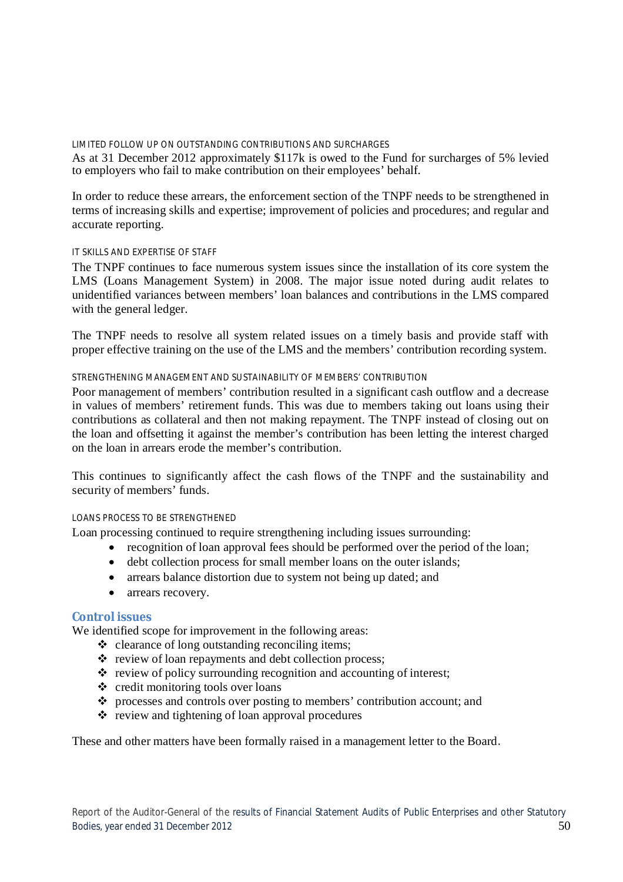#### LIMITED FOLLOW UP ON OUTSTANDING CONTRIBUTIONS AND SURCHARGES

As at 31 December 2012 approximately $117k is owed to the Fund for surcharges of 5% levied to employers who fail to make contribution on their employees' behalf.

In order to reduce these arrears, the enforcement section of the TNPF needs to be strengthened in terms of increasing skills and expertise; improvement of policies and procedures; and regular and accurate reporting.

#### IT SKILLS AND EXPERTISE OF STAFF

The TNPF continues to face numerous system issues since the installation of its core system the LMS (Loans Management System) in 2008. The major issue noted during audit relates to unidentified variances between members' loan balances and contributions in the LMS compared with the general ledger.

The TNPF needs to resolve all system related issues on a timely basis and provide staff with proper effective training on the use of the LMS and the members' contribution recording system.

#### STRENGTHENING MANAGEMENT AND SUSTAINABILITY OF MEMBERS' CONTRIBUTION

Poor management of members' contribution resulted in a significant cash outflow and a decrease in values of members' retirement funds. This was due to members taking out loans using their contributions as collateral and then not making repayment. The TNPF instead of closing out on the loan and offsetting it against the member's contribution has been letting the interest charged on the loan in arrears erode the member's contribution.

This continues to significantly affect the cash flows of the TNPF and the sustainability and security of members' funds.

#### LOANS PROCESS TO BE STRENGTHENED

Loan processing continued to require strengthening including issues surrounding:

- recognition of loan approval fees should be performed over the period of the loan;
- debt collection process for small member loans on the outer islands;
- arrears balance distortion due to system not being up dated; and
- arrears recovery.

### Control issues

We identified scope for improvement in the following areas:

- clearance of long outstanding reconciling items;
- review of loan repayments and debt collection process;
- review of policy surrounding recognition and accounting of interest;
- credit monitoring tools over loans
- processes and controls over posting to members' contribution account; and
- review and tightening of loan approval procedures

These and other matters have been formally raised in a management letter to the Board.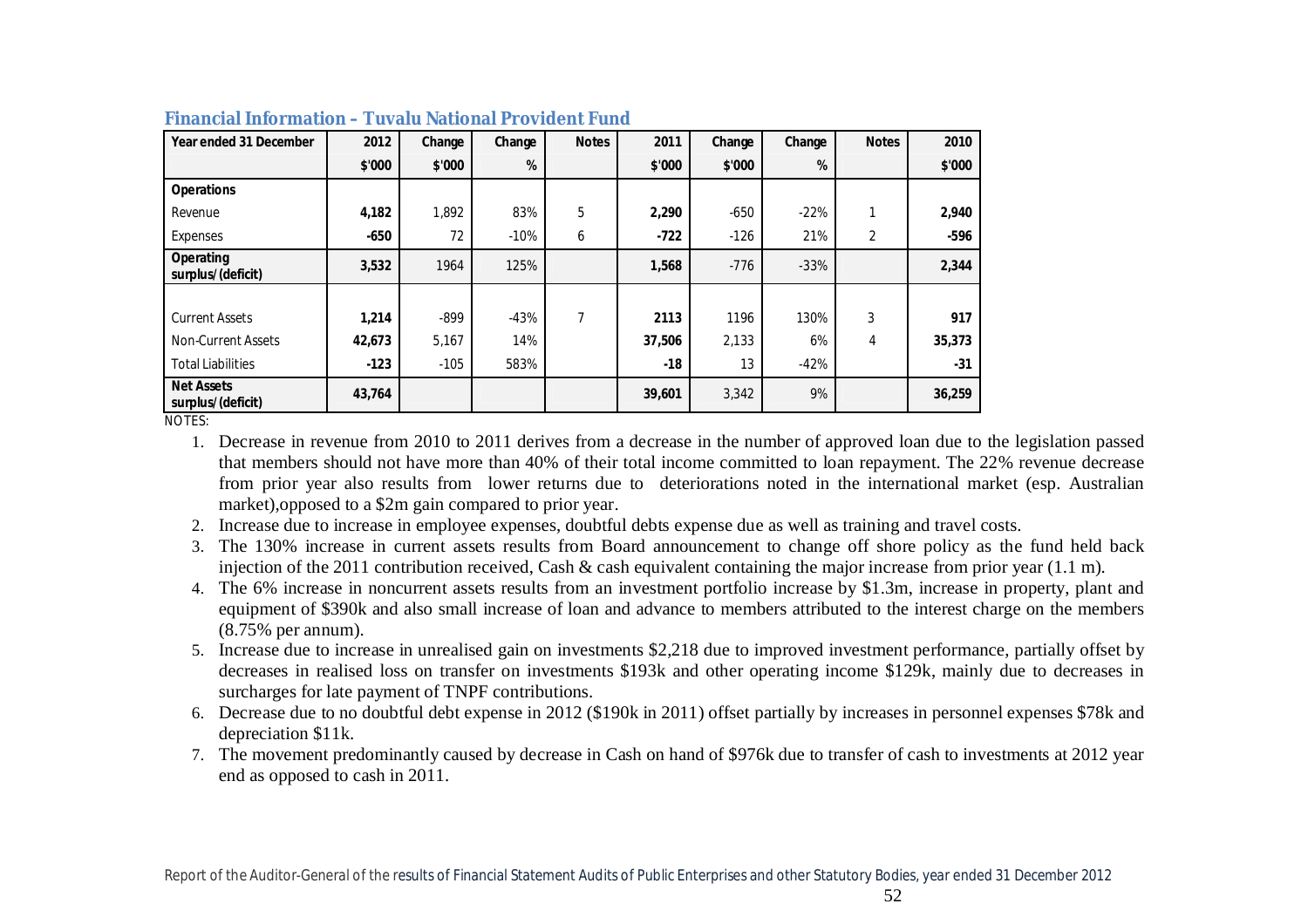### Financial Information – Tuvalu National Provident Fund

| Year ended 31 December | 2012 | Change | Change | Notes | 2011 | Change | Change | Notes | 2010 |
|---|---|---|---|---|---|---|---|---|---|
| | $'000 | $'000 | % | | $'000 | $'000 | % | | $'000 |
| **Operations** | | | | | | | | | |
| Revenue | **4,182** | 1,892 | 83% | 5 | **2,290** | -650 | -22% | 1 | **2,940** |
| Expenses | **-650** | 72 | -10% | 6 | **-722** | -126 | 21% | 2 | **-596** |
| **Operating surplus/(deficit)** | **3,532** | 1964 | 125% | | **1,568** | -776 | -33% | | **2,344** |
| | | | | | | | | | |
| Current Assets | **1,214** | -899 | -43% | 7 | **2113** | 1196 | 130% | 3 | **917** |
| Non-Current Assets | **42,673** | 5,167 | 14% | | **37,506** | 2,133 | 6% | 4 | **35,373** |
| Total Liabilities | **-123** | -105 | 583% | | **-18** | 13 | -42% | | **-31** |
| **Net Assets surplus/(deficit)** | **43,764** | | | | **39,601** | 3,342 | 9% | | **36,259** |

NOTES:

1. Decrease in revenue from 2010 to 2011 derives from a decrease in the number of approved loan due to the legislation passed that members should not have more than 40% of their total income committed to loan repayment. The 22% revenue decrease from prior year also results from lower returns due to deteriorations noted in the international market (esp. Australian market),opposed to a $2m gain compared to prior year.
2. Increase due to increase in employee expenses, doubtful debts expense due as well as training and travel costs.
3. The 130% increase in current assets results from Board announcement to change off shore policy as the fund held back injection of the 2011 contribution received, Cash & cash equivalent containing the major increase from prior year (1.1 m).
4. The 6% increase in noncurrent assets results from an investment portfolio increase by $1.3m, increase in property, plant and equipment of $390k and also small increase of loan and advance to members attributed to the interest charge on the members (8.75% per annum).
5. Increase due to increase in unrealised gain on investments $2,218 due to improved investment performance, partially offset by decreases in realised loss on transfer on investments $193k and other operating income $129k, mainly due to decreases in surcharges for late payment of TNPF contributions.
6. Decrease due to no doubtful debt expense in 2012 ($190k in 2011) offset partially by increases in personnel expenses $78k and depreciation $11k.
7. The movement predominantly caused by decrease in Cash on hand of $976k due to transfer of cash to investments at 2012 year end as opposed to cash in 2011.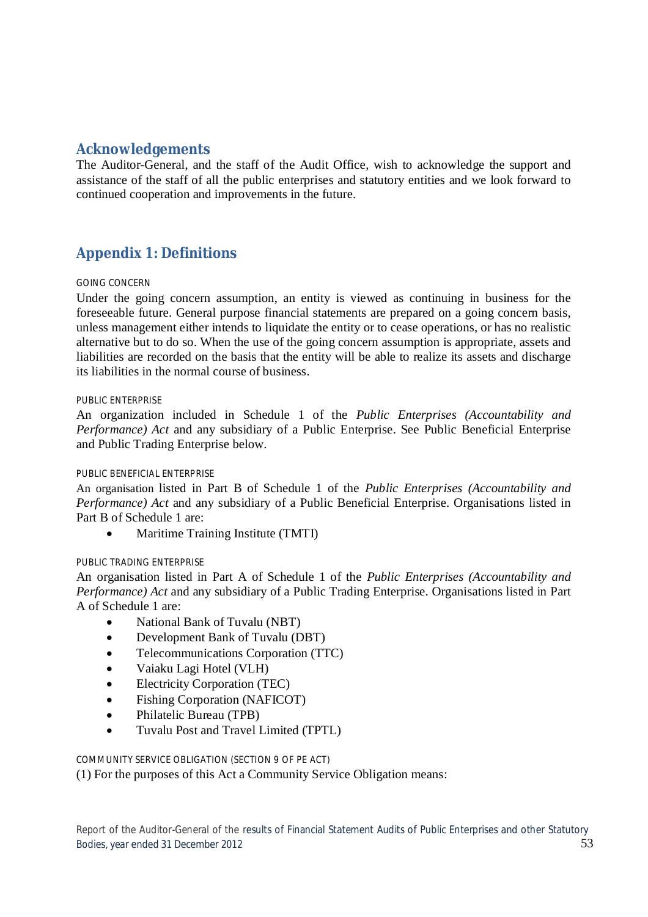## Acknowledgements

The Auditor-General, and the staff of the Audit Office, wish to acknowledge the support and assistance of the staff of all the public enterprises and statutory entities and we look forward to continued cooperation and improvements in the future.

## Appendix 1: Definitions

#### GOING CONCERN

Under the going concern assumption, an entity is viewed as continuing in business for the foreseeable future. General purpose financial statements are prepared on a going concern basis, unless management either intends to liquidate the entity or to cease operations, or has no realistic alternative but to do so. When the use of the going concern assumption is appropriate, assets and liabilities are recorded on the basis that the entity will be able to realize its assets and discharge its liabilities in the normal course of business.

#### PUBLIC ENTERPRISE

An organization included in Schedule 1 of the *Public Enterprises (Accountability and Performance) Act* and any subsidiary of a Public Enterprise. See Public Beneficial Enterprise and Public Trading Enterprise below.

#### PUBLIC BENEFICIAL ENTERPRISE

An organisation listed in Part B of Schedule 1 of the *Public Enterprises (Accountability and Performance) Act* and any subsidiary of a Public Beneficial Enterprise. Organisations listed in Part B of Schedule 1 are:

- Maritime Training Institute (TMTI)

#### PUBLIC TRADING ENTERPRISE

An organisation listed in Part A of Schedule 1 of the *Public Enterprises (Accountability and Performance) Act* and any subsidiary of a Public Trading Enterprise. Organisations listed in Part A of Schedule 1 are:

- National Bank of Tuvalu (NBT)
- Development Bank of Tuvalu (DBT)
- Telecommunications Corporation (TTC)
- Vaiaku Lagi Hotel (VLH)
- Electricity Corporation (TEC)
- Fishing Corporation (NAFICOT)
- Philatelic Bureau (TPB)
- Tuvalu Post and Travel Limited (TPTL)

#### COMMUNITY SERVICE OBLIGATION (SECTION 9 OF PE ACT)

(1) For the purposes of this Act a Community Service Obligation means: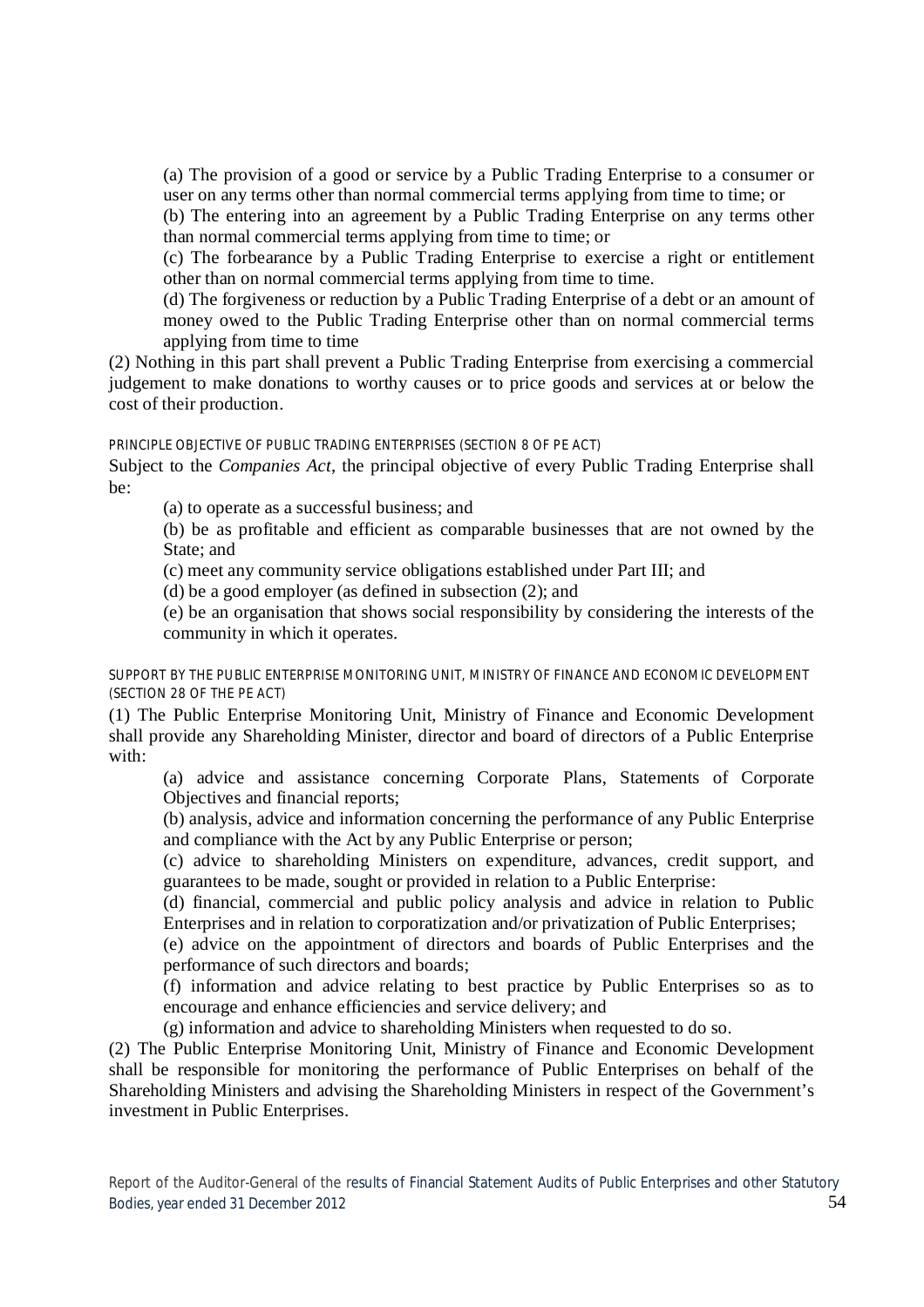(a) The provision of a good or service by a Public Trading Enterprise to a consumer or user on any terms other than normal commercial terms applying from time to time; or

(b) The entering into an agreement by a Public Trading Enterprise on any terms other than normal commercial terms applying from time to time; or

(c) The forbearance by a Public Trading Enterprise to exercise a right or entitlement other than on normal commercial terms applying from time to time.

(d) The forgiveness or reduction by a Public Trading Enterprise of a debt or an amount of money owed to the Public Trading Enterprise other than on normal commercial terms applying from time to time

(2) Nothing in this part shall prevent a Public Trading Enterprise from exercising a commercial judgement to make donations to worthy causes or to price goods and services at or below the cost of their production.

###### PRINCIPLE OBJECTIVE OF PUBLIC TRADING ENTERPRISES (SECTION 8 OF PE ACT)

Subject to the *Companies Act*, the principal objective of every Public Trading Enterprise shall be:

(a) to operate as a successful business; and

(b) be as profitable and efficient as comparable businesses that are not owned by the State; and

(c) meet any community service obligations established under Part III; and

(d) be a good employer (as defined in subsection (2); and

(e) be an organisation that shows social responsibility by considering the interests of the community in which it operates.

###### SUPPORT BY THE PUBLIC ENTERPRISE MONITORING UNIT, MINISTRY OF FINANCE AND ECONOMIC DEVELOPMENT (SECTION 28 OF THE PE ACT)

(1) The Public Enterprise Monitoring Unit, Ministry of Finance and Economic Development shall provide any Shareholding Minister, director and board of directors of a Public Enterprise with:

(a) advice and assistance concerning Corporate Plans, Statements of Corporate Objectives and financial reports;

(b) analysis, advice and information concerning the performance of any Public Enterprise and compliance with the Act by any Public Enterprise or person;

(c) advice to shareholding Ministers on expenditure, advances, credit support, and guarantees to be made, sought or provided in relation to a Public Enterprise:

(d) financial, commercial and public policy analysis and advice in relation to Public Enterprises and in relation to corporatization and/or privatization of Public Enterprises;

(e) advice on the appointment of directors and boards of Public Enterprises and the performance of such directors and boards;

(f) information and advice relating to best practice by Public Enterprises so as to encourage and enhance efficiencies and service delivery; and

(g) information and advice to shareholding Ministers when requested to do so.

(2) The Public Enterprise Monitoring Unit, Ministry of Finance and Economic Development shall be responsible for monitoring the performance of Public Enterprises on behalf of the Shareholding Ministers and advising the Shareholding Ministers in respect of the Government's investment in Public Enterprises.